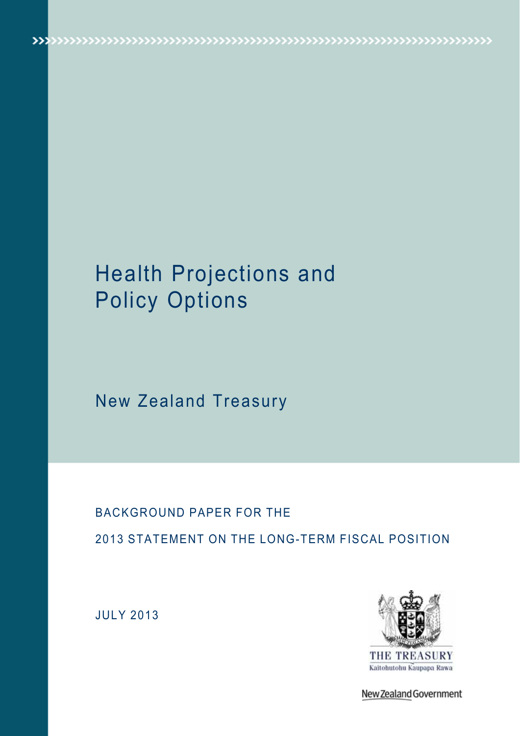# Health Projections and Policy Options

## New Zealand Treasury

BACKGROUND PAPER FOR THE

2013 STATEMENT ON THE LONG-TERM FISCAL POSITION

JULY 2013

THE TREASURY

Kaitohutohu Kaupapa Rawa

New Zealand Government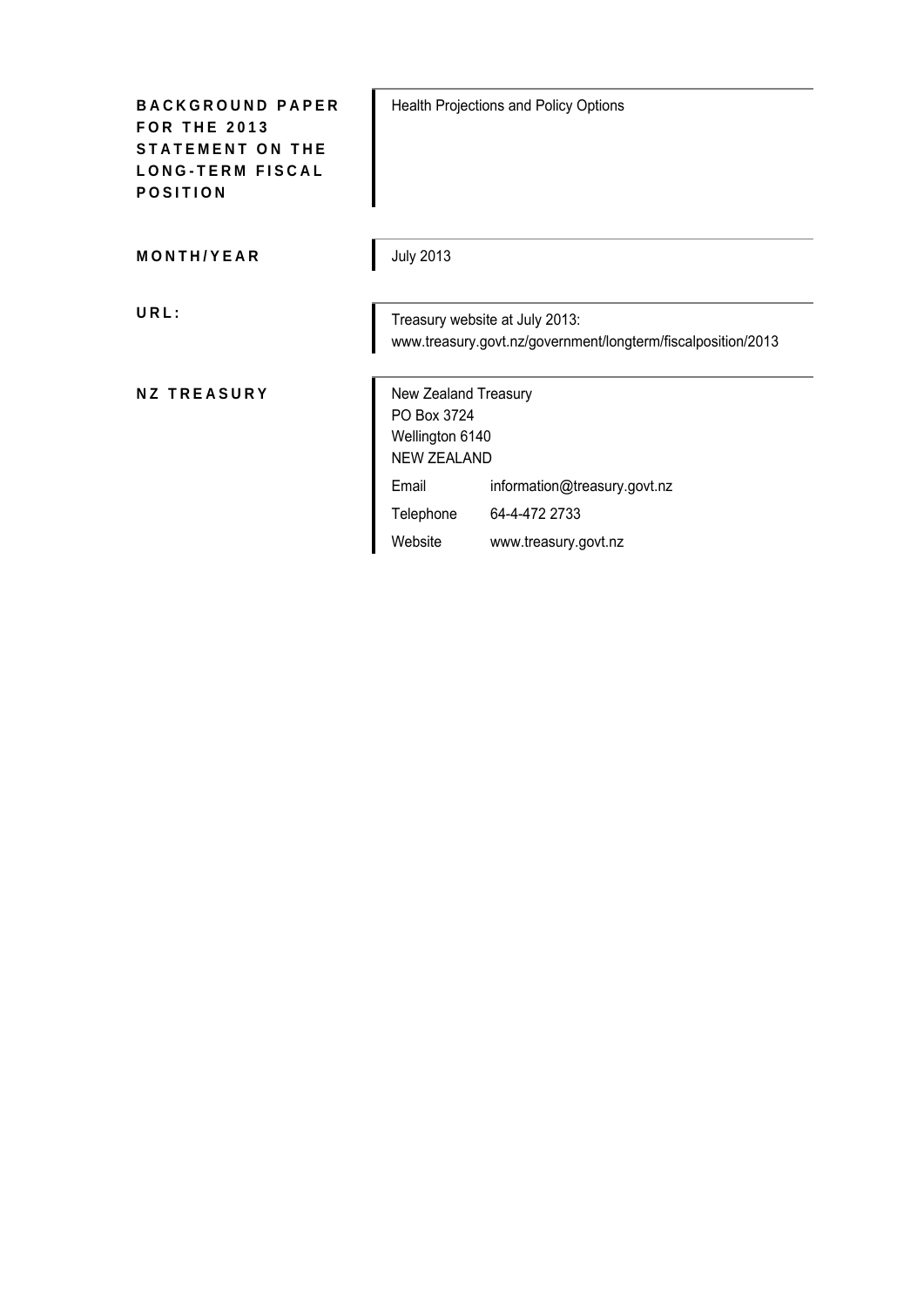| | |
|---|---|
| **BACKGROUND PAPER FOR THE 2013 STATEMENT ON THE LONG-TERM FISCAL POSITION** | Health Projections and Policy Options |
| **MONTH/YEAR** | July 2013 |
| **URL:** | Treasury website at July 2013:<br>www.treasury.govt.nz/government/longterm/fiscalposition/2013 |
| **NZ TREASURY** | New Zealand Treasury<br>PO Box 3724<br>Wellington 6140<br>NEW ZEALAND<br>Email information@treasury.govt.nz<br>Telephone 64-4-472 2733<br>Website www.treasury.govt.nz |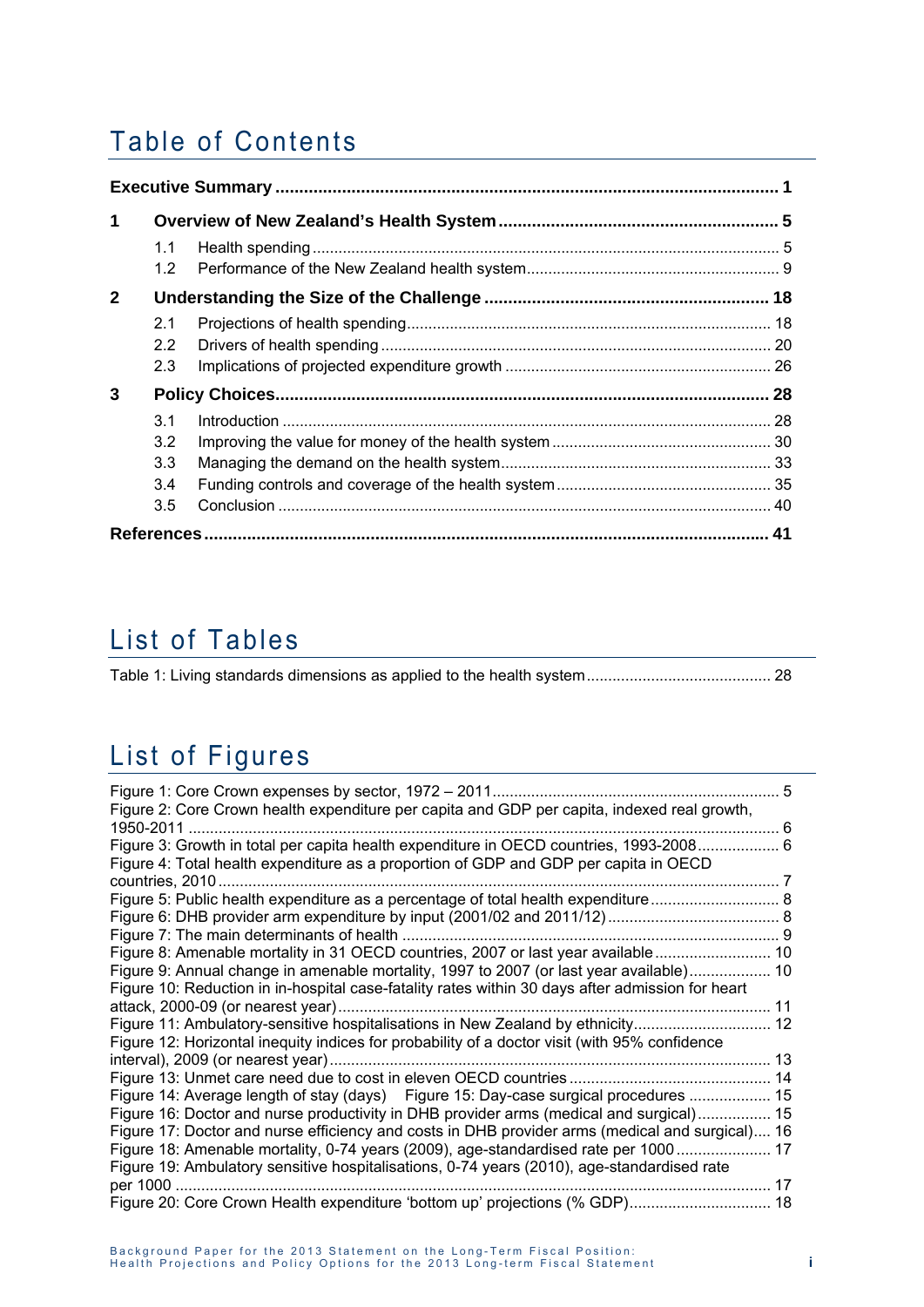# Table of Contents

**Executive Summary** .......... **1**

**1 Overview of New Zealand's Health System** .......... **5**

- 1.1 Health spending .......... 5
- 1.2 Performance of the New Zealand health system .......... 9

**2 Understanding the Size of the Challenge** .......... **18**

- 2.1 Projections of health spending .......... 18
- 2.2 Drivers of health spending .......... 20
- 2.3 Implications of projected expenditure growth .......... 26

**3 Policy Choices** .......... **28**

- 3.1 Introduction .......... 28
- 3.2 Improving the value for money of the health system .......... 30
- 3.3 Managing the demand on the health system .......... 33
- 3.4 Funding controls and coverage of the health system .......... 35
- 3.5 Conclusion .......... 40

**References** .......... **41**

# List of Tables

Table 1: Living standards dimensions as applied to the health system .......... 28

# List of Figures

Figure 1: Core Crown expenses by sector, 1972 – 2011 .......... 5
Figure 2: Core Crown health expenditure per capita and GDP per capita, indexed real growth, 1950-2011 .......... 6
Figure 3: Growth in total per capita health expenditure in OECD countries, 1993-2008 .......... 6
Figure 4: Total health expenditure as a proportion of GDP and GDP per capita in OECD countries, 2010 .......... 7
Figure 5: Public health expenditure as a percentage of total health expenditure .......... 8
Figure 6: DHB provider arm expenditure by input (2001/02 and 2011/12) .......... 8
Figure 7: The main determinants of health .......... 9
Figure 8: Amenable mortality in 31 OECD countries, 2007 or last year available .......... 10
Figure 9: Annual change in amenable mortality, 1997 to 2007 (or last year available) .......... 10
Figure 10: Reduction in in-hospital case-fatality rates within 30 days after admission for heart attack, 2000-09 (or nearest year) .......... 11
Figure 11: Ambulatory-sensitive hospitalisations in New Zealand by ethnicity .......... 12
Figure 12: Horizontal inequity indices for probability of a doctor visit (with 95% confidence interval), 2009 (or nearest year) .......... 13
Figure 13: Unmet care need due to cost in eleven OECD countries .......... 14
Figure 14: Average length of stay (days) Figure 15: Day-case surgical procedures .......... 15
Figure 16: Doctor and nurse productivity in DHB provider arms (medical and surgical) .......... 15
Figure 17: Doctor and nurse efficiency and costs in DHB provider arms (medical and surgical) .......... 16
Figure 18: Amenable mortality, 0-74 years (2009), age-standardised rate per 1000 .......... 17
Figure 19: Ambulatory sensitive hospitalisations, 0-74 years (2010), age-standardised rate per 1000 .......... 17
Figure 20: Core Crown Health expenditure 'bottom up' projections (% GDP) .......... 18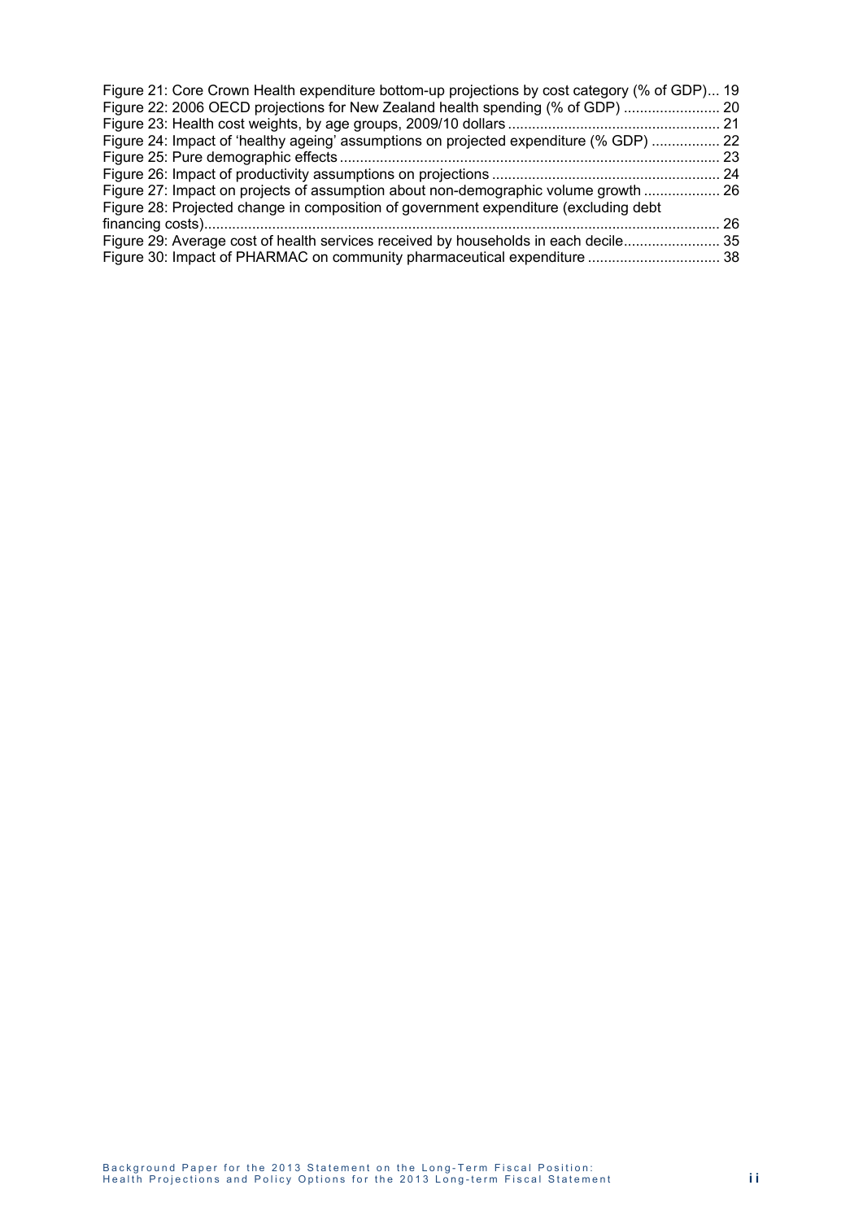Figure 21: Core Crown Health expenditure bottom-up projections by cost category (% of GDP)... 19

Figure 22: 2006 OECD projections for New Zealand health spending (% of GDP) ........................ 20

Figure 23: Health cost weights, by age groups, 2009/10 dollars .................................................... 21

Figure 24: Impact of 'healthy ageing' assumptions on projected expenditure (% GDP) ................. 22

Figure 25: Pure demographic effects .............................................................................................. 23

Figure 26: Impact of productivity assumptions on projections ......................................................... 24

Figure 27: Impact on projects of assumption about non-demographic volume growth ................... 26

Figure 28: Projected change in composition of government expenditure (excluding debt financing costs)................................................................................................................................ 26

Figure 29: Average cost of health services received by households in each decile........................ 35

Figure 30: Impact of PHARMAC on community pharmaceutical expenditure ................................. 38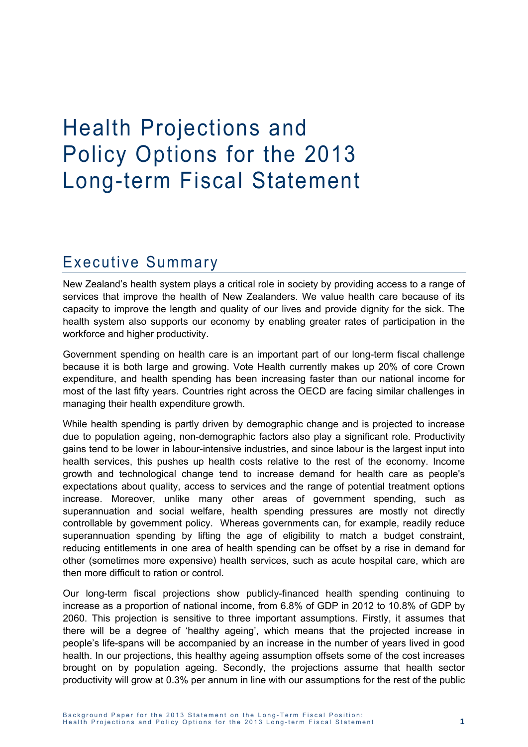# Health Projections and Policy Options for the 2013 Long-term Fiscal Statement

## Executive Summary

New Zealand's health system plays a critical role in society by providing access to a range of services that improve the health of New Zealanders. We value health care because of its capacity to improve the length and quality of our lives and provide dignity for the sick. The health system also supports our economy by enabling greater rates of participation in the workforce and higher productivity.

Government spending on health care is an important part of our long-term fiscal challenge because it is both large and growing. Vote Health currently makes up 20% of core Crown expenditure, and health spending has been increasing faster than our national income for most of the last fifty years. Countries right across the OECD are facing similar challenges in managing their health expenditure growth.

While health spending is partly driven by demographic change and is projected to increase due to population ageing, non-demographic factors also play a significant role. Productivity gains tend to be lower in labour-intensive industries, and since labour is the largest input into health services, this pushes up health costs relative to the rest of the economy. Income growth and technological change tend to increase demand for health care as people's expectations about quality, access to services and the range of potential treatment options increase. Moreover, unlike many other areas of government spending, such as superannuation and social welfare, health spending pressures are mostly not directly controllable by government policy. Whereas governments can, for example, readily reduce superannuation spending by lifting the age of eligibility to match a budget constraint, reducing entitlements in one area of health spending can be offset by a rise in demand for other (sometimes more expensive) health services, such as acute hospital care, which are then more difficult to ration or control.

Our long-term fiscal projections show publicly-financed health spending continuing to increase as a proportion of national income, from 6.8% of GDP in 2012 to 10.8% of GDP by 2060. This projection is sensitive to three important assumptions. Firstly, it assumes that there will be a degree of 'healthy ageing', which means that the projected increase in people's life-spans will be accompanied by an increase in the number of years lived in good health. In our projections, this healthy ageing assumption offsets some of the cost increases brought on by population ageing. Secondly, the projections assume that health sector productivity will grow at 0.3% per annum in line with our assumptions for the rest of the public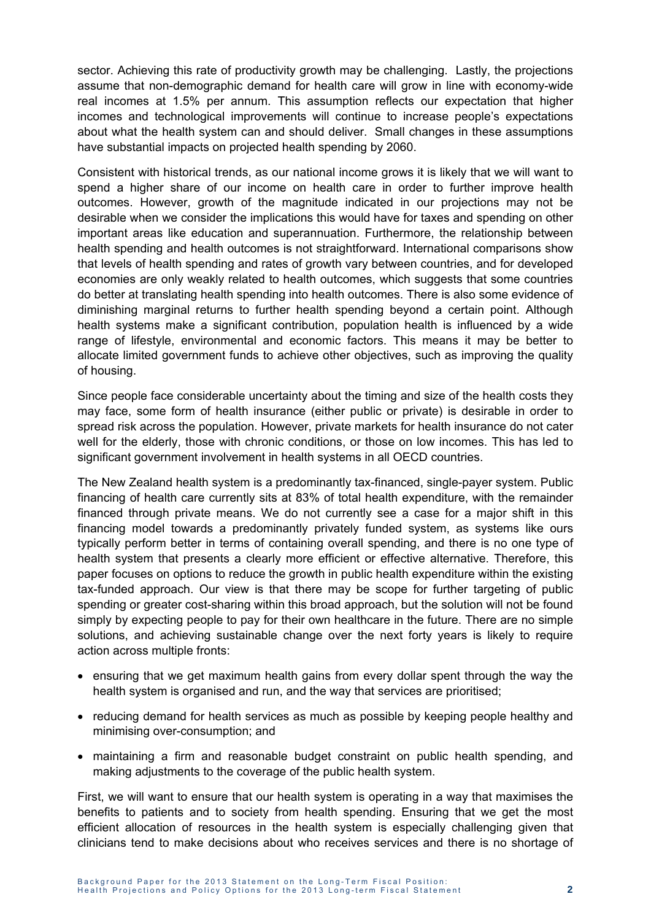sector. Achieving this rate of productivity growth may be challenging. Lastly, the projections assume that non-demographic demand for health care will grow in line with economy-wide real incomes at 1.5% per annum. This assumption reflects our expectation that higher incomes and technological improvements will continue to increase people's expectations about what the health system can and should deliver. Small changes in these assumptions have substantial impacts on projected health spending by 2060.

Consistent with historical trends, as our national income grows it is likely that we will want to spend a higher share of our income on health care in order to further improve health outcomes. However, growth of the magnitude indicated in our projections may not be desirable when we consider the implications this would have for taxes and spending on other important areas like education and superannuation. Furthermore, the relationship between health spending and health outcomes is not straightforward. International comparisons show that levels of health spending and rates of growth vary between countries, and for developed economies are only weakly related to health outcomes, which suggests that some countries do better at translating health spending into health outcomes. There is also some evidence of diminishing marginal returns to further health spending beyond a certain point. Although health systems make a significant contribution, population health is influenced by a wide range of lifestyle, environmental and economic factors. This means it may be better to allocate limited government funds to achieve other objectives, such as improving the quality of housing.

Since people face considerable uncertainty about the timing and size of the health costs they may face, some form of health insurance (either public or private) is desirable in order to spread risk across the population. However, private markets for health insurance do not cater well for the elderly, those with chronic conditions, or those on low incomes. This has led to significant government involvement in health systems in all OECD countries.

The New Zealand health system is a predominantly tax-financed, single-payer system. Public financing of health care currently sits at 83% of total health expenditure, with the remainder financed through private means. We do not currently see a case for a major shift in this financing model towards a predominantly privately funded system, as systems like ours typically perform better in terms of containing overall spending, and there is no one type of health system that presents a clearly more efficient or effective alternative. Therefore, this paper focuses on options to reduce the growth in public health expenditure within the existing tax-funded approach. Our view is that there may be scope for further targeting of public spending or greater cost-sharing within this broad approach, but the solution will not be found simply by expecting people to pay for their own healthcare in the future. There are no simple solutions, and achieving sustainable change over the next forty years is likely to require action across multiple fronts:

- ensuring that we get maximum health gains from every dollar spent through the way the health system is organised and run, and the way that services are prioritised;
- reducing demand for health services as much as possible by keeping people healthy and minimising over-consumption; and
- maintaining a firm and reasonable budget constraint on public health spending, and making adjustments to the coverage of the public health system.

First, we will want to ensure that our health system is operating in a way that maximises the benefits to patients and to society from health spending. Ensuring that we get the most efficient allocation of resources in the health system is especially challenging given that clinicians tend to make decisions about who receives services and there is no shortage of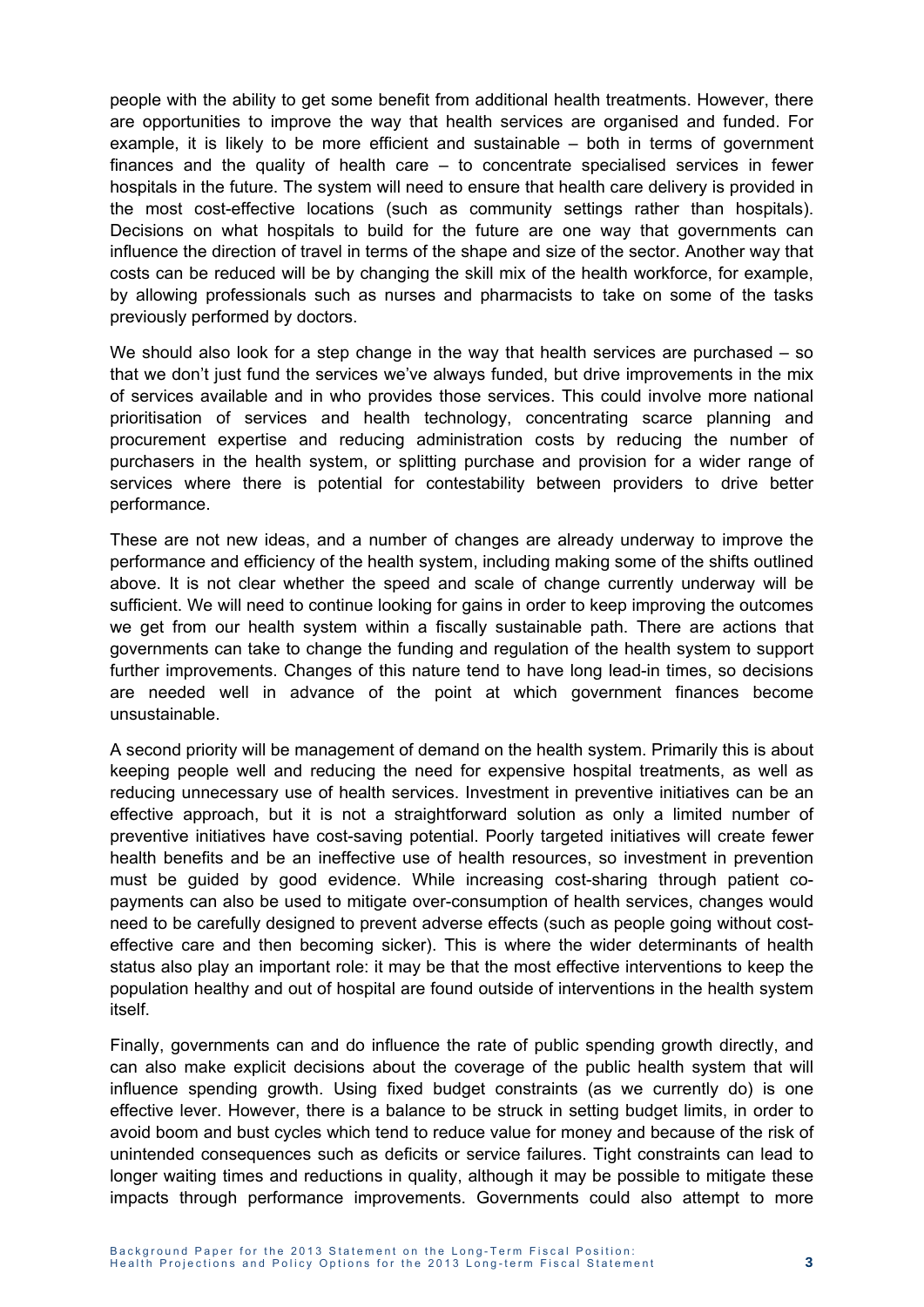people with the ability to get some benefit from additional health treatments. However, there are opportunities to improve the way that health services are organised and funded. For example, it is likely to be more efficient and sustainable – both in terms of government finances and the quality of health care – to concentrate specialised services in fewer hospitals in the future. The system will need to ensure that health care delivery is provided in the most cost-effective locations (such as community settings rather than hospitals). Decisions on what hospitals to build for the future are one way that governments can influence the direction of travel in terms of the shape and size of the sector. Another way that costs can be reduced will be by changing the skill mix of the health workforce, for example, by allowing professionals such as nurses and pharmacists to take on some of the tasks previously performed by doctors.

We should also look for a step change in the way that health services are purchased – so that we don't just fund the services we've always funded, but drive improvements in the mix of services available and in who provides those services. This could involve more national prioritisation of services and health technology, concentrating scarce planning and procurement expertise and reducing administration costs by reducing the number of purchasers in the health system, or splitting purchase and provision for a wider range of services where there is potential for contestability between providers to drive better performance.

These are not new ideas, and a number of changes are already underway to improve the performance and efficiency of the health system, including making some of the shifts outlined above. It is not clear whether the speed and scale of change currently underway will be sufficient. We will need to continue looking for gains in order to keep improving the outcomes we get from our health system within a fiscally sustainable path. There are actions that governments can take to change the funding and regulation of the health system to support further improvements. Changes of this nature tend to have long lead-in times, so decisions are needed well in advance of the point at which government finances become unsustainable.

A second priority will be management of demand on the health system. Primarily this is about keeping people well and reducing the need for expensive hospital treatments, as well as reducing unnecessary use of health services. Investment in preventive initiatives can be an effective approach, but it is not a straightforward solution as only a limited number of preventive initiatives have cost-saving potential. Poorly targeted initiatives will create fewer health benefits and be an ineffective use of health resources, so investment in prevention must be guided by good evidence. While increasing cost-sharing through patient co-payments can also be used to mitigate over-consumption of health services, changes would need to be carefully designed to prevent adverse effects (such as people going without cost-effective care and then becoming sicker). This is where the wider determinants of health status also play an important role: it may be that the most effective interventions to keep the population healthy and out of hospital are found outside of interventions in the health system itself.

Finally, governments can and do influence the rate of public spending growth directly, and can also make explicit decisions about the coverage of the public health system that will influence spending growth. Using fixed budget constraints (as we currently do) is one effective lever. However, there is a balance to be struck in setting budget limits, in order to avoid boom and bust cycles which tend to reduce value for money and because of the risk of unintended consequences such as deficits or service failures. Tight constraints can lead to longer waiting times and reductions in quality, although it may be possible to mitigate these impacts through performance improvements. Governments could also attempt to more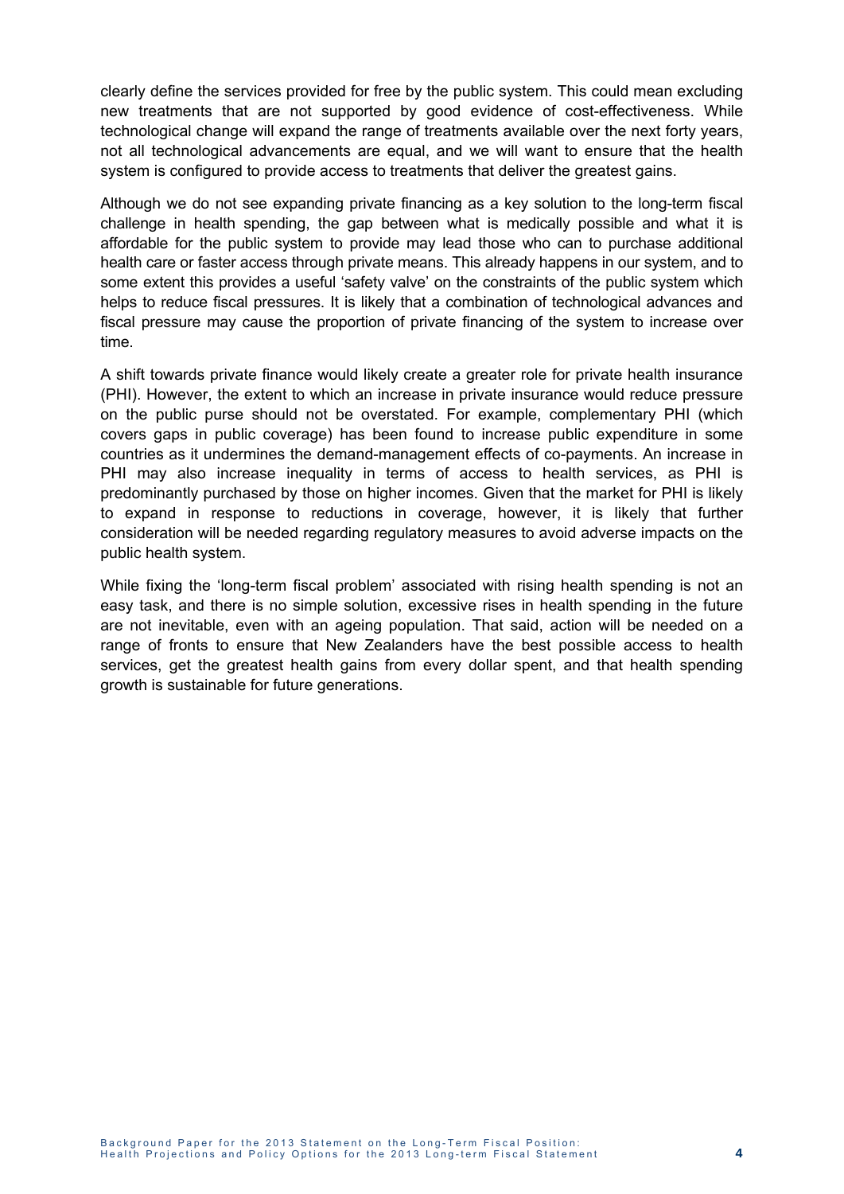clearly define the services provided for free by the public system. This could mean excluding new treatments that are not supported by good evidence of cost-effectiveness. While technological change will expand the range of treatments available over the next forty years, not all technological advancements are equal, and we will want to ensure that the health system is configured to provide access to treatments that deliver the greatest gains.

Although we do not see expanding private financing as a key solution to the long-term fiscal challenge in health spending, the gap between what is medically possible and what it is affordable for the public system to provide may lead those who can to purchase additional health care or faster access through private means. This already happens in our system, and to some extent this provides a useful 'safety valve' on the constraints of the public system which helps to reduce fiscal pressures. It is likely that a combination of technological advances and fiscal pressure may cause the proportion of private financing of the system to increase over time.

A shift towards private finance would likely create a greater role for private health insurance (PHI). However, the extent to which an increase in private insurance would reduce pressure on the public purse should not be overstated. For example, complementary PHI (which covers gaps in public coverage) has been found to increase public expenditure in some countries as it undermines the demand-management effects of co-payments. An increase in PHI may also increase inequality in terms of access to health services, as PHI is predominantly purchased by those on higher incomes. Given that the market for PHI is likely to expand in response to reductions in coverage, however, it is likely that further consideration will be needed regarding regulatory measures to avoid adverse impacts on the public health system.

While fixing the 'long-term fiscal problem' associated with rising health spending is not an easy task, and there is no simple solution, excessive rises in health spending in the future are not inevitable, even with an ageing population. That said, action will be needed on a range of fronts to ensure that New Zealanders have the best possible access to health services, get the greatest health gains from every dollar spent, and that health spending growth is sustainable for future generations.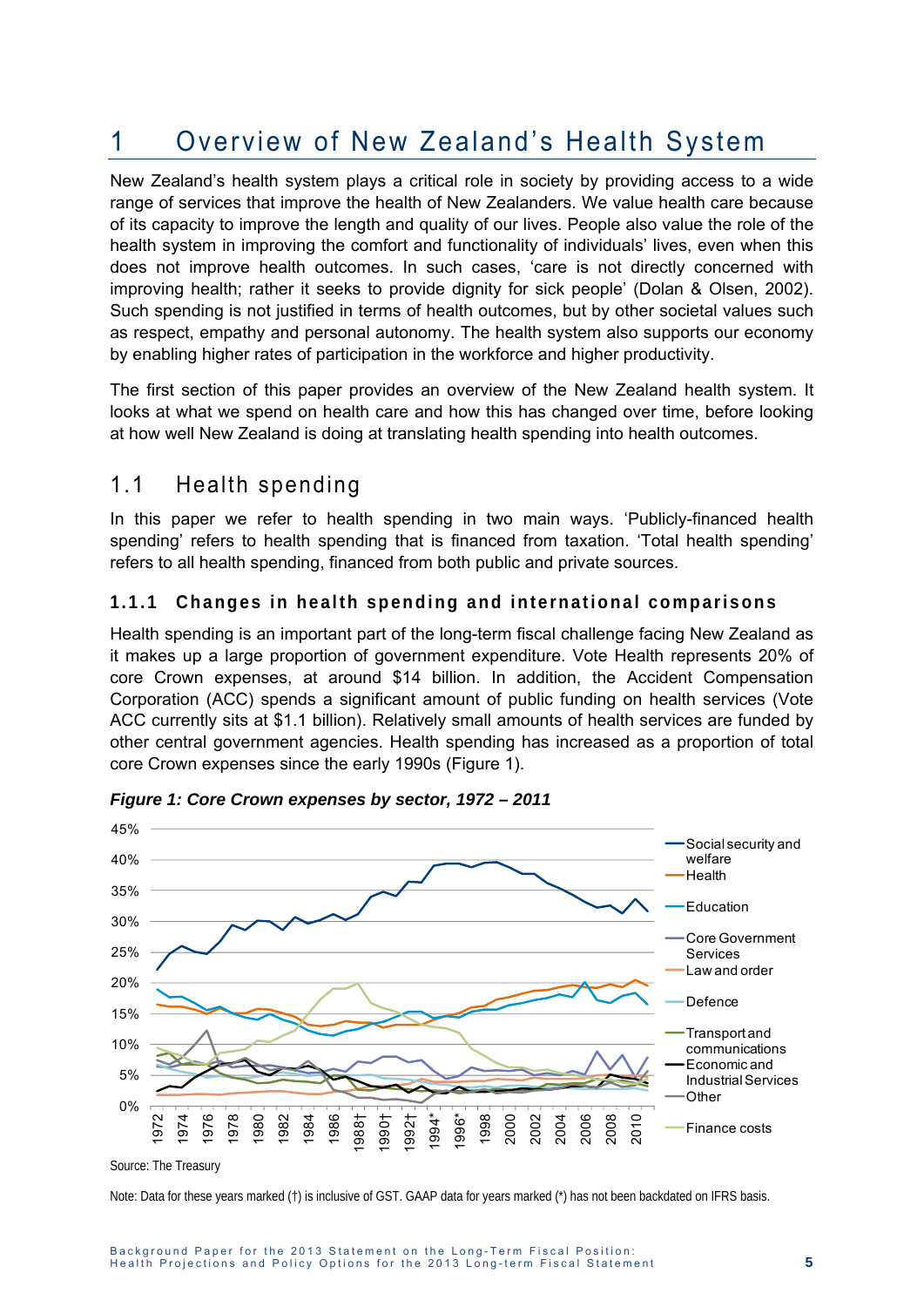# 1 Overview of New Zealand's Health System

New Zealand's health system plays a critical role in society by providing access to a wide range of services that improve the health of New Zealanders. We value health care because of its capacity to improve the length and quality of our lives. People also value the role of the health system in improving the comfort and functionality of individuals' lives, even when this does not improve health outcomes. In such cases, 'care is not directly concerned with improving health; rather it seeks to provide dignity for sick people' (Dolan & Olsen, 2002). Such spending is not justified in terms of health outcomes, but by other societal values such as respect, empathy and personal autonomy. The health system also supports our economy by enabling higher rates of participation in the workforce and higher productivity.

The first section of this paper provides an overview of the New Zealand health system. It looks at what we spend on health care and how this has changed over time, before looking at how well New Zealand is doing at translating health spending into health outcomes.

## 1.1 Health spending

In this paper we refer to health spending in two main ways. 'Publicly-financed health spending' refers to health spending that is financed from taxation. 'Total health spending' refers to all health spending, financed from both public and private sources.

### 1.1.1 Changes in health spending and international comparisons

Health spending is an important part of the long-term fiscal challenge facing New Zealand as it makes up a large proportion of government expenditure. Vote Health represents 20% of core Crown expenses, at around $14 billion. In addition, the Accident Compensation Corporation (ACC) spends a significant amount of public funding on health services (Vote ACC currently sits at $1.1 billion). Relatively small amounts of health services are funded by other central government agencies. Health spending has increased as a proportion of total core Crown expenses since the early 1990s (Figure 1).

*Figure 1: Core Crown expenses by sector, 1972 – 2011*

Source: The Treasury

Note: Data for these years marked (†) is inclusive of GST. GAAP data for years marked (*) has not been backdated on IFRS basis.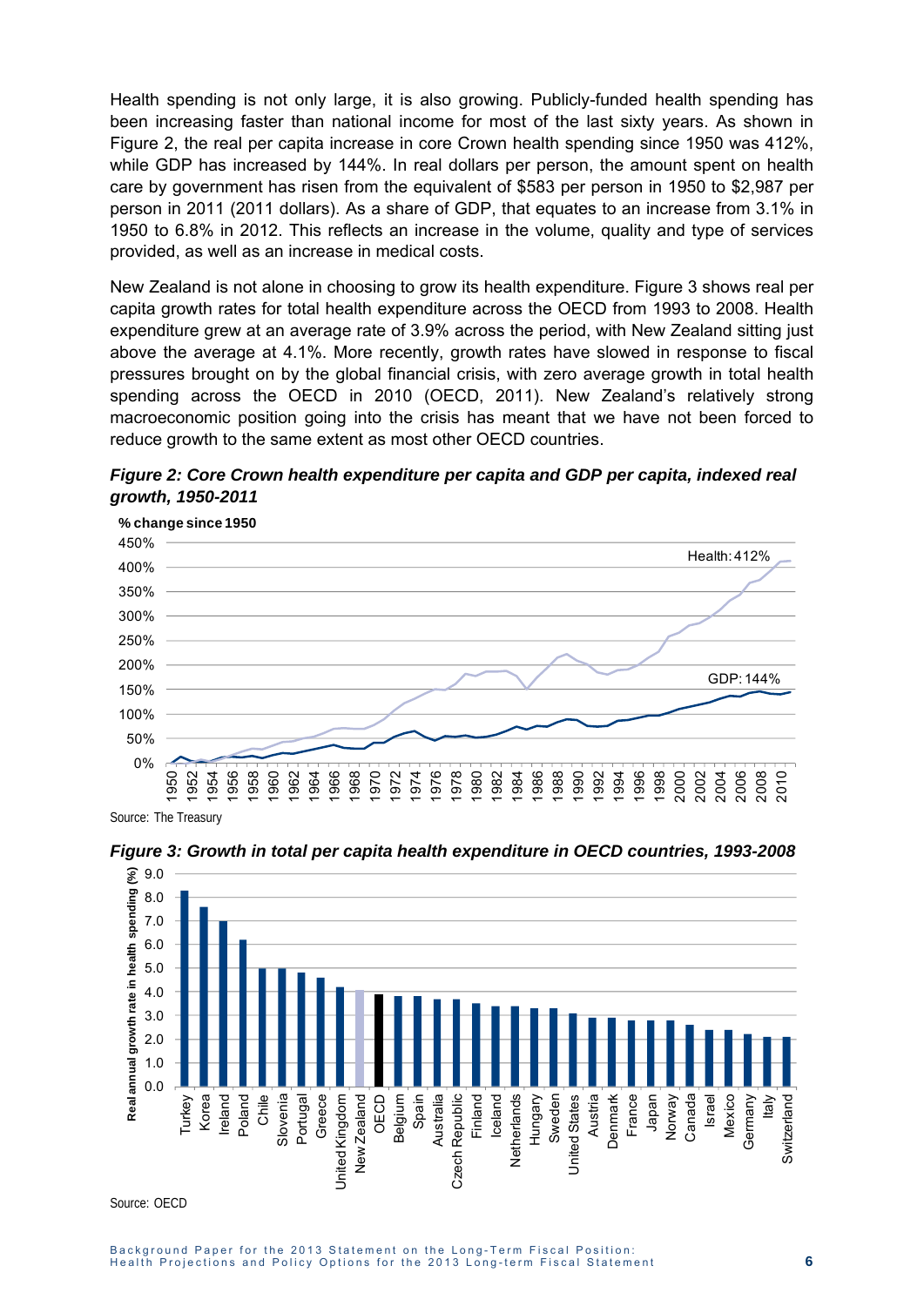Health spending is not only large, it is also growing. Publicly-funded health spending has been increasing faster than national income for most of the last sixty years. As shown in Figure 2, the real per capita increase in core Crown health spending since 1950 was 412%, while GDP has increased by 144%. In real dollars per person, the amount spent on health care by government has risen from the equivalent of $583 per person in 1950 to $2,987 per person in 2011 (2011 dollars). As a share of GDP, that equates to an increase from 3.1% in 1950 to 6.8% in 2012. This reflects an increase in the volume, quality and type of services provided, as well as an increase in medical costs.

New Zealand is not alone in choosing to grow its health expenditure. Figure 3 shows real per capita growth rates for total health expenditure across the OECD from 1993 to 2008. Health expenditure grew at an average rate of 3.9% across the period, with New Zealand sitting just above the average at 4.1%. More recently, growth rates have slowed in response to fiscal pressures brought on by the global financial crisis, with zero average growth in total health spending across the OECD in 2010 (OECD, 2011). New Zealand's relatively strong macroeconomic position going into the crisis has meant that we have not been forced to reduce growth to the same extent as most other OECD countries.

***Figure 2: Core Crown health expenditure per capita and GDP per capita, indexed real growth, 1950-2011***

Source: The Treasury

***Figure 3: Growth in total per capita health expenditure in OECD countries, 1993-2008***

Source: OECD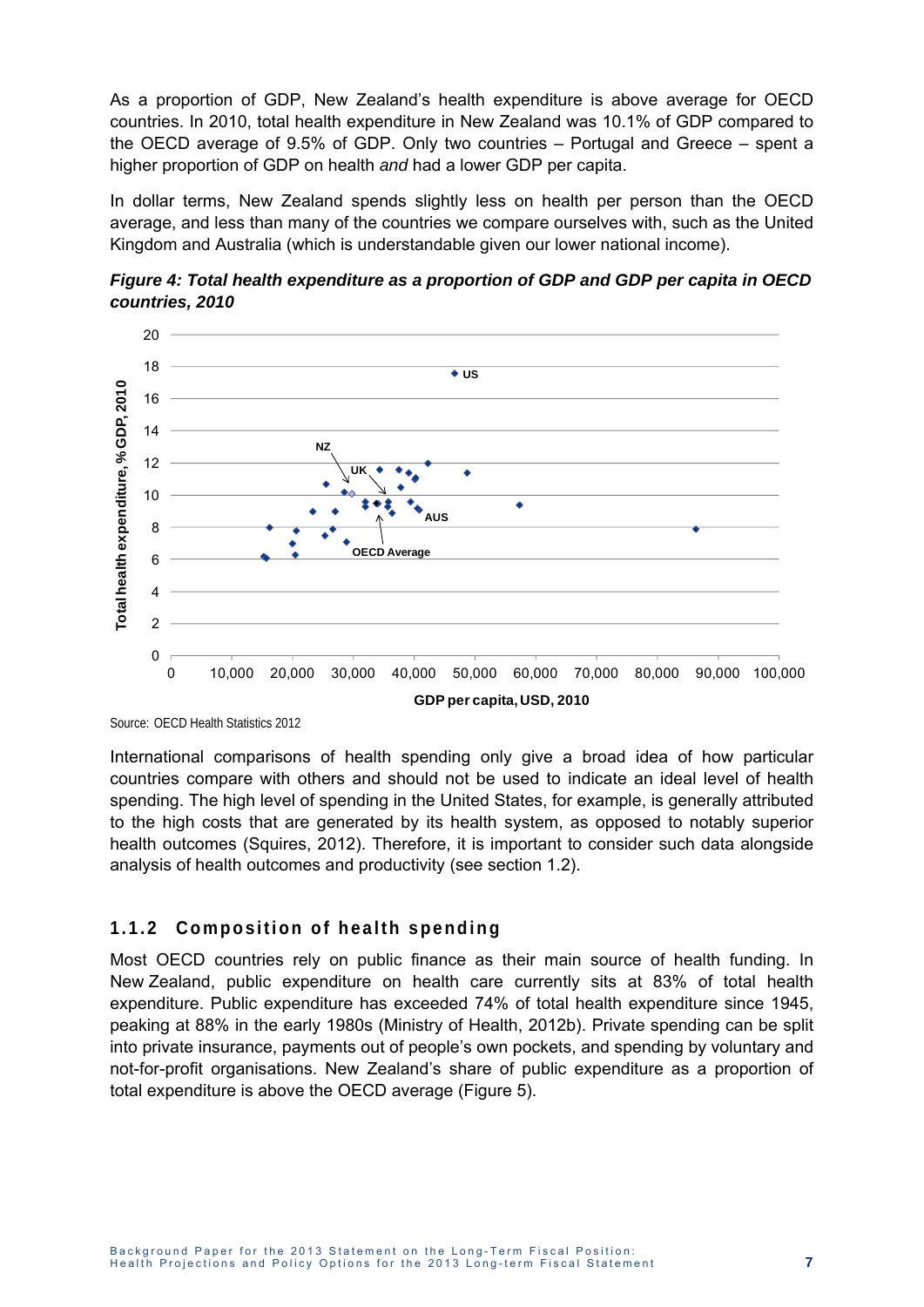As a proportion of GDP, New Zealand's health expenditure is above average for OECD countries. In 2010, total health expenditure in New Zealand was 10.1% of GDP compared to the OECD average of 9.5% of GDP. Only two countries – Portugal and Greece – spent a higher proportion of GDP on health *and* had a lower GDP per capita.

In dollar terms, New Zealand spends slightly less on health per person than the OECD average, and less than many of the countries we compare ourselves with, such as the United Kingdom and Australia (which is understandable given our lower national income).

***Figure 4: Total health expenditure as a proportion of GDP and GDP per capita in OECD countries, 2010***

Source: OECD Health Statistics 2012

International comparisons of health spending only give a broad idea of how particular countries compare with others and should not be used to indicate an ideal level of health spending. The high level of spending in the United States, for example, is generally attributed to the high costs that are generated by its health system, as opposed to notably superior health outcomes (Squires, 2012). Therefore, it is important to consider such data alongside analysis of health outcomes and productivity (see section 1.2).

### 1.1.2 Composition of health spending

Most OECD countries rely on public finance as their main source of health funding. In New Zealand, public expenditure on health care currently sits at 83% of total health expenditure. Public expenditure has exceeded 74% of total health expenditure since 1945, peaking at 88% in the early 1980s (Ministry of Health, 2012b). Private spending can be split into private insurance, payments out of people's own pockets, and spending by voluntary and not-for-profit organisations. New Zealand's share of public expenditure as a proportion of total expenditure is above the OECD average (Figure 5).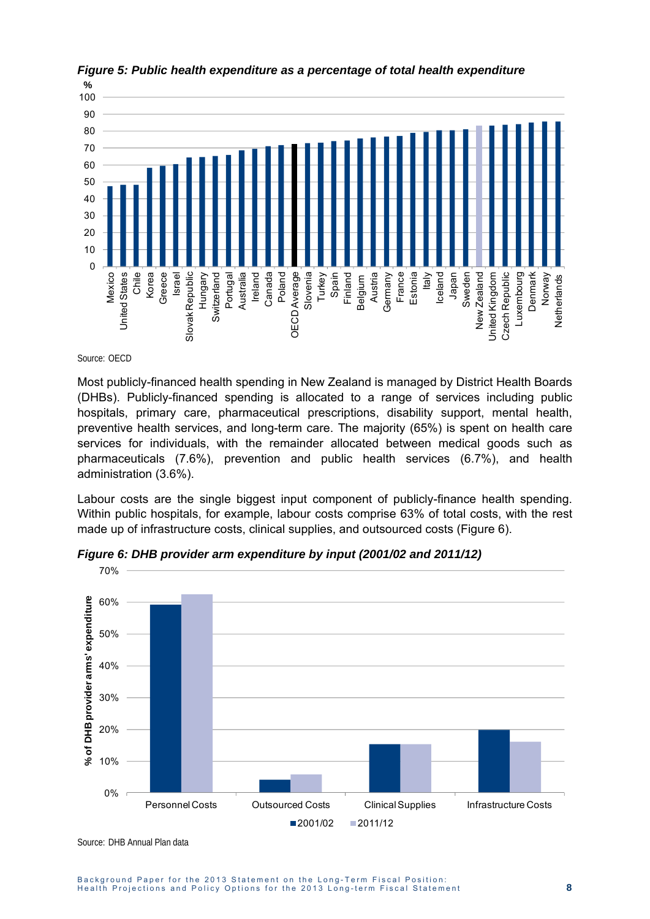*Figure 5: Public health expenditure as a percentage of total health expenditure*

Source: OECD

Most publicly-financed health spending in New Zealand is managed by District Health Boards (DHBs). Publicly-financed spending is allocated to a range of services including public hospitals, primary care, pharmaceutical prescriptions, disability support, mental health, preventive health services, and long-term care. The majority (65%) is spent on health care services for individuals, with the remainder allocated between medical goods such as pharmaceuticals (7.6%), prevention and public health services (6.7%), and health administration (3.6%).

Labour costs are the single biggest input component of publicly-finance health spending. Within public hospitals, for example, labour costs comprise 63% of total costs, with the rest made up of infrastructure costs, clinical supplies, and outsourced costs (Figure 6).

*Figure 6: DHB provider arm expenditure by input (2001/02 and 2011/12)*

Source: DHB Annual Plan data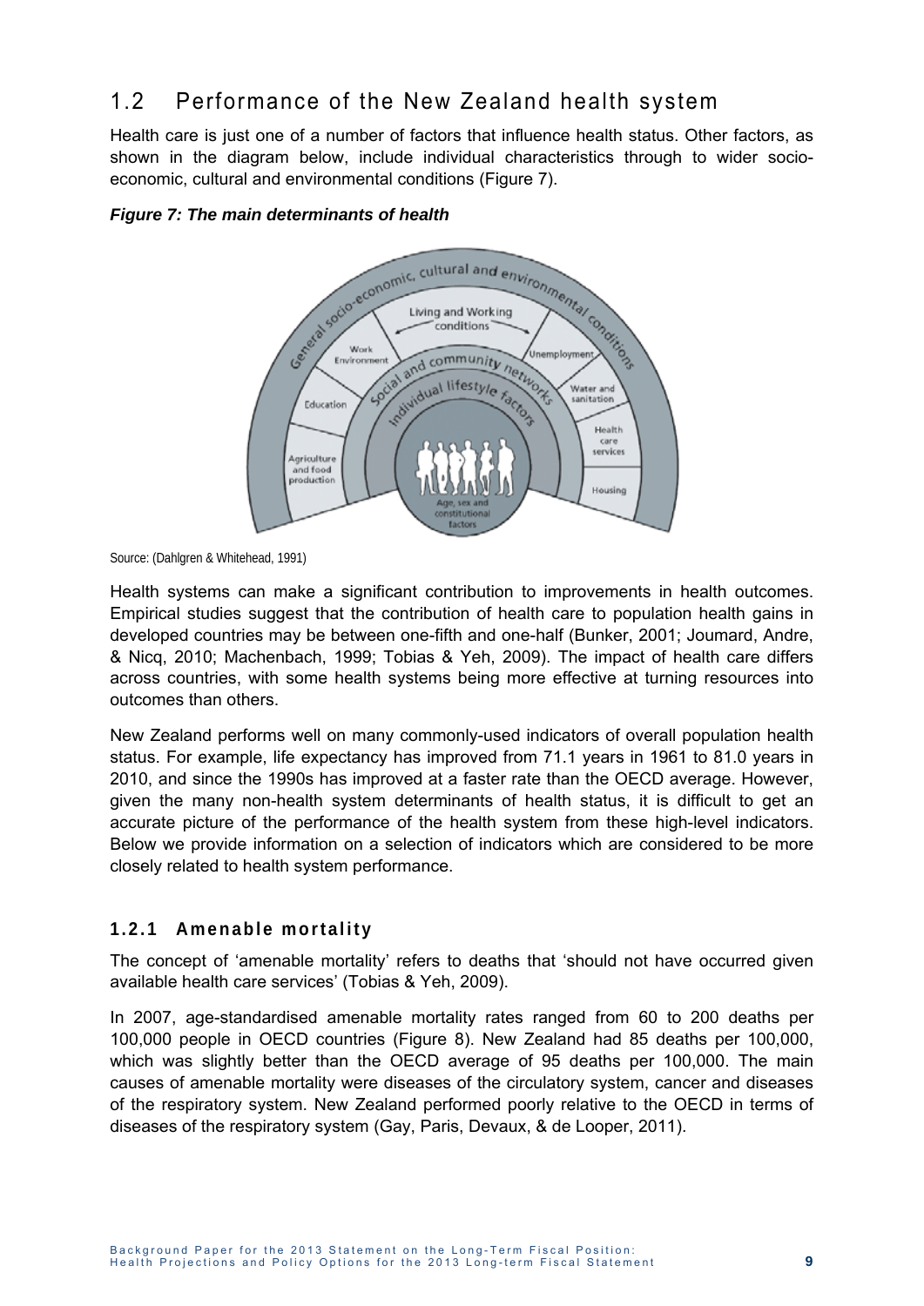## 1.2 Performance of the New Zealand health system

Health care is just one of a number of factors that influence health status. Other factors, as shown in the diagram below, include individual characteristics through to wider socio-economic, cultural and environmental conditions (Figure 7).

***Figure 7: The main determinants of health***

Source: (Dahlgren & Whitehead, 1991)

Health systems can make a significant contribution to improvements in health outcomes. Empirical studies suggest that the contribution of health care to population health gains in developed countries may be between one-fifth and one-half (Bunker, 2001; Joumard, Andre, & Nicq, 2010; Machenbach, 1999; Tobias & Yeh, 2009). The impact of health care differs across countries, with some health systems being more effective at turning resources into outcomes than others.

New Zealand performs well on many commonly-used indicators of overall population health status. For example, life expectancy has improved from 71.1 years in 1961 to 81.0 years in 2010, and since the 1990s has improved at a faster rate than the OECD average. However, given the many non-health system determinants of health status, it is difficult to get an accurate picture of the performance of the health system from these high-level indicators. Below we provide information on a selection of indicators which are considered to be more closely related to health system performance.

### 1.2.1 Amenable mortality

The concept of 'amenable mortality' refers to deaths that 'should not have occurred given available health care services' (Tobias & Yeh, 2009).

In 2007, age-standardised amenable mortality rates ranged from 60 to 200 deaths per 100,000 people in OECD countries (Figure 8). New Zealand had 85 deaths per 100,000, which was slightly better than the OECD average of 95 deaths per 100,000. The main causes of amenable mortality were diseases of the circulatory system, cancer and diseases of the respiratory system. New Zealand performed poorly relative to the OECD in terms of diseases of the respiratory system (Gay, Paris, Devaux, & de Looper, 2011).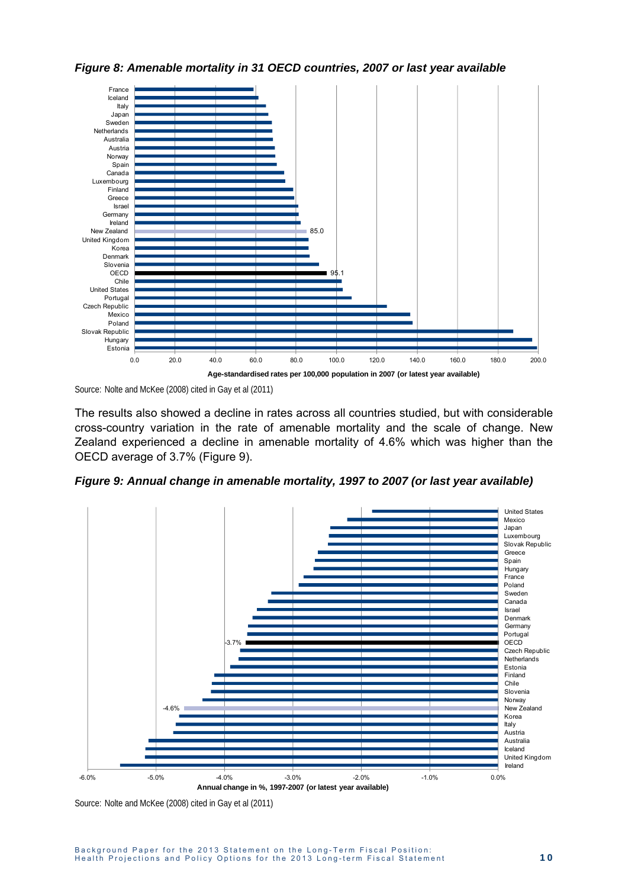***Figure 8: Amenable mortality in 31 OECD countries, 2007 or last year available***

Source: Nolte and McKee (2008) cited in Gay et al (2011)

The results also showed a decline in rates across all countries studied, but with considerable cross-country variation in the rate of amenable mortality and the scale of change. New Zealand experienced a decline in amenable mortality of 4.6% which was higher than the OECD average of 3.7% (Figure 9).

***Figure 9: Annual change in amenable mortality, 1997 to 2007 (or last year available)***

Source: Nolte and McKee (2008) cited in Gay et al (2011)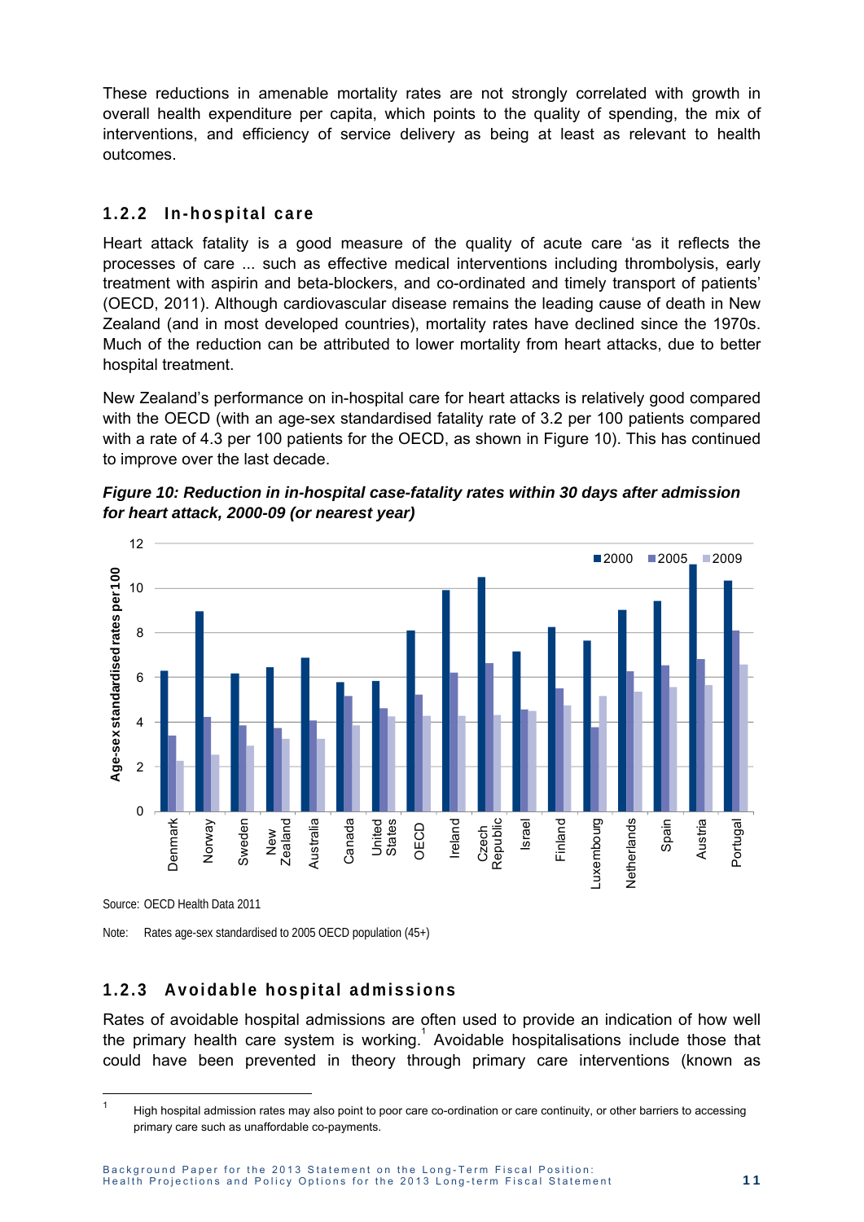These reductions in amenable mortality rates are not strongly correlated with growth in overall health expenditure per capita, which points to the quality of spending, the mix of interventions, and efficiency of service delivery as being at least as relevant to health outcomes.

### 1.2.2 In-hospital care

Heart attack fatality is a good measure of the quality of acute care 'as it reflects the processes of care ... such as effective medical interventions including thrombolysis, early treatment with aspirin and beta-blockers, and co-ordinated and timely transport of patients' (OECD, 2011). Although cardiovascular disease remains the leading cause of death in New Zealand (and in most developed countries), mortality rates have declined since the 1970s. Much of the reduction can be attributed to lower mortality from heart attacks, due to better hospital treatment.

New Zealand's performance on in-hospital care for heart attacks is relatively good compared with the OECD (with an age-sex standardised fatality rate of 3.2 per 100 patients compared with a rate of 4.3 per 100 patients for the OECD, as shown in Figure 10). This has continued to improve over the last decade.

***Figure 10: Reduction in in-hospital case-fatality rates within 30 days after admission for heart attack, 2000-09 (or nearest year)***

Source: OECD Health Data 2011

Note: Rates age-sex standardised to 2005 OECD population (45+)

### 1.2.3 Avoidable hospital admissions

Rates of avoidable hospital admissions are often used to provide an indication of how well the primary health care system is working.[1] Avoidable hospitalisations include those that could have been prevented in theory through primary care interventions (known as

[1] High hospital admission rates may also point to poor care co-ordination or care continuity, or other barriers to accessing primary care such as unaffordable co-payments.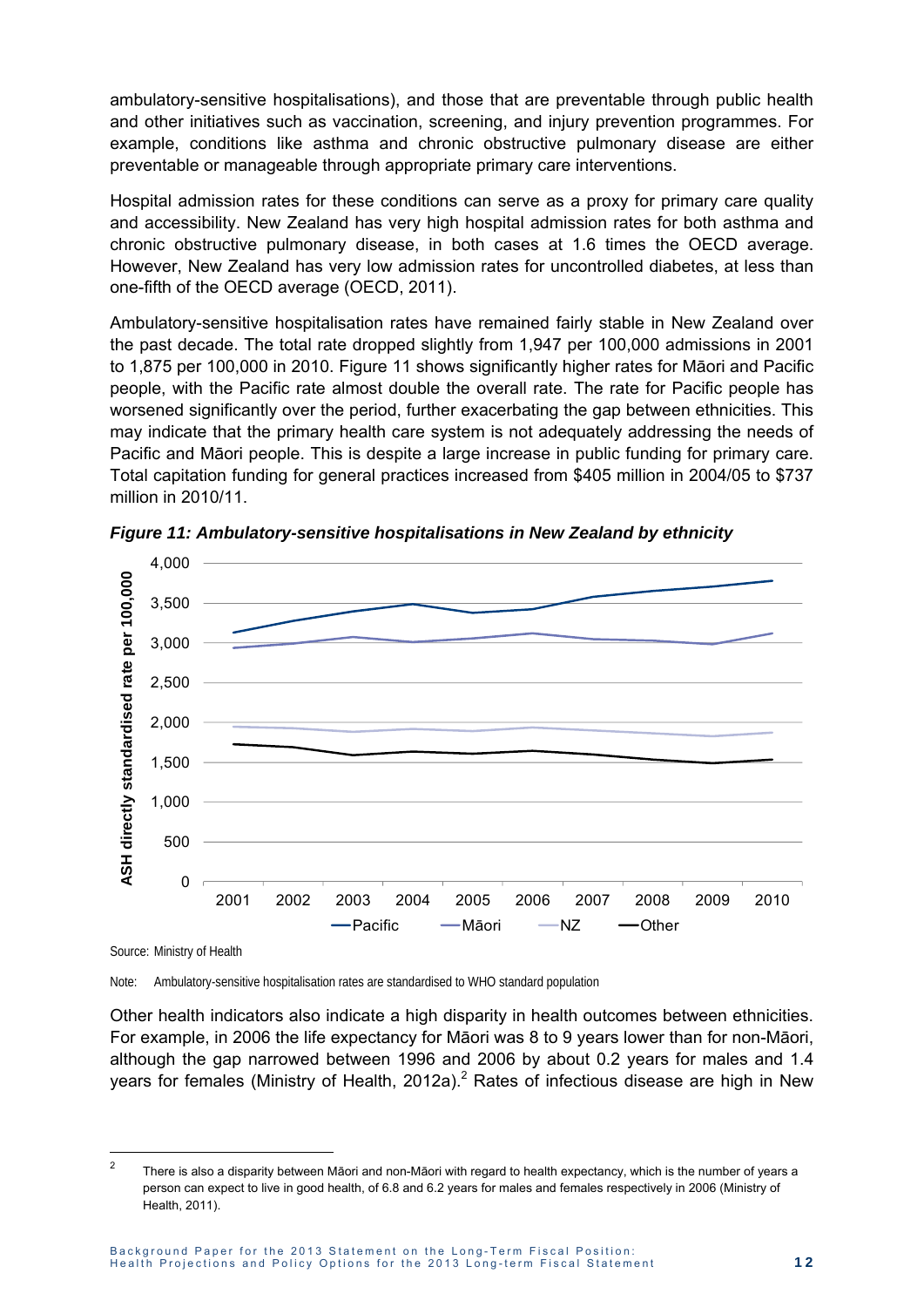ambulatory-sensitive hospitalisations), and those that are preventable through public health and other initiatives such as vaccination, screening, and injury prevention programmes. For example, conditions like asthma and chronic obstructive pulmonary disease are either preventable or manageable through appropriate primary care interventions.

Hospital admission rates for these conditions can serve as a proxy for primary care quality and accessibility. New Zealand has very high hospital admission rates for both asthma and chronic obstructive pulmonary disease, in both cases at 1.6 times the OECD average. However, New Zealand has very low admission rates for uncontrolled diabetes, at less than one-fifth of the OECD average (OECD, 2011).

Ambulatory-sensitive hospitalisation rates have remained fairly stable in New Zealand over the past decade. The total rate dropped slightly from 1,947 per 100,000 admissions in 2001 to 1,875 per 100,000 in 2010. Figure 11 shows significantly higher rates for Māori and Pacific people, with the Pacific rate almost double the overall rate. The rate for Pacific people has worsened significantly over the period, further exacerbating the gap between ethnicities. This may indicate that the primary health care system is not adequately addressing the needs of Pacific and Māori people. This is despite a large increase in public funding for primary care. Total capitation funding for general practices increased from $405 million in 2004/05 to $737 million in 2010/11.

***Figure 11: Ambulatory-sensitive hospitalisations in New Zealand by ethnicity***

Source: Ministry of Health

Note: Ambulatory-sensitive hospitalisation rates are standardised to WHO standard population

Other health indicators also indicate a high disparity in health outcomes between ethnicities. For example, in 2006 the life expectancy for Māori was 8 to 9 years lower than for non-Māori, although the gap narrowed between 1996 and 2006 by about 0.2 years for males and 1.4 years for females (Ministry of Health, 2012a).[2] Rates of infectious disease are high in New

[2] There is also a disparity between Māori and non-Māori with regard to health expectancy, which is the number of years a person can expect to live in good health, of 6.8 and 6.2 years for males and females respectively in 2006 (Ministry of Health, 2011).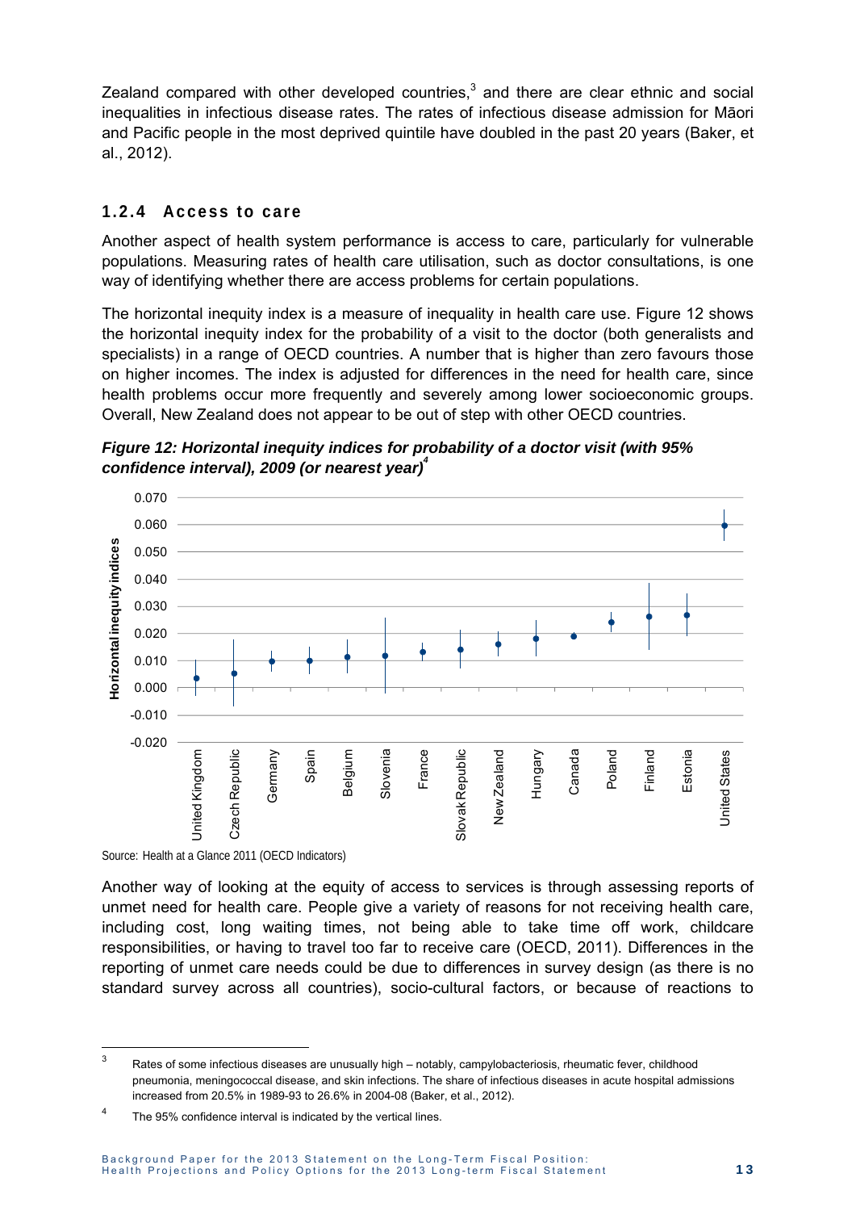Zealand compared with other developed countries,[3] and there are clear ethnic and social inequalities in infectious disease rates. The rates of infectious disease admission for Māori and Pacific people in the most deprived quintile have doubled in the past 20 years (Baker, et al., 2012).

### 1.2.4 Access to care

Another aspect of health system performance is access to care, particularly for vulnerable populations. Measuring rates of health care utilisation, such as doctor consultations, is one way of identifying whether there are access problems for certain populations.

The horizontal inequity index is a measure of inequality in health care use. Figure 12 shows the horizontal inequity index for the probability of a visit to the doctor (both generalists and specialists) in a range of OECD countries. A number that is higher than zero favours those on higher incomes. The index is adjusted for differences in the need for health care, since health problems occur more frequently and severely among lower socioeconomic groups. Overall, New Zealand does not appear to be out of step with other OECD countries.

***Figure 12: Horizontal inequity indices for probability of a doctor visit (with 95% confidence interval), 2009 (or nearest year)***[4]

Source: Health at a Glance 2011 (OECD Indicators)

Another way of looking at the equity of access to services is through assessing reports of unmet need for health care. People give a variety of reasons for not receiving health care, including cost, long waiting times, not being able to take time off work, childcare responsibilities, or having to travel too far to receive care (OECD, 2011). Differences in the reporting of unmet care needs could be due to differences in survey design (as there is no standard survey across all countries), socio-cultural factors, or because of reactions to

---

[3] Rates of some infectious diseases are unusually high – notably, campylobacteriosis, rheumatic fever, childhood pneumonia, meningococcal disease, and skin infections. The share of infectious diseases in acute hospital admissions increased from 20.5% in 1989-93 to 26.6% in 2004-08 (Baker, et al., 2012).

[4] The 95% confidence interval is indicated by the vertical lines.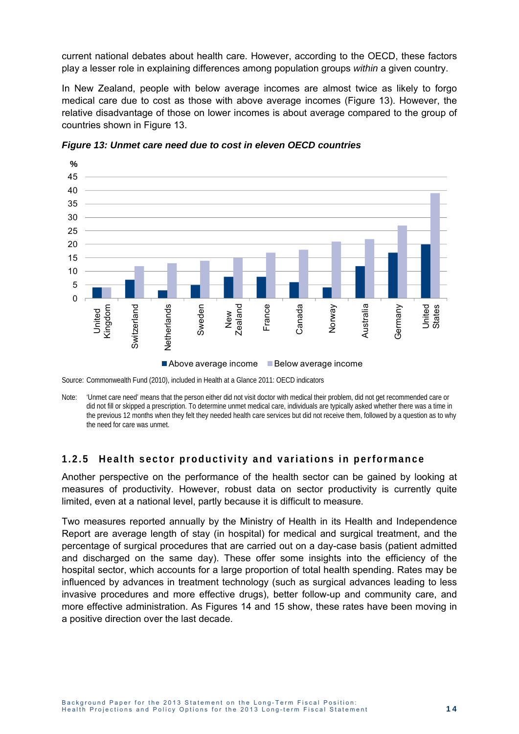current national debates about health care. However, according to the OECD, these factors play a lesser role in explaining differences among population groups *within* a given country.

In New Zealand, people with below average incomes are almost twice as likely to forgo medical care due to cost as those with above average incomes (Figure 13). However, the relative disadvantage of those on lower incomes is about average compared to the group of countries shown in Figure 13.

***Figure 13: Unmet care need due to cost in eleven OECD countries***

Source: Commonwealth Fund (2010), included in Health at a Glance 2011: OECD indicators

Note: 'Unmet care need' means that the person either did not visit doctor with medical their problem, did not get recommended care or did not fill or skipped a prescription. To determine unmet medical care, individuals are typically asked whether there was a time in the previous 12 months when they felt they needed health care services but did not receive them, followed by a question as to why the need for care was unmet.

### 1.2.5 Health sector productivity and variations in performance

Another perspective on the performance of the health sector can be gained by looking at measures of productivity. However, robust data on sector productivity is currently quite limited, even at a national level, partly because it is difficult to measure.

Two measures reported annually by the Ministry of Health in its Health and Independence Report are average length of stay (in hospital) for medical and surgical treatment, and the percentage of surgical procedures that are carried out on a day-case basis (patient admitted and discharged on the same day). These offer some insights into the efficiency of the hospital sector, which accounts for a large proportion of total health spending. Rates may be influenced by advances in treatment technology (such as surgical advances leading to less invasive procedures and more effective drugs), better follow-up and community care, and more effective administration. As Figures 14 and 15 show, these rates have been moving in a positive direction over the last decade.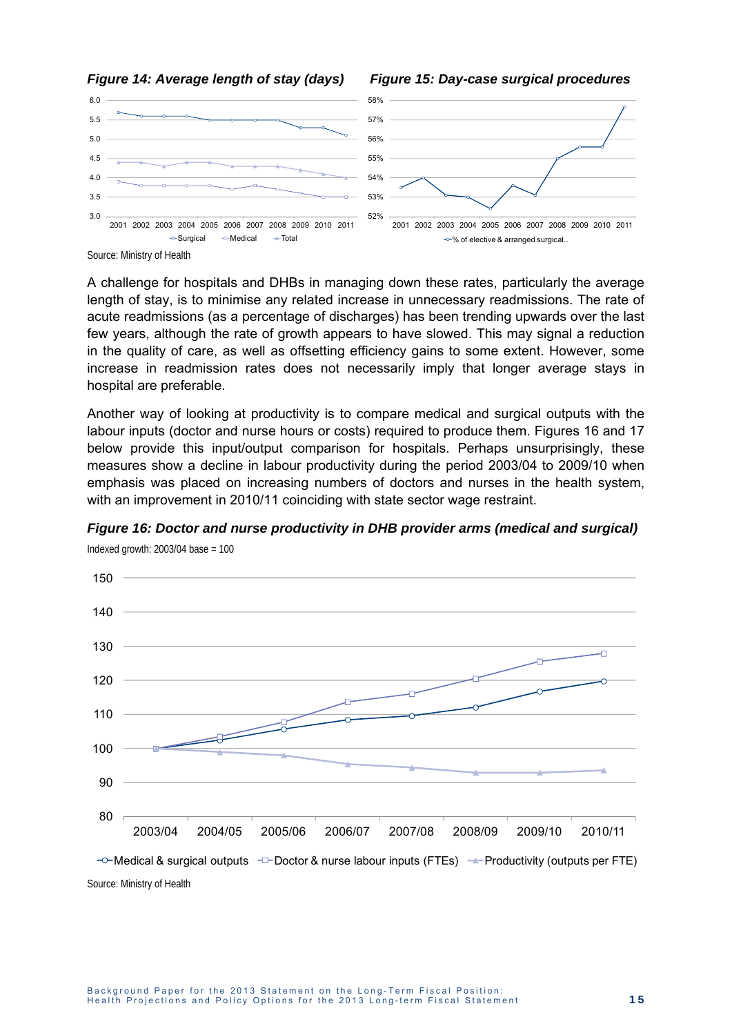*Figure 14: Average length of stay (days)*

*Figure 15: Day-case surgical procedures*

Source: Ministry of Health

A challenge for hospitals and DHBs in managing down these rates, particularly the average length of stay, is to minimise any related increase in unnecessary readmissions. The rate of acute readmissions (as a percentage of discharges) has been trending upwards over the last few years, although the rate of growth appears to have slowed. This may signal a reduction in the quality of care, as well as offsetting efficiency gains to some extent. However, some increase in readmission rates does not necessarily imply that longer average stays in hospital are preferable.

Another way of looking at productivity is to compare medical and surgical outputs with the labour inputs (doctor and nurse hours or costs) required to produce them. Figures 16 and 17 below provide this input/output comparison for hospitals. Perhaps unsurprisingly, these measures show a decline in labour productivity during the period 2003/04 to 2009/10 when emphasis was placed on increasing numbers of doctors and nurses in the health system, with an improvement in 2010/11 coinciding with state sector wage restraint.

***Figure 16: Doctor and nurse productivity in DHB provider arms (medical and surgical)***

Indexed growth: 2003/04 base = 100

Source: Ministry of Health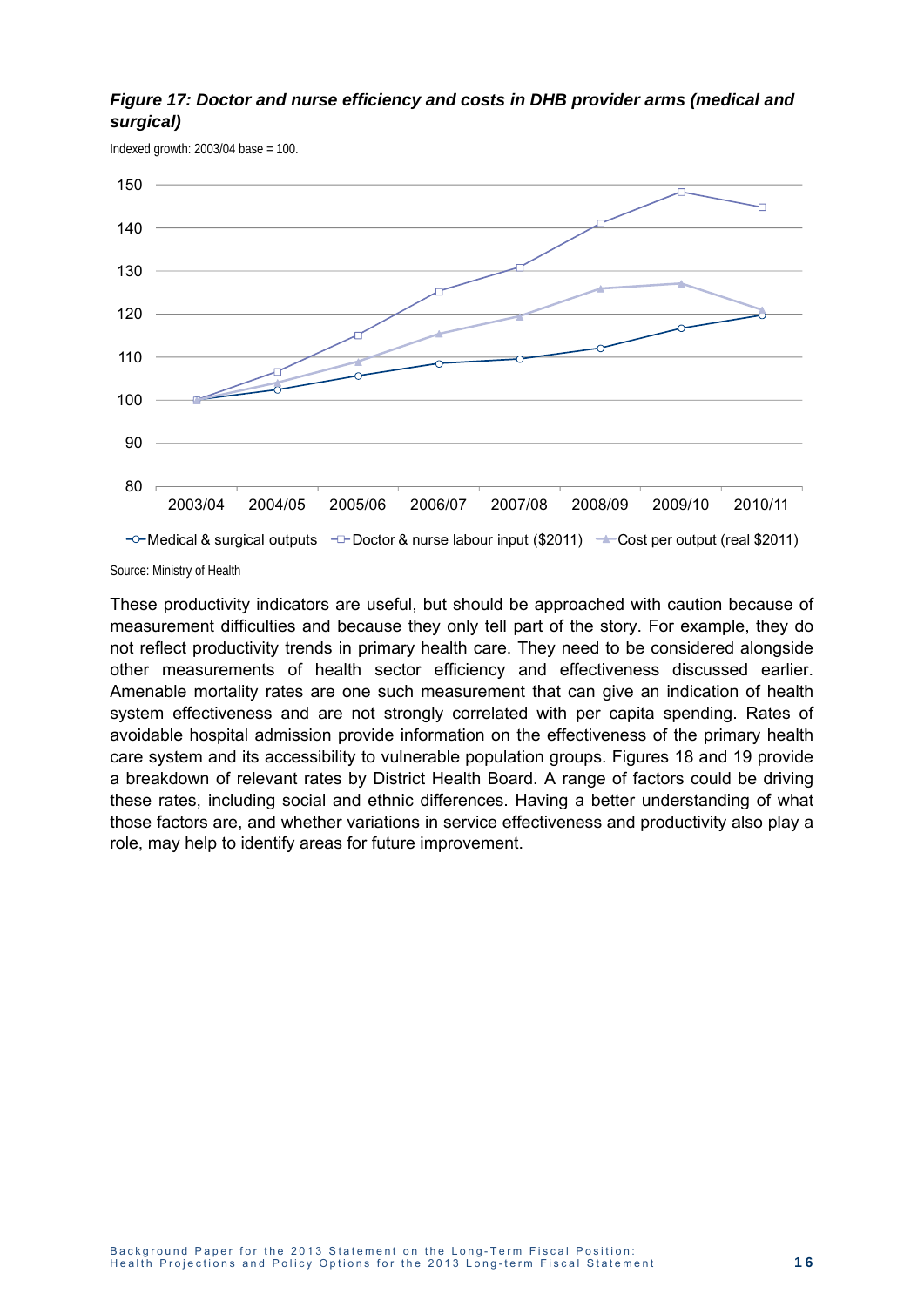***Figure 17: Doctor and nurse efficiency and costs in DHB provider arms (medical and surgical)***

Indexed growth: 2003/04 base = 100.

Source: Ministry of Health

These productivity indicators are useful, but should be approached with caution because of measurement difficulties and because they only tell part of the story. For example, they do not reflect productivity trends in primary health care. They need to be considered alongside other measurements of health sector efficiency and effectiveness discussed earlier. Amenable mortality rates are one such measurement that can give an indication of health system effectiveness and are not strongly correlated with per capita spending. Rates of avoidable hospital admission provide information on the effectiveness of the primary health care system and its accessibility to vulnerable population groups. Figures 18 and 19 provide a breakdown of relevant rates by District Health Board. A range of factors could be driving these rates, including social and ethnic differences. Having a better understanding of what those factors are, and whether variations in service effectiveness and productivity also play a role, may help to identify areas for future improvement.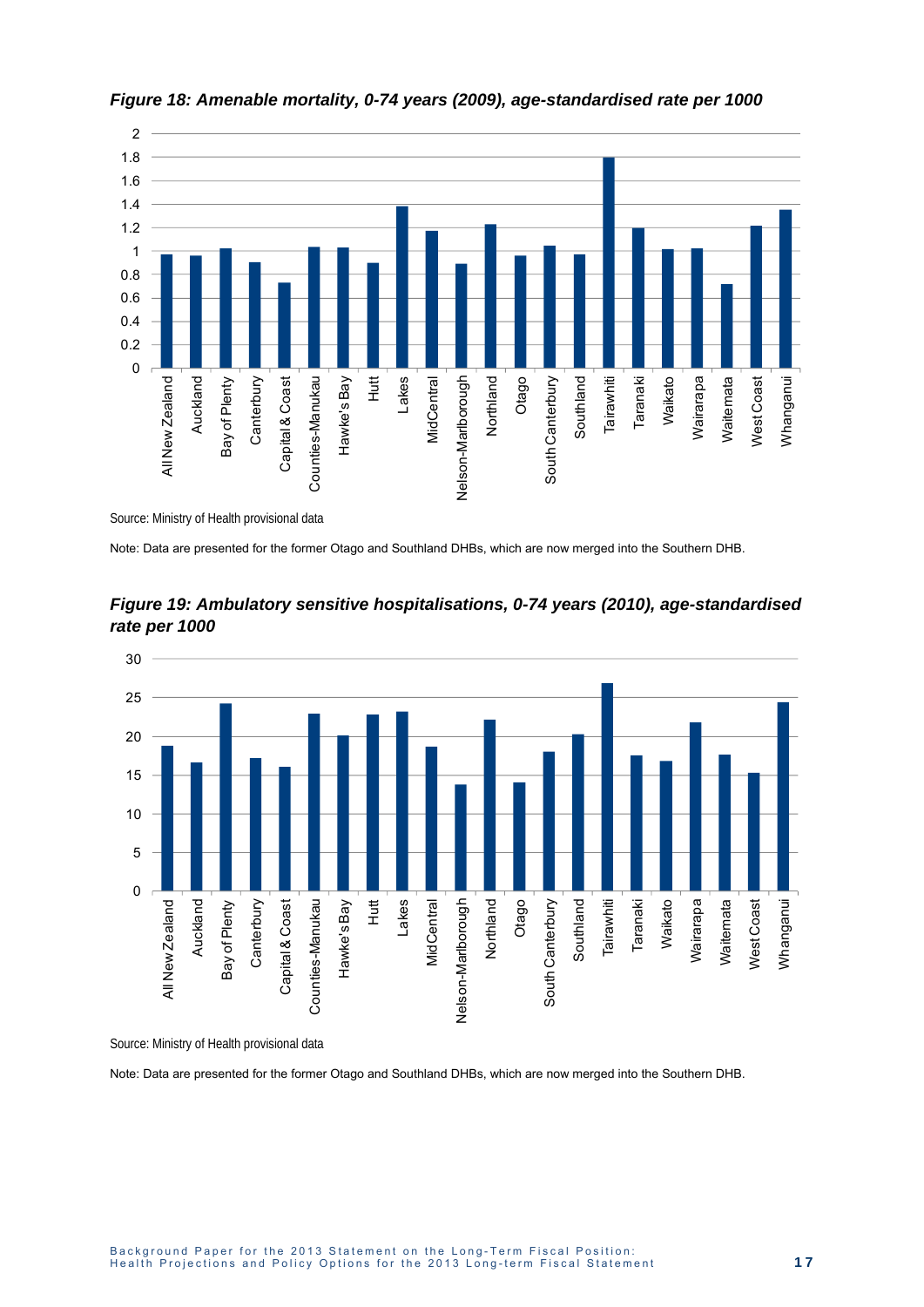***Figure 18: Amenable mortality, 0-74 years (2009), age-standardised rate per 1000***

Source: Ministry of Health provisional data

Note: Data are presented for the former Otago and Southland DHBs, which are now merged into the Southern DHB.

***Figure 19: Ambulatory sensitive hospitalisations, 0-74 years (2010), age-standardised rate per 1000***

Source: Ministry of Health provisional data

Note: Data are presented for the former Otago and Southland DHBs, which are now merged into the Southern DHB.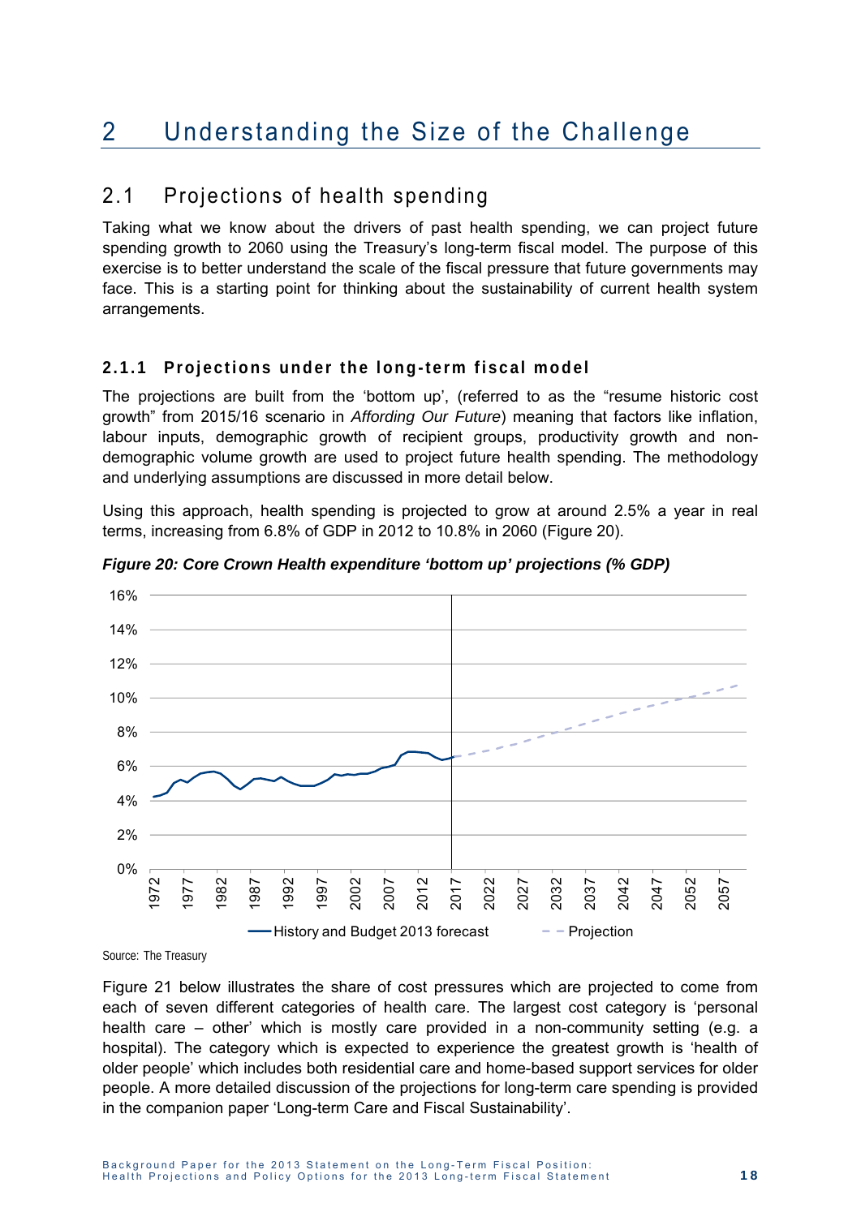# 2 Understanding the Size of the Challenge

## 2.1 Projections of health spending

Taking what we know about the drivers of past health spending, we can project future spending growth to 2060 using the Treasury's long-term fiscal model. The purpose of this exercise is to better understand the scale of the fiscal pressure that future governments may face. This is a starting point for thinking about the sustainability of current health system arrangements.

### 2.1.1 Projections under the long-term fiscal model

The projections are built from the 'bottom up', (referred to as the "resume historic cost growth" from 2015/16 scenario in *Affording Our Future*) meaning that factors like inflation, labour inputs, demographic growth of recipient groups, productivity growth and non-demographic volume growth are used to project future health spending. The methodology and underlying assumptions are discussed in more detail below.

Using this approach, health spending is projected to grow at around 2.5% a year in real terms, increasing from 6.8% of GDP in 2012 to 10.8% in 2060 (Figure 20).

***Figure 20: Core Crown Health expenditure 'bottom up' projections (% GDP)***

Source: The Treasury

Figure 21 below illustrates the share of cost pressures which are projected to come from each of seven different categories of health care. The largest cost category is 'personal health care – other' which is mostly care provided in a non-community setting (e.g. a hospital). The category which is expected to experience the greatest growth is 'health of older people' which includes both residential care and home-based support services for older people. A more detailed discussion of the projections for long-term care spending is provided in the companion paper 'Long-term Care and Fiscal Sustainability'.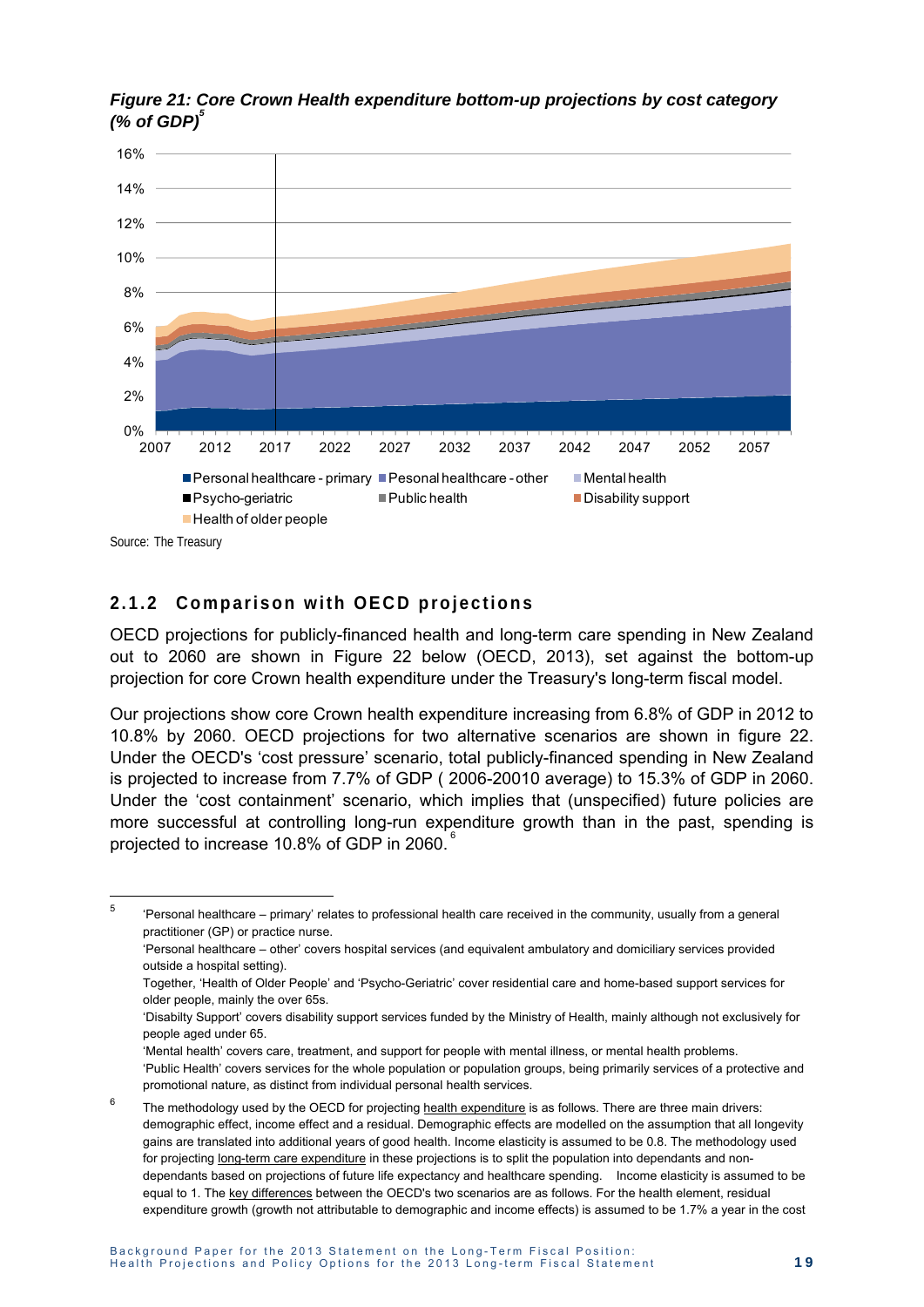*Figure 21: Core Crown Health expenditure bottom-up projections by cost category (% of GDP)*[5]

Source: The Treasury

### 2.1.2 Comparison with OECD projections

OECD projections for publicly-financed health and long-term care spending in New Zealand out to 2060 are shown in Figure 22 below (OECD, 2013), set against the bottom-up projection for core Crown health expenditure under the Treasury's long-term fiscal model.

Our projections show core Crown health expenditure increasing from 6.8% of GDP in 2012 to 10.8% by 2060. OECD projections for two alternative scenarios are shown in figure 22. Under the OECD's 'cost pressure' scenario, total publicly-financed spending in New Zealand is projected to increase from 7.7% of GDP ( 2006-20010 average) to 15.3% of GDP in 2060. Under the 'cost containment' scenario, which implies that (unspecified) future policies are more successful at controlling long-run expenditure growth than in the past, spending is projected to increase 10.8% of GDP in 2060.[6]

---

[5] 'Personal healthcare – primary' relates to professional health care received in the community, usually from a general practitioner (GP) or practice nurse.

'Personal healthcare – other' covers hospital services (and equivalent ambulatory and domiciliary services provided outside a hospital setting).

Together, 'Health of Older People' and 'Psycho-Geriatric' cover residential care and home-based support services for older people, mainly the over 65s.

'Disabilty Support' covers disability support services funded by the Ministry of Health, mainly although not exclusively for people aged under 65.

'Mental health' covers care, treatment, and support for people with mental illness, or mental health problems.

'Public Health' covers services for the whole population or population groups, being primarily services of a protective and promotional nature, as distinct from individual personal health services.

[6] The methodology used by the OECD for projecting health expenditure is as follows. There are three main drivers: demographic effect, income effect and a residual. Demographic effects are modelled on the assumption that all longevity gains are translated into additional years of good health. Income elasticity is assumed to be 0.8. The methodology used for projecting long-term care expenditure in these projections is to split the population into dependants and non-dependants based on projections of future life expectancy and healthcare spending. Income elasticity is assumed to be equal to 1. The key differences between the OECD's two scenarios are as follows. For the health element, residual expenditure growth (growth not attributable to demographic and income effects) is assumed to be 1.7% a year in the cost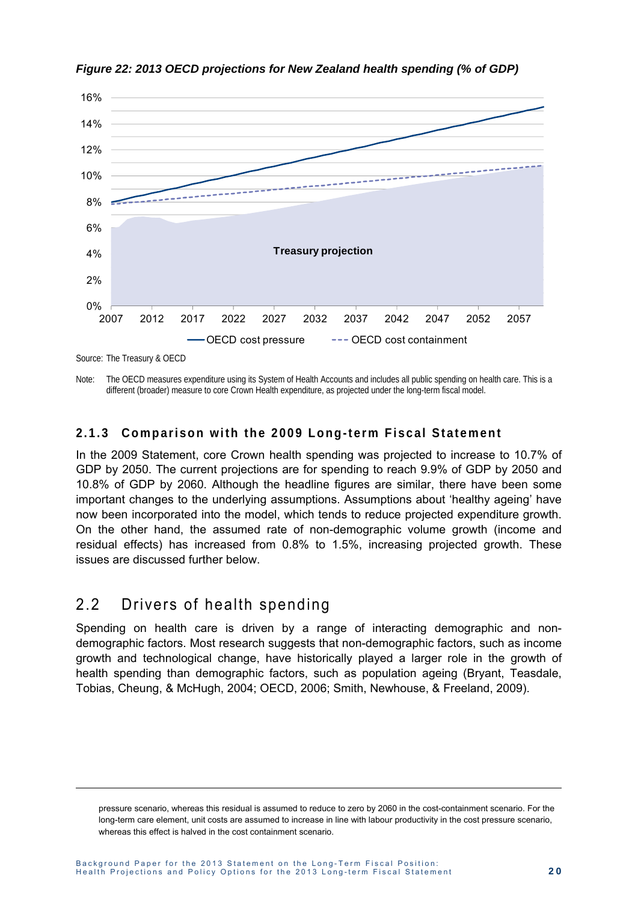*Figure 22: 2013 OECD projections for New Zealand health spending (% of GDP)*

Source: The Treasury & OECD

Note: The OECD measures expenditure using its System of Health Accounts and includes all public spending on health care. This is a different (broader) measure to core Crown Health expenditure, as projected under the long-term fiscal model.

### 2.1.3 Comparison with the 2009 Long-term Fiscal Statement

In the 2009 Statement, core Crown health spending was projected to increase to 10.7% of GDP by 2050. The current projections are for spending to reach 9.9% of GDP by 2050 and 10.8% of GDP by 2060. Although the headline figures are similar, there have been some important changes to the underlying assumptions. Assumptions about 'healthy ageing' have now been incorporated into the model, which tends to reduce projected expenditure growth. On the other hand, the assumed rate of non-demographic volume growth (income and residual effects) has increased from 0.8% to 1.5%, increasing projected growth. These issues are discussed further below.

## 2.2 Drivers of health spending

Spending on health care is driven by a range of interacting demographic and non-demographic factors. Most research suggests that non-demographic factors, such as income growth and technological change, have historically played a larger role in the growth of health spending than demographic factors, such as population ageing (Bryant, Teasdale, Tobias, Cheung, & McHugh, 2004; OECD, 2006; Smith, Newhouse, & Freeland, 2009).

---

pressure scenario, whereas this residual is assumed to reduce to zero by 2060 in the cost-containment scenario. For the long-term care element, unit costs are assumed to increase in line with labour productivity in the cost pressure scenario, whereas this effect is halved in the cost containment scenario.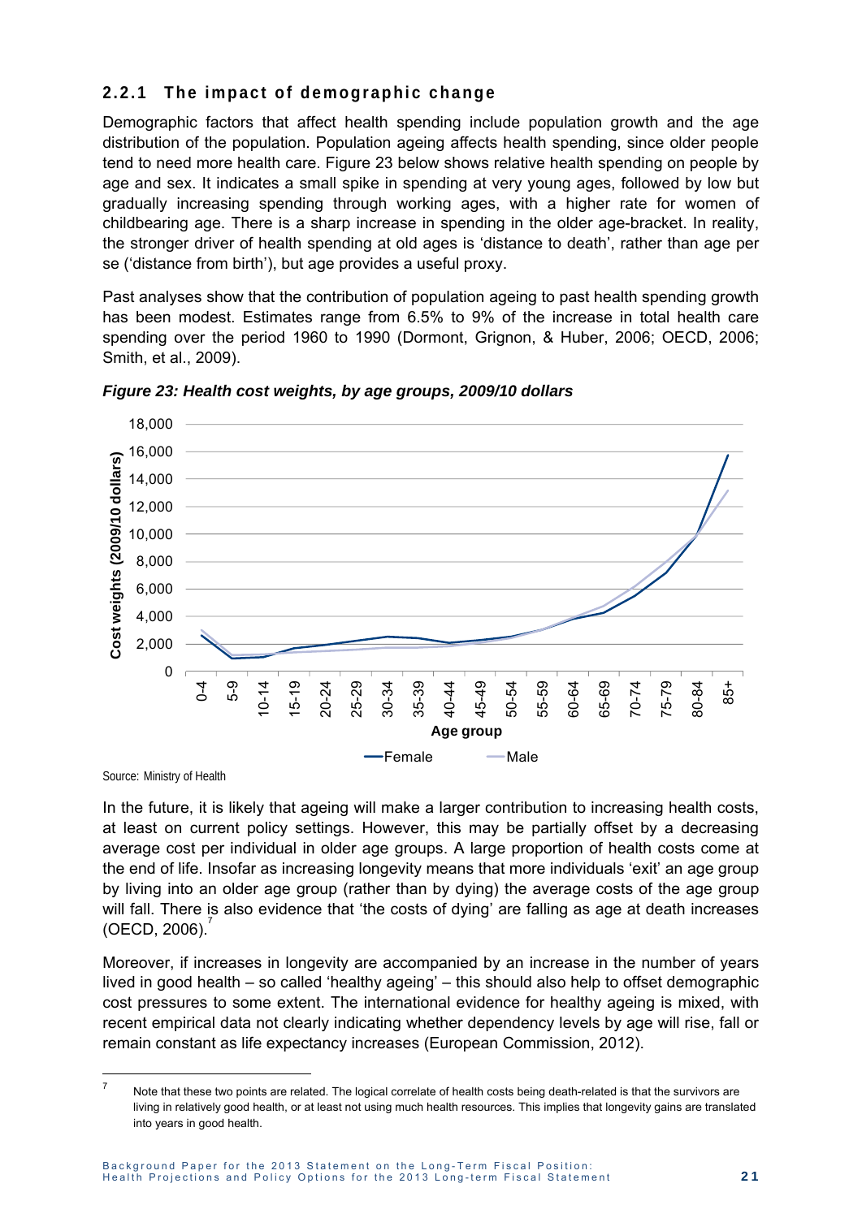### 2.2.1 The impact of demographic change

Demographic factors that affect health spending include population growth and the age distribution of the population. Population ageing affects health spending, since older people tend to need more health care. Figure 23 below shows relative health spending on people by age and sex. It indicates a small spike in spending at very young ages, followed by low but gradually increasing spending through working ages, with a higher rate for women of childbearing age. There is a sharp increase in spending in the older age-bracket. In reality, the stronger driver of health spending at old ages is 'distance to death', rather than age per se ('distance from birth'), but age provides a useful proxy.

Past analyses show that the contribution of population ageing to past health spending growth has been modest. Estimates range from 6.5% to 9% of the increase in total health care spending over the period 1960 to 1990 (Dormont, Grignon, & Huber, 2006; OECD, 2006; Smith, et al., 2009).

*Figure 23: Health cost weights, by age groups, 2009/10 dollars*

Source: Ministry of Health

In the future, it is likely that ageing will make a larger contribution to increasing health costs, at least on current policy settings. However, this may be partially offset by a decreasing average cost per individual in older age groups. A large proportion of health costs come at the end of life. Insofar as increasing longevity means that more individuals 'exit' an age group by living into an older age group (rather than by dying) the average costs of the age group will fall. There is also evidence that 'the costs of dying' are falling as age at death increases (OECD, 2006).[7]

Moreover, if increases in longevity are accompanied by an increase in the number of years lived in good health – so called 'healthy ageing' – this should also help to offset demographic cost pressures to some extent. The international evidence for healthy ageing is mixed, with recent empirical data not clearly indicating whether dependency levels by age will rise, fall or remain constant as life expectancy increases (European Commission, 2012).

[7] Note that these two points are related. The logical correlate of health costs being death-related is that the survivors are living in relatively good health, or at least not using much health resources. This implies that longevity gains are translated into years in good health.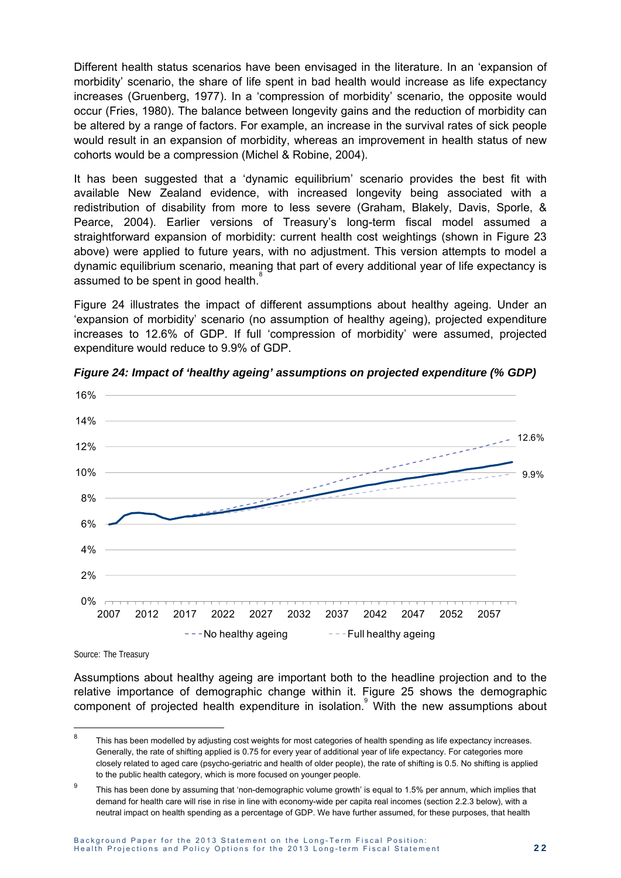Different health status scenarios have been envisaged in the literature. In an 'expansion of morbidity' scenario, the share of life spent in bad health would increase as life expectancy increases (Gruenberg, 1977). In a 'compression of morbidity' scenario, the opposite would occur (Fries, 1980). The balance between longevity gains and the reduction of morbidity can be altered by a range of factors. For example, an increase in the survival rates of sick people would result in an expansion of morbidity, whereas an improvement in health status of new cohorts would be a compression (Michel & Robine, 2004).

It has been suggested that a 'dynamic equilibrium' scenario provides the best fit with available New Zealand evidence, with increased longevity being associated with a redistribution of disability from more to less severe (Graham, Blakely, Davis, Sporle, & Pearce, 2004). Earlier versions of Treasury's long-term fiscal model assumed a straightforward expansion of morbidity: current health cost weightings (shown in Figure 23 above) were applied to future years, with no adjustment. This version attempts to model a dynamic equilibrium scenario, meaning that part of every additional year of life expectancy is assumed to be spent in good health.[8]

Figure 24 illustrates the impact of different assumptions about healthy ageing. Under an 'expansion of morbidity' scenario (no assumption of healthy ageing), projected expenditure increases to 12.6% of GDP. If full 'compression of morbidity' were assumed, projected expenditure would reduce to 9.9% of GDP.

*Figure 24: Impact of 'healthy ageing' assumptions on projected expenditure (% GDP)*

Source: The Treasury

Assumptions about healthy ageing are important both to the headline projection and to the relative importance of demographic change within it. Figure 25 shows the demographic component of projected health expenditure in isolation.[9] With the new assumptions about

---

[8] This has been modelled by adjusting cost weights for most categories of health spending as life expectancy increases. Generally, the rate of shifting applied is 0.75 for every year of additional year of life expectancy. For categories more closely related to aged care (psycho-geriatric and health of older people), the rate of shifting is 0.5. No shifting is applied to the public health category, which is more focused on younger people.

[9] This has been done by assuming that 'non-demographic volume growth' is equal to 1.5% per annum, which implies that demand for health care will rise in rise in line with economy-wide per capita real incomes (section 2.2.3 below), with a neutral impact on health spending as a percentage of GDP. We have further assumed, for these purposes, that health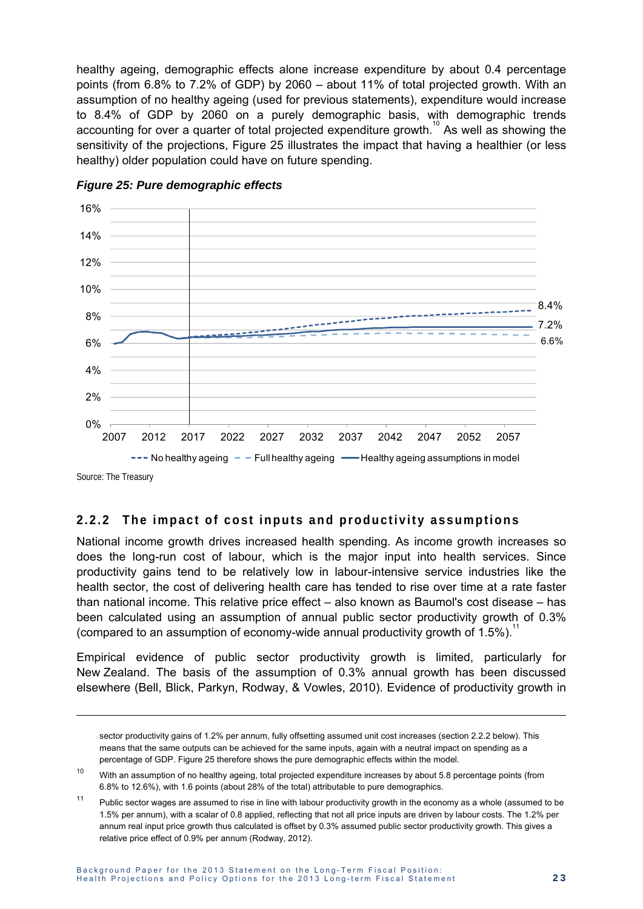healthy ageing, demographic effects alone increase expenditure by about 0.4 percentage points (from 6.8% to 7.2% of GDP) by 2060 – about 11% of total projected growth. With an assumption of no healthy ageing (used for previous statements), expenditure would increase to 8.4% of GDP by 2060 on a purely demographic basis, with demographic trends accounting for over a quarter of total projected expenditure growth.[10] As well as showing the sensitivity of the projections, Figure 25 illustrates the impact that having a healthier (or less healthy) older population could have on future spending.

*Figure 25: Pure demographic effects*

Source: The Treasury

### 2.2.2 The impact of cost inputs and productivity assumptions

National income growth drives increased health spending. As income growth increases so does the long-run cost of labour, which is the major input into health services. Since productivity gains tend to be relatively low in labour-intensive service industries like the health sector, the cost of delivering health care has tended to rise over time at a rate faster than national income. This relative price effect – also known as Baumol's cost disease – has been calculated using an assumption of annual public sector productivity growth of 0.3% (compared to an assumption of economy-wide annual productivity growth of 1.5%).[11]

Empirical evidence of public sector productivity growth is limited, particularly for New Zealand. The basis of the assumption of 0.3% annual growth has been discussed elsewhere (Bell, Blick, Parkyn, Rodway, & Vowles, 2010). Evidence of productivity growth in

---

sector productivity gains of 1.2% per annum, fully offsetting assumed unit cost increases (section 2.2.2 below). This means that the same outputs can be achieved for the same inputs, again with a neutral impact on spending as a percentage of GDP. Figure 25 therefore shows the pure demographic effects within the model.

[10] With an assumption of no healthy ageing, total projected expenditure increases by about 5.8 percentage points (from 6.8% to 12.6%), with 1.6 points (about 28% of the total) attributable to pure demographics.

[11] Public sector wages are assumed to rise in line with labour productivity growth in the economy as a whole (assumed to be 1.5% per annum), with a scalar of 0.8 applied, reflecting that not all price inputs are driven by labour costs. The 1.2% per annum real input price growth thus calculated is offset by 0.3% assumed public sector productivity growth. This gives a relative price effect of 0.9% per annum (Rodway, 2012).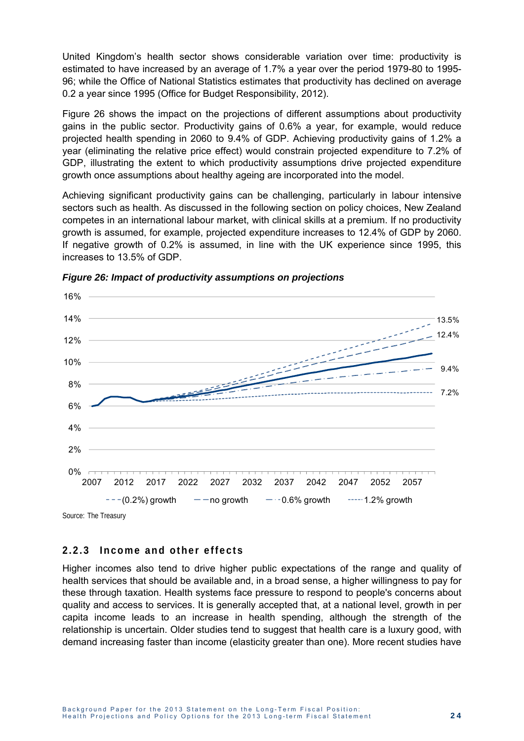United Kingdom's health sector shows considerable variation over time: productivity is estimated to have increased by an average of 1.7% a year over the period 1979-80 to 1995-96; while the Office of National Statistics estimates that productivity has declined on average 0.2 a year since 1995 (Office for Budget Responsibility, 2012).

Figure 26 shows the impact on the projections of different assumptions about productivity gains in the public sector. Productivity gains of 0.6% a year, for example, would reduce projected health spending in 2060 to 9.4% of GDP. Achieving productivity gains of 1.2% a year (eliminating the relative price effect) would constrain projected expenditure to 7.2% of GDP, illustrating the extent to which productivity assumptions drive projected expenditure growth once assumptions about healthy ageing are incorporated into the model.

Achieving significant productivity gains can be challenging, particularly in labour intensive sectors such as health. As discussed in the following section on policy choices, New Zealand competes in an international labour market, with clinical skills at a premium. If no productivity growth is assumed, for example, projected expenditure increases to 12.4% of GDP by 2060. If negative growth of 0.2% is assumed, in line with the UK experience since 1995, this increases to 13.5% of GDP.

***Figure 26: Impact of productivity assumptions on projections***

Source: The Treasury

### 2.2.3 Income and other effects

Higher incomes also tend to drive higher public expectations of the range and quality of health services that should be available and, in a broad sense, a higher willingness to pay for these through taxation. Health systems face pressure to respond to people's concerns about quality and access to services. It is generally accepted that, at a national level, growth in per capita income leads to an increase in health spending, although the strength of the relationship is uncertain. Older studies tend to suggest that health care is a luxury good, with demand increasing faster than income (elasticity greater than one). More recent studies have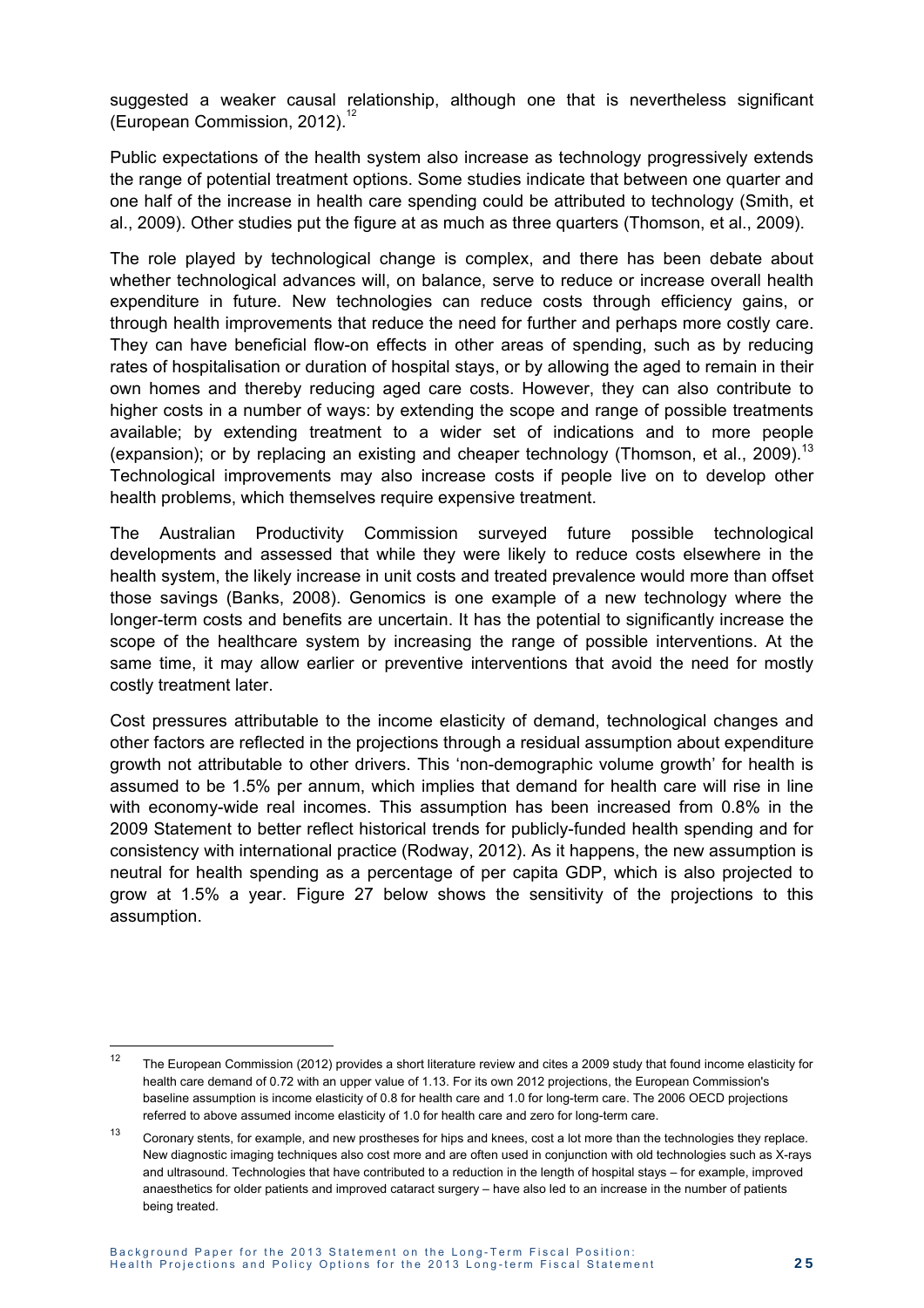suggested a weaker causal relationship, although one that is nevertheless significant (European Commission, 2012).[12]

Public expectations of the health system also increase as technology progressively extends the range of potential treatment options. Some studies indicate that between one quarter and one half of the increase in health care spending could be attributed to technology (Smith, et al., 2009). Other studies put the figure at as much as three quarters (Thomson, et al., 2009).

The role played by technological change is complex, and there has been debate about whether technological advances will, on balance, serve to reduce or increase overall health expenditure in future. New technologies can reduce costs through efficiency gains, or through health improvements that reduce the need for further and perhaps more costly care. They can have beneficial flow-on effects in other areas of spending, such as by reducing rates of hospitalisation or duration of hospital stays, or by allowing the aged to remain in their own homes and thereby reducing aged care costs. However, they can also contribute to higher costs in a number of ways: by extending the scope and range of possible treatments available; by extending treatment to a wider set of indications and to more people (expansion); or by replacing an existing and cheaper technology (Thomson, et al., 2009).[13] Technological improvements may also increase costs if people live on to develop other health problems, which themselves require expensive treatment.

The Australian Productivity Commission surveyed future possible technological developments and assessed that while they were likely to reduce costs elsewhere in the health system, the likely increase in unit costs and treated prevalence would more than offset those savings (Banks, 2008). Genomics is one example of a new technology where the longer-term costs and benefits are uncertain. It has the potential to significantly increase the scope of the healthcare system by increasing the range of possible interventions. At the same time, it may allow earlier or preventive interventions that avoid the need for mostly costly treatment later.

Cost pressures attributable to the income elasticity of demand, technological changes and other factors are reflected in the projections through a residual assumption about expenditure growth not attributable to other drivers. This 'non-demographic volume growth' for health is assumed to be 1.5% per annum, which implies that demand for health care will rise in line with economy-wide real incomes. This assumption has been increased from 0.8% in the 2009 Statement to better reflect historical trends for publicly-funded health spending and for consistency with international practice (Rodway, 2012). As it happens, the new assumption is neutral for health spending as a percentage of per capita GDP, which is also projected to grow at 1.5% a year. Figure 27 below shows the sensitivity of the projections to this assumption.

---

[12] The European Commission (2012) provides a short literature review and cites a 2009 study that found income elasticity for health care demand of 0.72 with an upper value of 1.13. For its own 2012 projections, the European Commission's baseline assumption is income elasticity of 0.8 for health care and 1.0 for long-term care. The 2006 OECD projections referred to above assumed income elasticity of 1.0 for health care and zero for long-term care.

[13] Coronary stents, for example, and new prostheses for hips and knees, cost a lot more than the technologies they replace. New diagnostic imaging techniques also cost more and are often used in conjunction with old technologies such as X-rays and ultrasound. Technologies that have contributed to a reduction in the length of hospital stays – for example, improved anaesthetics for older patients and improved cataract surgery – have also led to an increase in the number of patients being treated.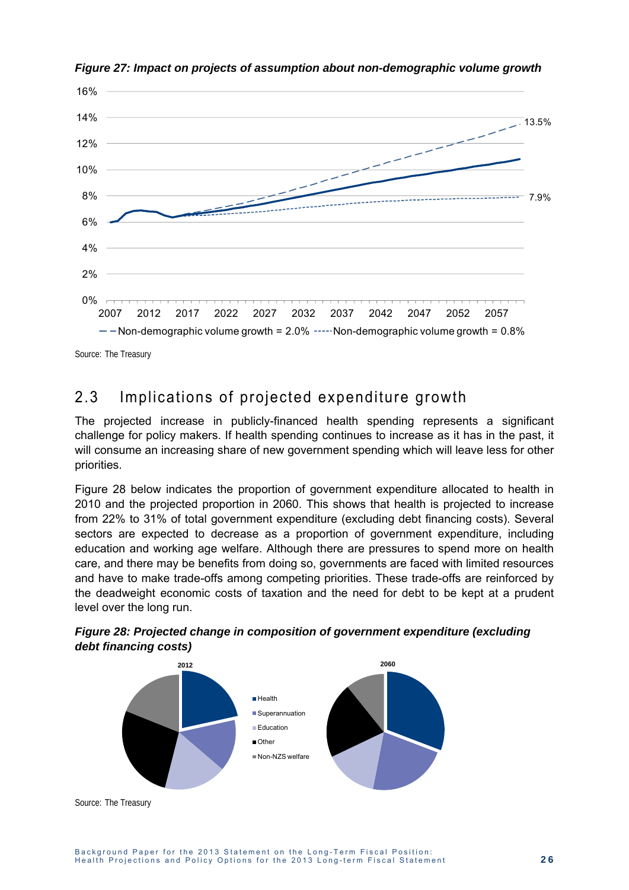***Figure 27: Impact on projects of assumption about non-demographic volume growth***

Source: The Treasury

## 2.3 Implications of projected expenditure growth

The projected increase in publicly-financed health spending represents a significant challenge for policy makers. If health spending continues to increase as it has in the past, it will consume an increasing share of new government spending which will leave less for other priorities.

Figure 28 below indicates the proportion of government expenditure allocated to health in 2010 and the projected proportion in 2060. This shows that health is projected to increase from 22% to 31% of total government expenditure (excluding debt financing costs). Several sectors are expected to decrease as a proportion of government expenditure, including education and working age welfare. Although there are pressures to spend more on health care, and there may be benefits from doing so, governments are faced with limited resources and have to make trade-offs among competing priorities. These trade-offs are reinforced by the deadweight economic costs of taxation and the need for debt to be kept at a prudent level over the long run.

***Figure 28: Projected change in composition of government expenditure (excluding debt financing costs)***

Source: The Treasury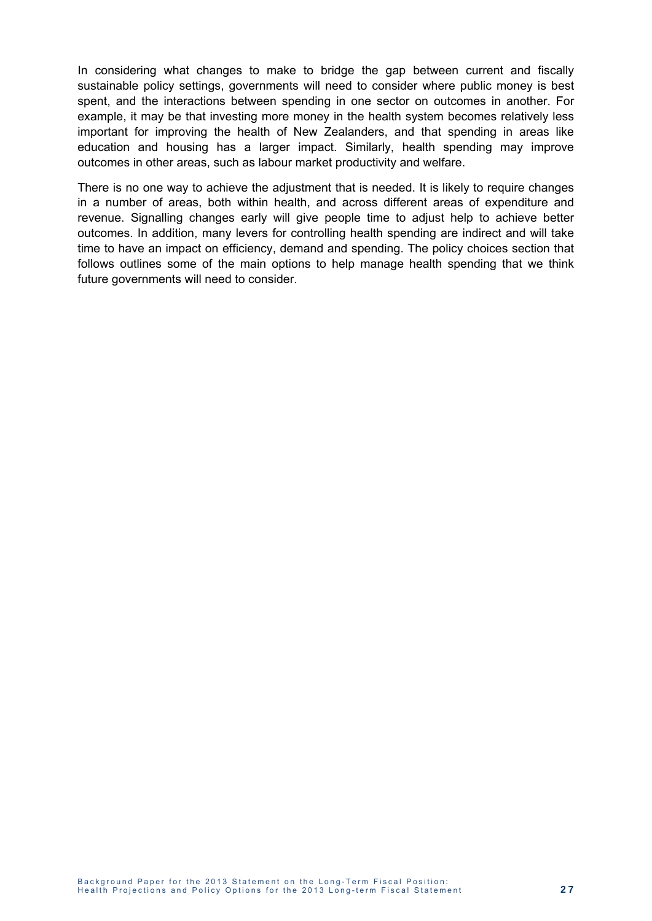In considering what changes to make to bridge the gap between current and fiscally sustainable policy settings, governments will need to consider where public money is best spent, and the interactions between spending in one sector on outcomes in another. For example, it may be that investing more money in the health system becomes relatively less important for improving the health of New Zealanders, and that spending in areas like education and housing has a larger impact. Similarly, health spending may improve outcomes in other areas, such as labour market productivity and welfare.

There is no one way to achieve the adjustment that is needed. It is likely to require changes in a number of areas, both within health, and across different areas of expenditure and revenue. Signalling changes early will give people time to adjust help to achieve better outcomes. In addition, many levers for controlling health spending are indirect and will take time to have an impact on efficiency, demand and spending. The policy choices section that follows outlines some of the main options to help manage health spending that we think future governments will need to consider.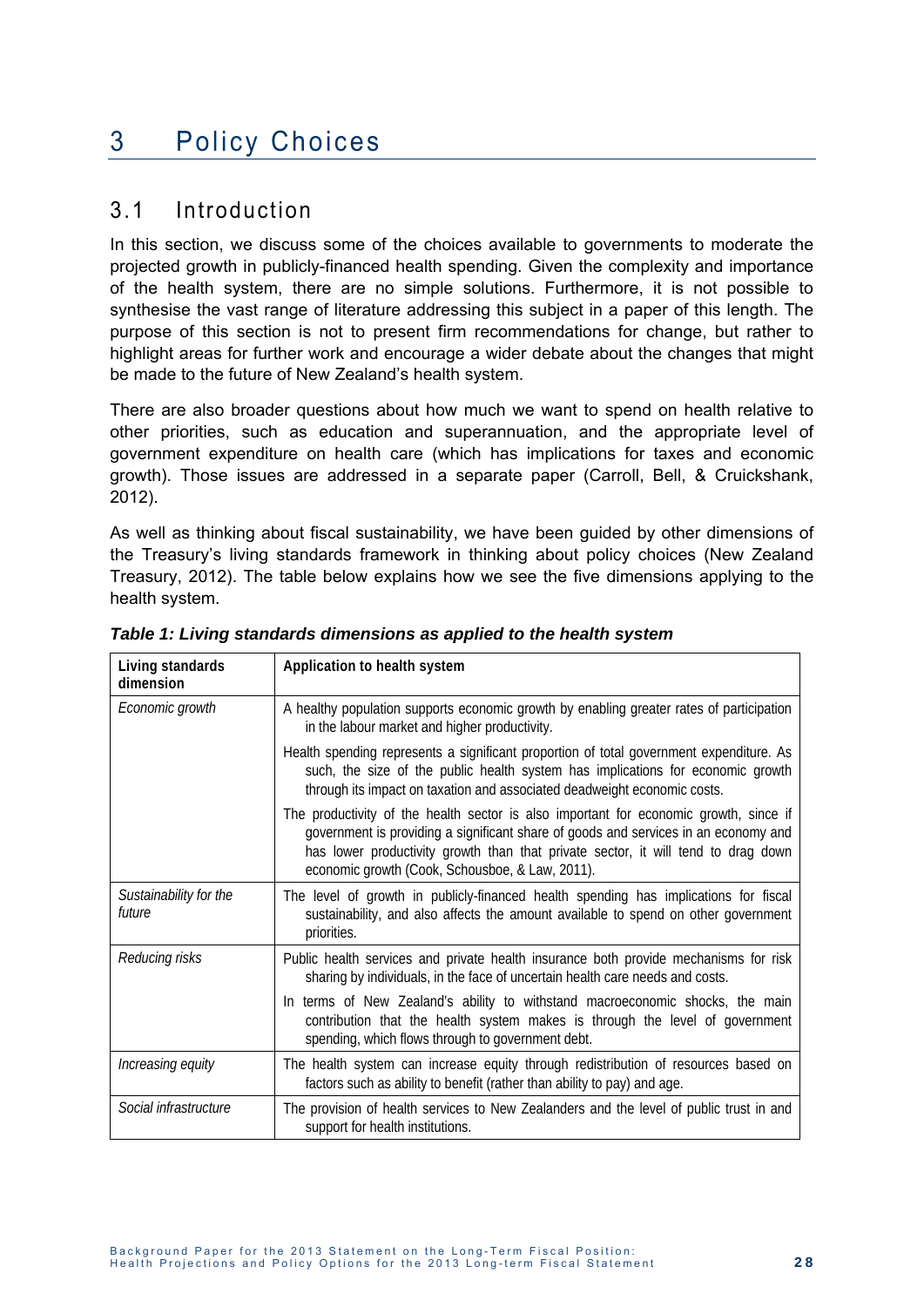# 3 Policy Choices

## 3.1 Introduction

In this section, we discuss some of the choices available to governments to moderate the projected growth in publicly-financed health spending. Given the complexity and importance of the health system, there are no simple solutions. Furthermore, it is not possible to synthesise the vast range of literature addressing this subject in a paper of this length. The purpose of this section is not to present firm recommendations for change, but rather to highlight areas for further work and encourage a wider debate about the changes that might be made to the future of New Zealand's health system.

There are also broader questions about how much we want to spend on health relative to other priorities, such as education and superannuation, and the appropriate level of government expenditure on health care (which has implications for taxes and economic growth). Those issues are addressed in a separate paper (Carroll, Bell, & Cruickshank, 2012).

As well as thinking about fiscal sustainability, we have been guided by other dimensions of the Treasury's living standards framework in thinking about policy choices (New Zealand Treasury, 2012). The table below explains how we see the five dimensions applying to the health system.

***Table 1: Living standards dimensions as applied to the health system***

| Living standards dimension | Application to health system |
|---|---|
| *Economic growth* | A healthy population supports economic growth by enabling greater rates of participation in the labour market and higher productivity. |
| | Health spending represents a significant proportion of total government expenditure. As such, the size of the public health system has implications for economic growth through its impact on taxation and associated deadweight economic costs. |
| | The productivity of the health sector is also important for economic growth, since if government is providing a significant share of goods and services in an economy and has lower productivity growth than that private sector, it will tend to drag down economic growth (Cook, Schousboe, & Law, 2011). |
| *Sustainability for the future* | The level of growth in publicly-financed health spending has implications for fiscal sustainability, and also affects the amount available to spend on other government priorities. |
| *Reducing risks* | Public health services and private health insurance both provide mechanisms for risk sharing by individuals, in the face of uncertain health care needs and costs. |
| | In terms of New Zealand's ability to withstand macroeconomic shocks, the main contribution that the health system makes is through the level of government spending, which flows through to government debt. |
| *Increasing equity* | The health system can increase equity through redistribution of resources based on factors such as ability to benefit (rather than ability to pay) and age. |
| *Social infrastructure* | The provision of health services to New Zealanders and the level of public trust in and support for health institutions. |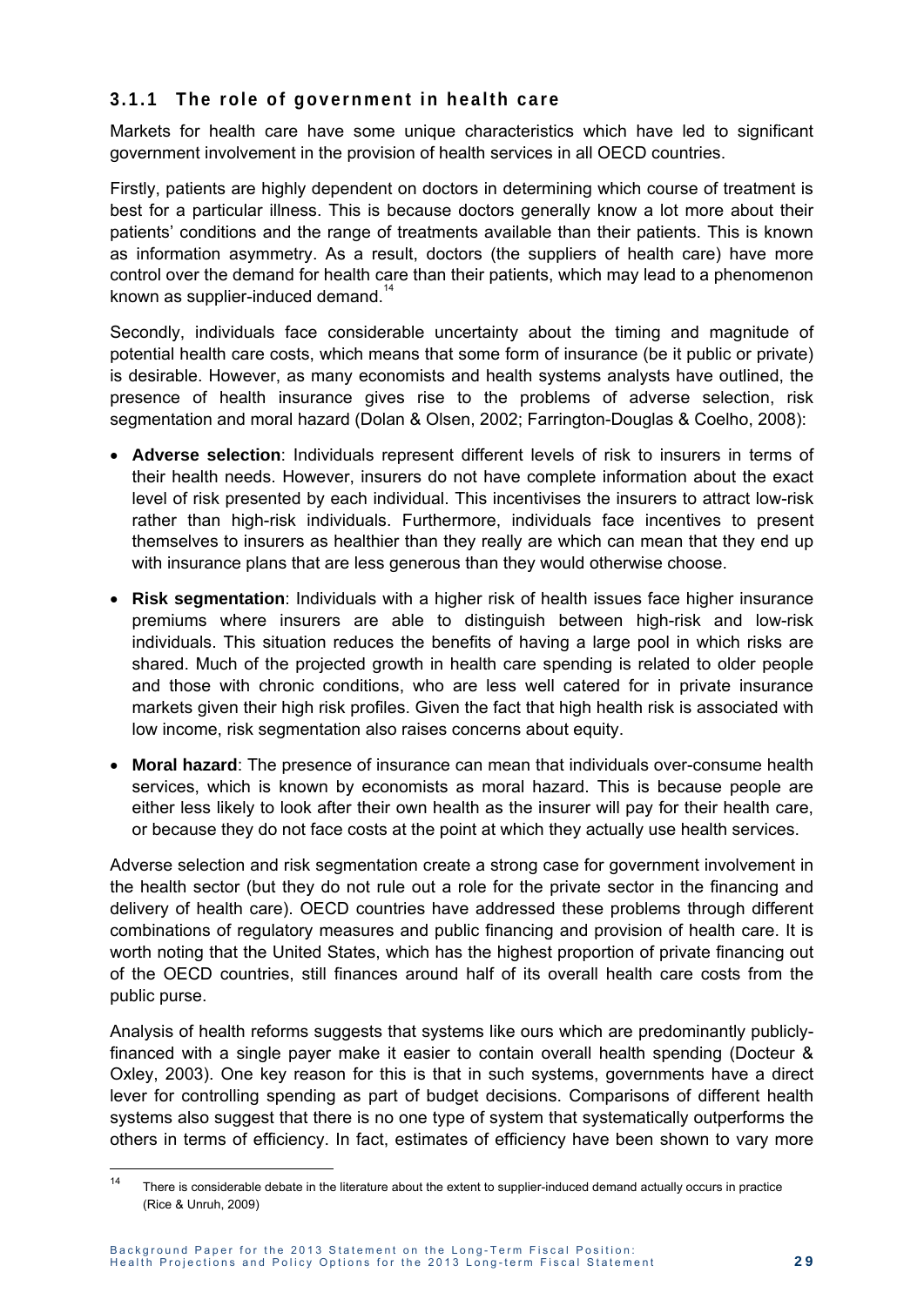### 3.1.1 The role of government in health care

Markets for health care have some unique characteristics which have led to significant government involvement in the provision of health services in all OECD countries.

Firstly, patients are highly dependent on doctors in determining which course of treatment is best for a particular illness. This is because doctors generally know a lot more about their patients' conditions and the range of treatments available than their patients. This is known as information asymmetry. As a result, doctors (the suppliers of health care) have more control over the demand for health care than their patients, which may lead to a phenomenon known as supplier-induced demand.[14]

Secondly, individuals face considerable uncertainty about the timing and magnitude of potential health care costs, which means that some form of insurance (be it public or private) is desirable. However, as many economists and health systems analysts have outlined, the presence of health insurance gives rise to the problems of adverse selection, risk segmentation and moral hazard (Dolan & Olsen, 2002; Farrington-Douglas & Coelho, 2008):

- **Adverse selection**: Individuals represent different levels of risk to insurers in terms of their health needs. However, insurers do not have complete information about the exact level of risk presented by each individual. This incentivises the insurers to attract low-risk rather than high-risk individuals. Furthermore, individuals face incentives to present themselves to insurers as healthier than they really are which can mean that they end up with insurance plans that are less generous than they would otherwise choose.
- **Risk segmentation**: Individuals with a higher risk of health issues face higher insurance premiums where insurers are able to distinguish between high-risk and low-risk individuals. This situation reduces the benefits of having a large pool in which risks are shared. Much of the projected growth in health care spending is related to older people and those with chronic conditions, who are less well catered for in private insurance markets given their high risk profiles. Given the fact that high health risk is associated with low income, risk segmentation also raises concerns about equity.
- **Moral hazard**: The presence of insurance can mean that individuals over-consume health services, which is known by economists as moral hazard. This is because people are either less likely to look after their own health as the insurer will pay for their health care, or because they do not face costs at the point at which they actually use health services.

Adverse selection and risk segmentation create a strong case for government involvement in the health sector (but they do not rule out a role for the private sector in the financing and delivery of health care). OECD countries have addressed these problems through different combinations of regulatory measures and public financing and provision of health care. It is worth noting that the United States, which has the highest proportion of private financing out of the OECD countries, still finances around half of its overall health care costs from the public purse.

Analysis of health reforms suggests that systems like ours which are predominantly publicly-financed with a single payer make it easier to contain overall health spending (Docteur & Oxley, 2003). One key reason for this is that in such systems, governments have a direct lever for controlling spending as part of budget decisions. Comparisons of different health systems also suggest that there is no one type of system that systematically outperforms the others in terms of efficiency. In fact, estimates of efficiency have been shown to vary more

---

[14] There is considerable debate in the literature about the extent to supplier-induced demand actually occurs in practice (Rice & Unruh, 2009)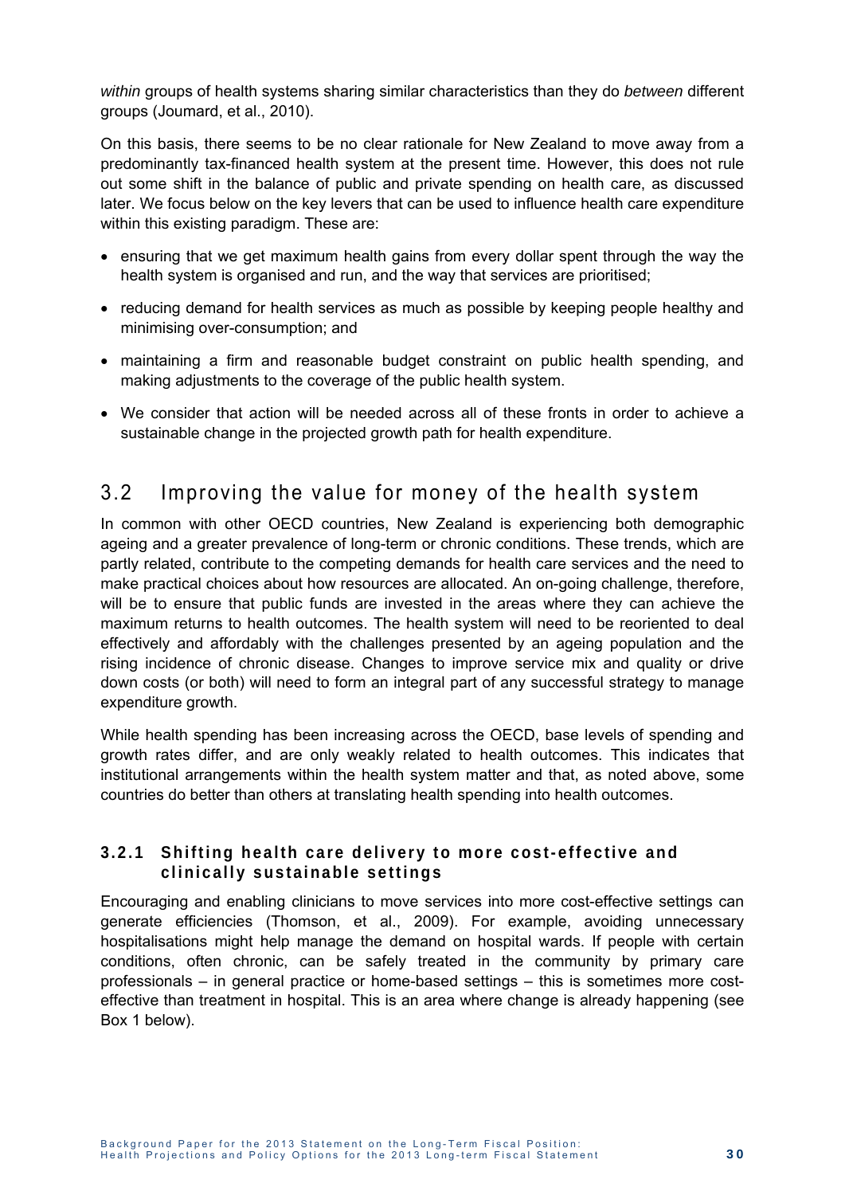*within* groups of health systems sharing similar characteristics than they do *between* different groups (Joumard, et al., 2010).

On this basis, there seems to be no clear rationale for New Zealand to move away from a predominantly tax-financed health system at the present time. However, this does not rule out some shift in the balance of public and private spending on health care, as discussed later. We focus below on the key levers that can be used to influence health care expenditure within this existing paradigm. These are:

- ensuring that we get maximum health gains from every dollar spent through the way the health system is organised and run, and the way that services are prioritised;
- reducing demand for health services as much as possible by keeping people healthy and minimising over-consumption; and
- maintaining a firm and reasonable budget constraint on public health spending, and making adjustments to the coverage of the public health system.
- We consider that action will be needed across all of these fronts in order to achieve a sustainable change in the projected growth path for health expenditure.

## 3.2 Improving the value for money of the health system

In common with other OECD countries, New Zealand is experiencing both demographic ageing and a greater prevalence of long-term or chronic conditions. These trends, which are partly related, contribute to the competing demands for health care services and the need to make practical choices about how resources are allocated. An on-going challenge, therefore, will be to ensure that public funds are invested in the areas where they can achieve the maximum returns to health outcomes. The health system will need to be reoriented to deal effectively and affordably with the challenges presented by an ageing population and the rising incidence of chronic disease. Changes to improve service mix and quality or drive down costs (or both) will need to form an integral part of any successful strategy to manage expenditure growth.

While health spending has been increasing across the OECD, base levels of spending and growth rates differ, and are only weakly related to health outcomes. This indicates that institutional arrangements within the health system matter and that, as noted above, some countries do better than others at translating health spending into health outcomes.

### 3.2.1 Shifting health care delivery to more cost-effective and clinically sustainable settings

Encouraging and enabling clinicians to move services into more cost-effective settings can generate efficiencies (Thomson, et al., 2009). For example, avoiding unnecessary hospitalisations might help manage the demand on hospital wards. If people with certain conditions, often chronic, can be safely treated in the community by primary care professionals – in general practice or home-based settings – this is sometimes more cost-effective than treatment in hospital. This is an area where change is already happening (see Box 1 below).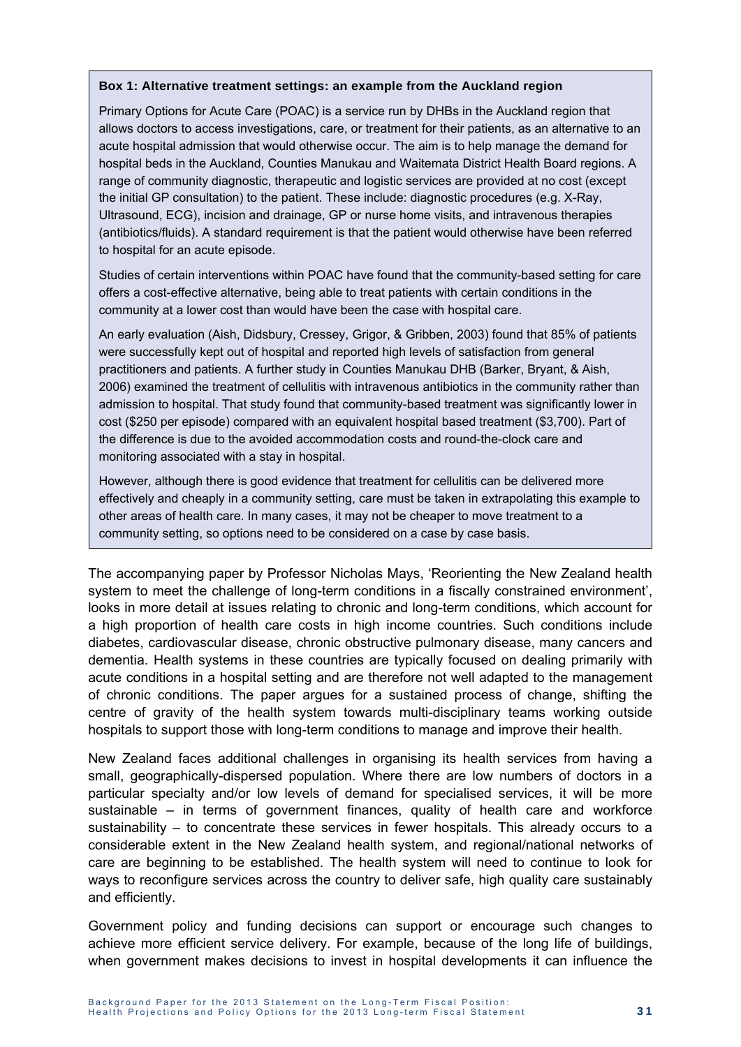**Box 1: Alternative treatment settings: an example from the Auckland region**

Primary Options for Acute Care (POAC) is a service run by DHBs in the Auckland region that allows doctors to access investigations, care, or treatment for their patients, as an alternative to an acute hospital admission that would otherwise occur. The aim is to help manage the demand for hospital beds in the Auckland, Counties Manukau and Waitemata District Health Board regions. A range of community diagnostic, therapeutic and logistic services are provided at no cost (except the initial GP consultation) to the patient. These include: diagnostic procedures (e.g. X-Ray, Ultrasound, ECG), incision and drainage, GP or nurse home visits, and intravenous therapies (antibiotics/fluids). A standard requirement is that the patient would otherwise have been referred to hospital for an acute episode.

Studies of certain interventions within POAC have found that the community-based setting for care offers a cost-effective alternative, being able to treat patients with certain conditions in the community at a lower cost than would have been the case with hospital care.

An early evaluation (Aish, Didsbury, Cressey, Grigor, & Gribben, 2003) found that 85% of patients were successfully kept out of hospital and reported high levels of satisfaction from general practitioners and patients. A further study in Counties Manukau DHB (Barker, Bryant, & Aish, 2006) examined the treatment of cellulitis with intravenous antibiotics in the community rather than admission to hospital. That study found that community-based treatment was significantly lower in cost ($250 per episode) compared with an equivalent hospital based treatment ($3,700). Part of the difference is due to the avoided accommodation costs and round-the-clock care and monitoring associated with a stay in hospital.

However, although there is good evidence that treatment for cellulitis can be delivered more effectively and cheaply in a community setting, care must be taken in extrapolating this example to other areas of health care. In many cases, it may not be cheaper to move treatment to a community setting, so options need to be considered on a case by case basis.

The accompanying paper by Professor Nicholas Mays, 'Reorienting the New Zealand health system to meet the challenge of long-term conditions in a fiscally constrained environment', looks in more detail at issues relating to chronic and long-term conditions, which account for a high proportion of health care costs in high income countries. Such conditions include diabetes, cardiovascular disease, chronic obstructive pulmonary disease, many cancers and dementia. Health systems in these countries are typically focused on dealing primarily with acute conditions in a hospital setting and are therefore not well adapted to the management of chronic conditions. The paper argues for a sustained process of change, shifting the centre of gravity of the health system towards multi-disciplinary teams working outside hospitals to support those with long-term conditions to manage and improve their health.

New Zealand faces additional challenges in organising its health services from having a small, geographically-dispersed population. Where there are low numbers of doctors in a particular specialty and/or low levels of demand for specialised services, it will be more sustainable – in terms of government finances, quality of health care and workforce sustainability – to concentrate these services in fewer hospitals. This already occurs to a considerable extent in the New Zealand health system, and regional/national networks of care are beginning to be established. The health system will need to continue to look for ways to reconfigure services across the country to deliver safe, high quality care sustainably and efficiently.

Government policy and funding decisions can support or encourage such changes to achieve more efficient service delivery. For example, because of the long life of buildings, when government makes decisions to invest in hospital developments it can influence the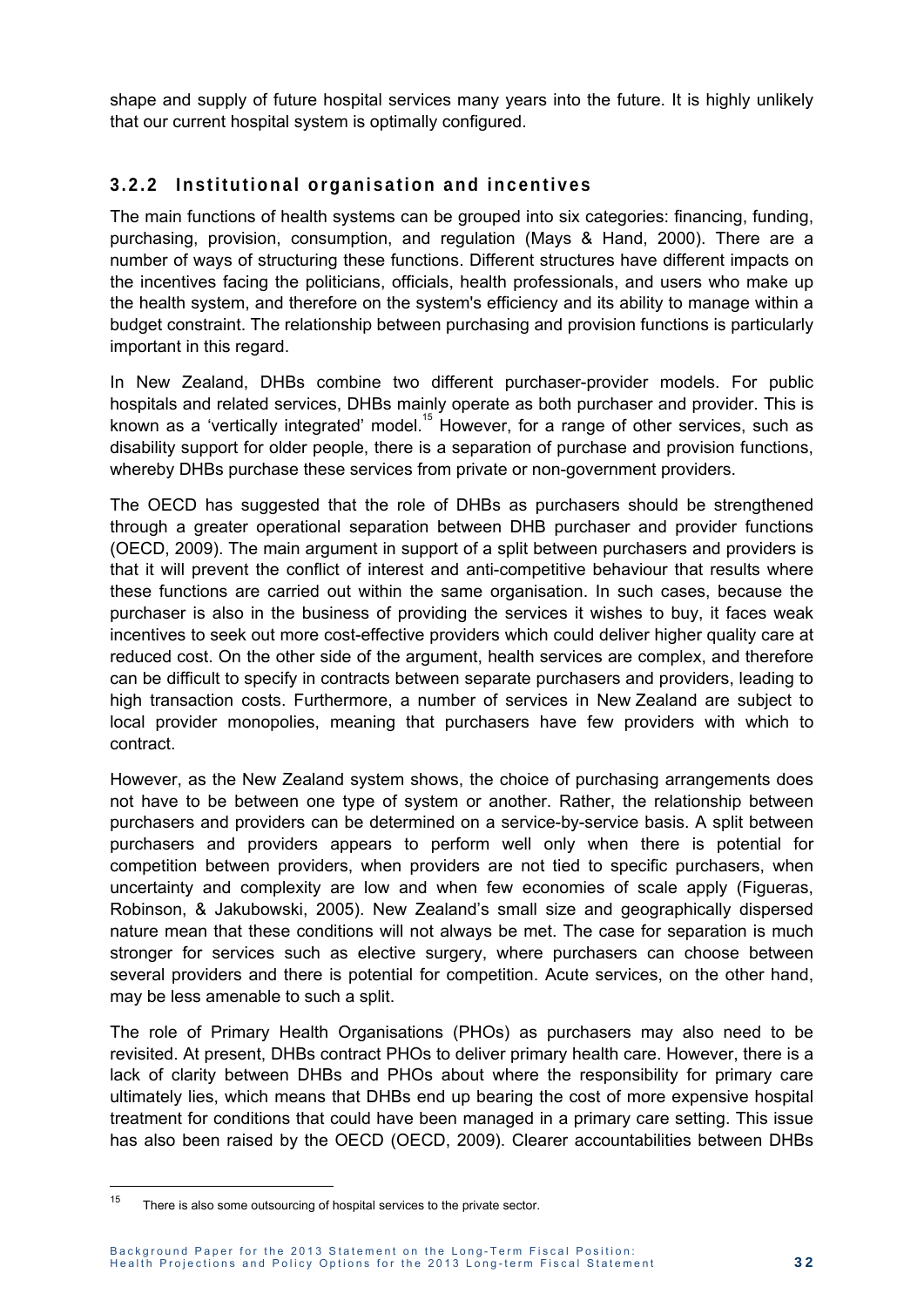shape and supply of future hospital services many years into the future. It is highly unlikely that our current hospital system is optimally configured.

### 3.2.2 Institutional organisation and incentives

The main functions of health systems can be grouped into six categories: financing, funding, purchasing, provision, consumption, and regulation (Mays & Hand, 2000). There are a number of ways of structuring these functions. Different structures have different impacts on the incentives facing the politicians, officials, health professionals, and users who make up the health system, and therefore on the system's efficiency and its ability to manage within a budget constraint. The relationship between purchasing and provision functions is particularly important in this regard.

In New Zealand, DHBs combine two different purchaser-provider models. For public hospitals and related services, DHBs mainly operate as both purchaser and provider. This is known as a 'vertically integrated' model.[15] However, for a range of other services, such as disability support for older people, there is a separation of purchase and provision functions, whereby DHBs purchase these services from private or non-government providers.

The OECD has suggested that the role of DHBs as purchasers should be strengthened through a greater operational separation between DHB purchaser and provider functions (OECD, 2009). The main argument in support of a split between purchasers and providers is that it will prevent the conflict of interest and anti-competitive behaviour that results where these functions are carried out within the same organisation. In such cases, because the purchaser is also in the business of providing the services it wishes to buy, it faces weak incentives to seek out more cost-effective providers which could deliver higher quality care at reduced cost. On the other side of the argument, health services are complex, and therefore can be difficult to specify in contracts between separate purchasers and providers, leading to high transaction costs. Furthermore, a number of services in New Zealand are subject to local provider monopolies, meaning that purchasers have few providers with which to contract.

However, as the New Zealand system shows, the choice of purchasing arrangements does not have to be between one type of system or another. Rather, the relationship between purchasers and providers can be determined on a service-by-service basis. A split between purchasers and providers appears to perform well only when there is potential for competition between providers, when providers are not tied to specific purchasers, when uncertainty and complexity are low and when few economies of scale apply (Figueras, Robinson, & Jakubowski, 2005). New Zealand's small size and geographically dispersed nature mean that these conditions will not always be met. The case for separation is much stronger for services such as elective surgery, where purchasers can choose between several providers and there is potential for competition. Acute services, on the other hand, may be less amenable to such a split.

The role of Primary Health Organisations (PHOs) as purchasers may also need to be revisited. At present, DHBs contract PHOs to deliver primary health care. However, there is a lack of clarity between DHBs and PHOs about where the responsibility for primary care ultimately lies, which means that DHBs end up bearing the cost of more expensive hospital treatment for conditions that could have been managed in a primary care setting. This issue has also been raised by the OECD (OECD, 2009). Clearer accountabilities between DHBs

[15] There is also some outsourcing of hospital services to the private sector.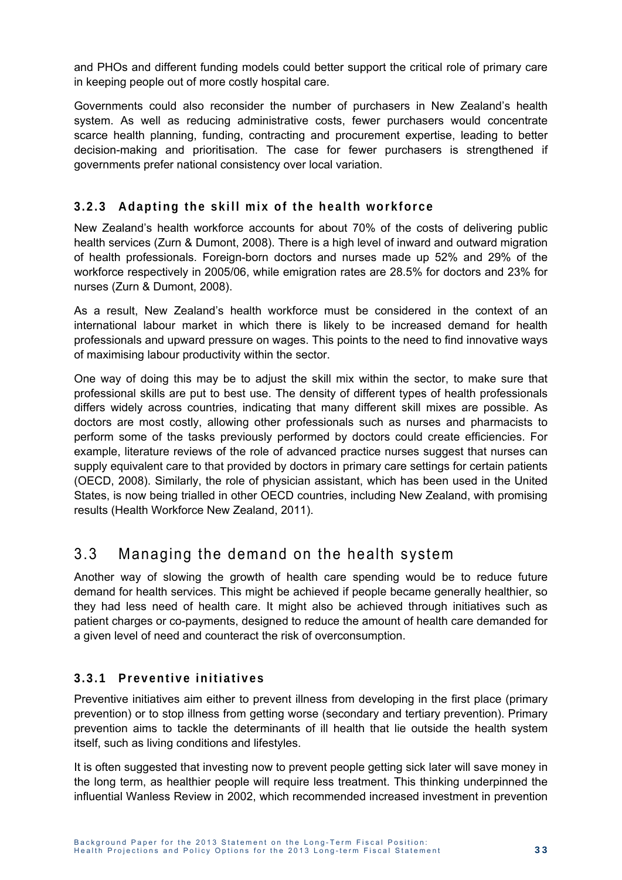and PHOs and different funding models could better support the critical role of primary care in keeping people out of more costly hospital care.

Governments could also reconsider the number of purchasers in New Zealand's health system. As well as reducing administrative costs, fewer purchasers would concentrate scarce health planning, funding, contracting and procurement expertise, leading to better decision-making and prioritisation. The case for fewer purchasers is strengthened if governments prefer national consistency over local variation.

### 3.2.3 Adapting the skill mix of the health workforce

New Zealand's health workforce accounts for about 70% of the costs of delivering public health services (Zurn & Dumont, 2008). There is a high level of inward and outward migration of health professionals. Foreign-born doctors and nurses made up 52% and 29% of the workforce respectively in 2005/06, while emigration rates are 28.5% for doctors and 23% for nurses (Zurn & Dumont, 2008).

As a result, New Zealand's health workforce must be considered in the context of an international labour market in which there is likely to be increased demand for health professionals and upward pressure on wages. This points to the need to find innovative ways of maximising labour productivity within the sector.

One way of doing this may be to adjust the skill mix within the sector, to make sure that professional skills are put to best use. The density of different types of health professionals differs widely across countries, indicating that many different skill mixes are possible. As doctors are most costly, allowing other professionals such as nurses and pharmacists to perform some of the tasks previously performed by doctors could create efficiencies. For example, literature reviews of the role of advanced practice nurses suggest that nurses can supply equivalent care to that provided by doctors in primary care settings for certain patients (OECD, 2008). Similarly, the role of physician assistant, which has been used in the United States, is now being trialled in other OECD countries, including New Zealand, with promising results (Health Workforce New Zealand, 2011).

## 3.3 Managing the demand on the health system

Another way of slowing the growth of health care spending would be to reduce future demand for health services. This might be achieved if people became generally healthier, so they had less need of health care. It might also be achieved through initiatives such as patient charges or co-payments, designed to reduce the amount of health care demanded for a given level of need and counteract the risk of overconsumption.

### 3.3.1 Preventive initiatives

Preventive initiatives aim either to prevent illness from developing in the first place (primary prevention) or to stop illness from getting worse (secondary and tertiary prevention). Primary prevention aims to tackle the determinants of ill health that lie outside the health system itself, such as living conditions and lifestyles.

It is often suggested that investing now to prevent people getting sick later will save money in the long term, as healthier people will require less treatment. This thinking underpinned the influential Wanless Review in 2002, which recommended increased investment in prevention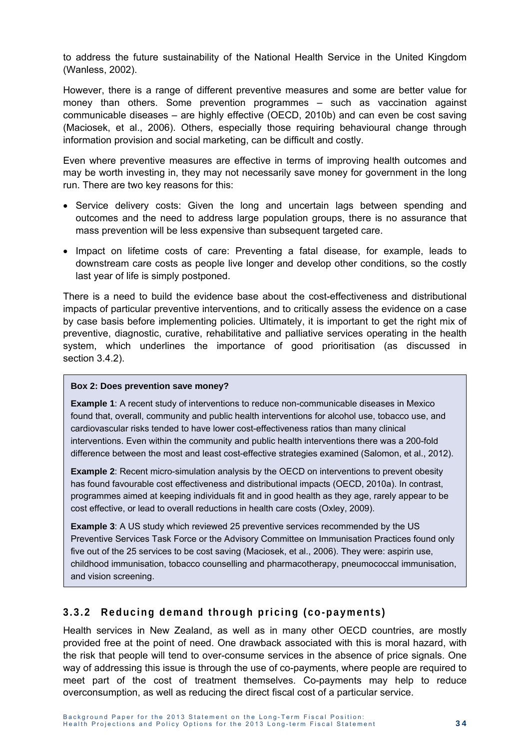to address the future sustainability of the National Health Service in the United Kingdom (Wanless, 2002).

However, there is a range of different preventive measures and some are better value for money than others. Some prevention programmes – such as vaccination against communicable diseases – are highly effective (OECD, 2010b) and can even be cost saving (Maciosek, et al., 2006). Others, especially those requiring behavioural change through information provision and social marketing, can be difficult and costly.

Even where preventive measures are effective in terms of improving health outcomes and may be worth investing in, they may not necessarily save money for government in the long run. There are two key reasons for this:

- Service delivery costs: Given the long and uncertain lags between spending and outcomes and the need to address large population groups, there is no assurance that mass prevention will be less expensive than subsequent targeted care.
- Impact on lifetime costs of care: Preventing a fatal disease, for example, leads to downstream care costs as people live longer and develop other conditions, so the costly last year of life is simply postponed.

There is a need to build the evidence base about the cost-effectiveness and distributional impacts of particular preventive interventions, and to critically assess the evidence on a case by case basis before implementing policies. Ultimately, it is important to get the right mix of preventive, diagnostic, curative, rehabilitative and palliative services operating in the health system, which underlines the importance of good prioritisation (as discussed in section 3.4.2).

> **Box 2: Does prevention save money?**
>
> **Example 1**: A recent study of interventions to reduce non-communicable diseases in Mexico found that, overall, community and public health interventions for alcohol use, tobacco use, and cardiovascular risks tended to have lower cost-effectiveness ratios than many clinical interventions. Even within the community and public health interventions there was a 200-fold difference between the most and least cost-effective strategies examined (Salomon, et al., 2012).
>
> **Example 2**: Recent micro-simulation analysis by the OECD on interventions to prevent obesity has found favourable cost effectiveness and distributional impacts (OECD, 2010a). In contrast, programmes aimed at keeping individuals fit and in good health as they age, rarely appear to be cost effective, or lead to overall reductions in health care costs (Oxley, 2009).
>
> **Example 3**: A US study which reviewed 25 preventive services recommended by the US Preventive Services Task Force or the Advisory Committee on Immunisation Practices found only five out of the 25 services to be cost saving (Maciosek, et al., 2006). They were: aspirin use, childhood immunisation, tobacco counselling and pharmacotherapy, pneumococcal immunisation, and vision screening.

### 3.3.2 Reducing demand through pricing (co-payments)

Health services in New Zealand, as well as in many other OECD countries, are mostly provided free at the point of need. One drawback associated with this is moral hazard, with the risk that people will tend to over-consume services in the absence of price signals. One way of addressing this issue is through the use of co-payments, where people are required to meet part of the cost of treatment themselves. Co-payments may help to reduce overconsumption, as well as reducing the direct fiscal cost of a particular service.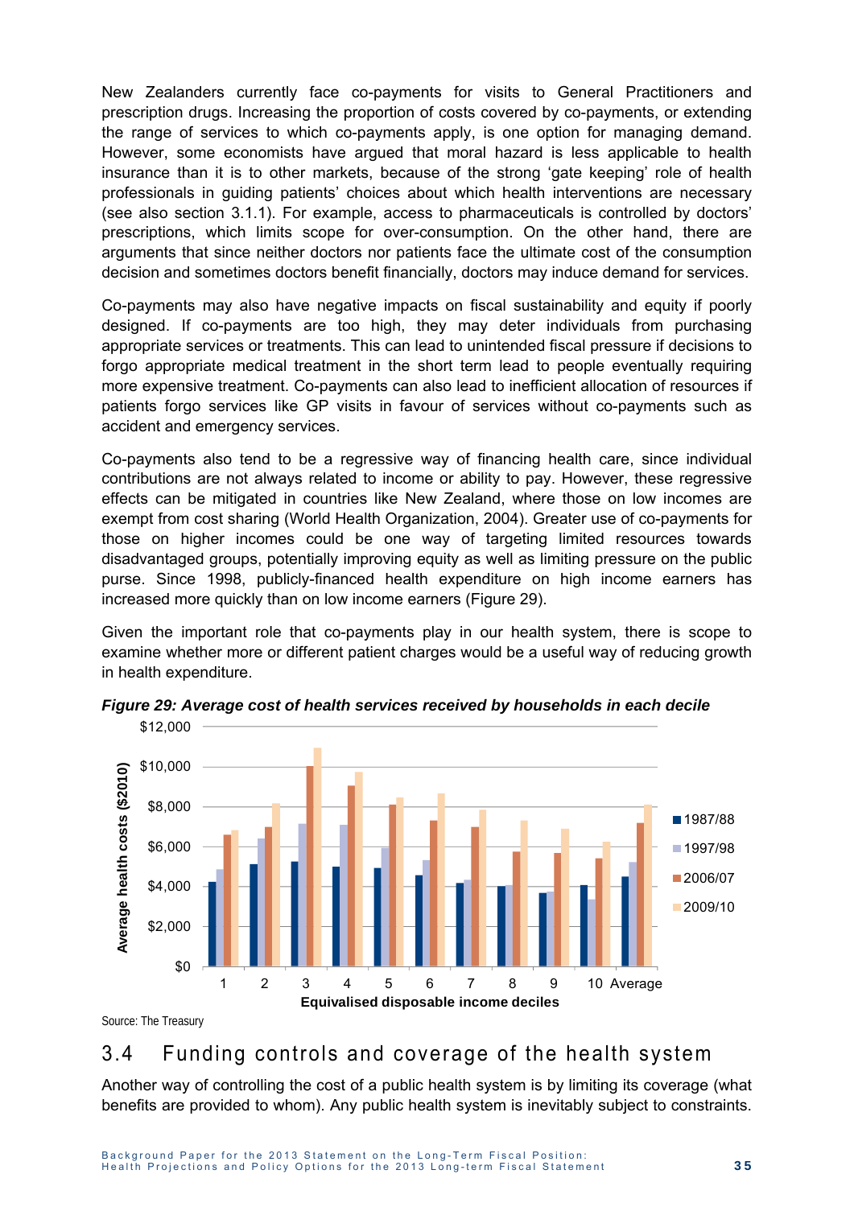New Zealanders currently face co-payments for visits to General Practitioners and prescription drugs. Increasing the proportion of costs covered by co-payments, or extending the range of services to which co-payments apply, is one option for managing demand. However, some economists have argued that moral hazard is less applicable to health insurance than it is to other markets, because of the strong 'gate keeping' role of health professionals in guiding patients' choices about which health interventions are necessary (see also section 3.1.1). For example, access to pharmaceuticals is controlled by doctors' prescriptions, which limits scope for over-consumption. On the other hand, there are arguments that since neither doctors nor patients face the ultimate cost of the consumption decision and sometimes doctors benefit financially, doctors may induce demand for services.

Co-payments may also have negative impacts on fiscal sustainability and equity if poorly designed. If co-payments are too high, they may deter individuals from purchasing appropriate services or treatments. This can lead to unintended fiscal pressure if decisions to forgo appropriate medical treatment in the short term lead to people eventually requiring more expensive treatment. Co-payments can also lead to inefficient allocation of resources if patients forgo services like GP visits in favour of services without co-payments such as accident and emergency services.

Co-payments also tend to be a regressive way of financing health care, since individual contributions are not always related to income or ability to pay. However, these regressive effects can be mitigated in countries like New Zealand, where those on low incomes are exempt from cost sharing (World Health Organization, 2004). Greater use of co-payments for those on higher incomes could be one way of targeting limited resources towards disadvantaged groups, potentially improving equity as well as limiting pressure on the public purse. Since 1998, publicly-financed health expenditure on high income earners has increased more quickly than on low income earners (Figure 29).

Given the important role that co-payments play in our health system, there is scope to examine whether more or different patient charges would be a useful way of reducing growth in health expenditure.

***Figure 29: Average cost of health services received by households in each decile***

Source: The Treasury

## 3.4 Funding controls and coverage of the health system

Another way of controlling the cost of a public health system is by limiting its coverage (what benefits are provided to whom). Any public health system is inevitably subject to constraints.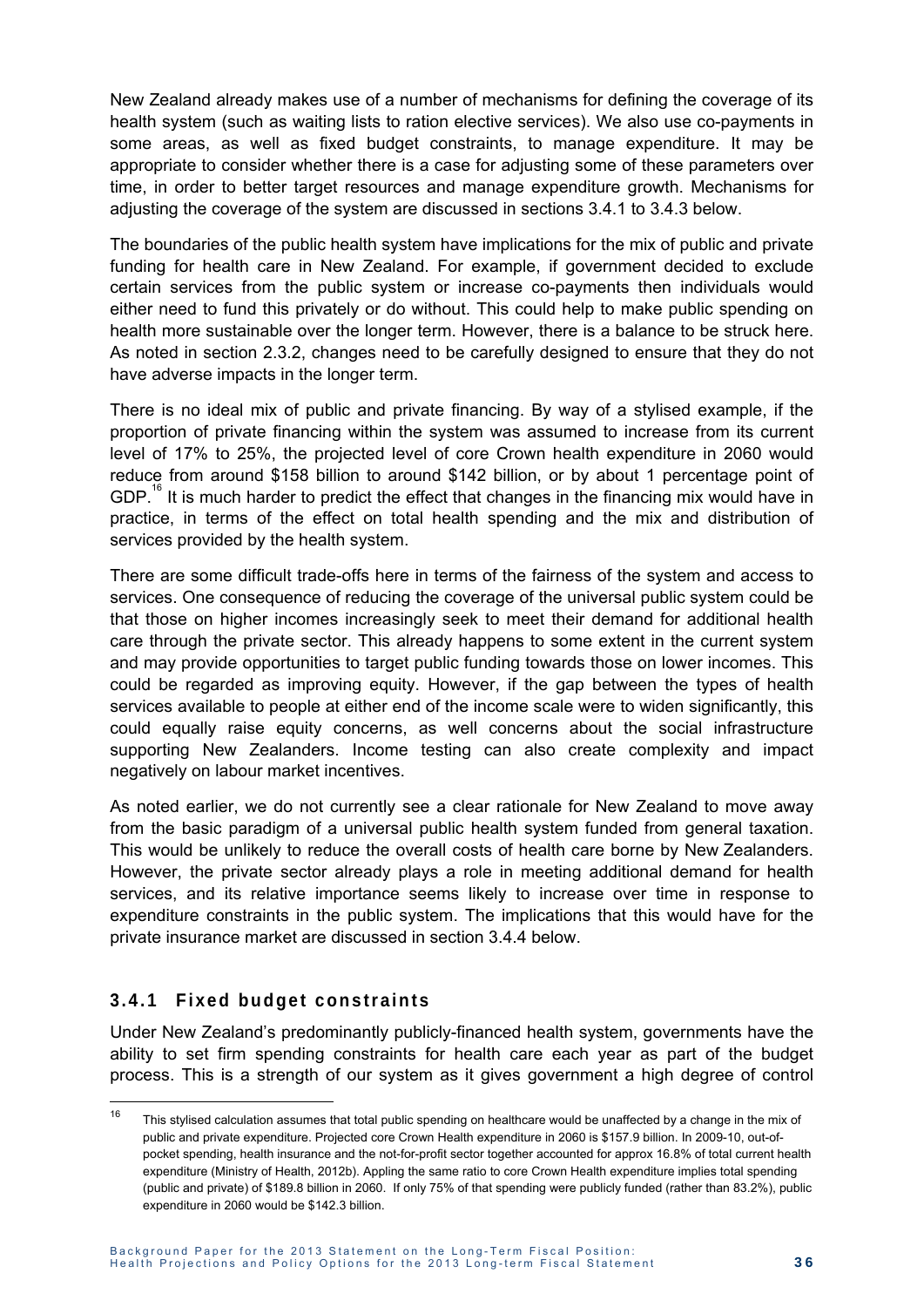New Zealand already makes use of a number of mechanisms for defining the coverage of its health system (such as waiting lists to ration elective services). We also use co-payments in some areas, as well as fixed budget constraints, to manage expenditure. It may be appropriate to consider whether there is a case for adjusting some of these parameters over time, in order to better target resources and manage expenditure growth. Mechanisms for adjusting the coverage of the system are discussed in sections 3.4.1 to 3.4.3 below.

The boundaries of the public health system have implications for the mix of public and private funding for health care in New Zealand. For example, if government decided to exclude certain services from the public system or increase co-payments then individuals would either need to fund this privately or do without. This could help to make public spending on health more sustainable over the longer term. However, there is a balance to be struck here. As noted in section 2.3.2, changes need to be carefully designed to ensure that they do not have adverse impacts in the longer term.

There is no ideal mix of public and private financing. By way of a stylised example, if the proportion of private financing within the system was assumed to increase from its current level of 17% to 25%, the projected level of core Crown health expenditure in 2060 would reduce from around \$158 billion to around \$142 billion, or by about 1 percentage point of GDP.[16] It is much harder to predict the effect that changes in the financing mix would have in practice, in terms of the effect on total health spending and the mix and distribution of services provided by the health system.

There are some difficult trade-offs here in terms of the fairness of the system and access to services. One consequence of reducing the coverage of the universal public system could be that those on higher incomes increasingly seek to meet their demand for additional health care through the private sector. This already happens to some extent in the current system and may provide opportunities to target public funding towards those on lower incomes. This could be regarded as improving equity. However, if the gap between the types of health services available to people at either end of the income scale were to widen significantly, this could equally raise equity concerns, as well concerns about the social infrastructure supporting New Zealanders. Income testing can also create complexity and impact negatively on labour market incentives.

As noted earlier, we do not currently see a clear rationale for New Zealand to move away from the basic paradigm of a universal public health system funded from general taxation. This would be unlikely to reduce the overall costs of health care borne by New Zealanders. However, the private sector already plays a role in meeting additional demand for health services, and its relative importance seems likely to increase over time in response to expenditure constraints in the public system. The implications that this would have for the private insurance market are discussed in section 3.4.4 below.

### 3.4.1 Fixed budget constraints

Under New Zealand's predominantly publicly-financed health system, governments have the ability to set firm spending constraints for health care each year as part of the budget process. This is a strength of our system as it gives government a high degree of control

---

[16] This stylised calculation assumes that total public spending on healthcare would be unaffected by a change in the mix of public and private expenditure. Projected core Crown Health expenditure in 2060 is \$157.9 billion. In 2009-10, out-of-pocket spending, health insurance and the not-for-profit sector together accounted for approx 16.8% of total current health expenditure (Ministry of Health, 2012b). Appling the same ratio to core Crown Health expenditure implies total spending (public and private) of \$189.8 billion in 2060. If only 75% of that spending were publicly funded (rather than 83.2%), public expenditure in 2060 would be \$142.3 billion.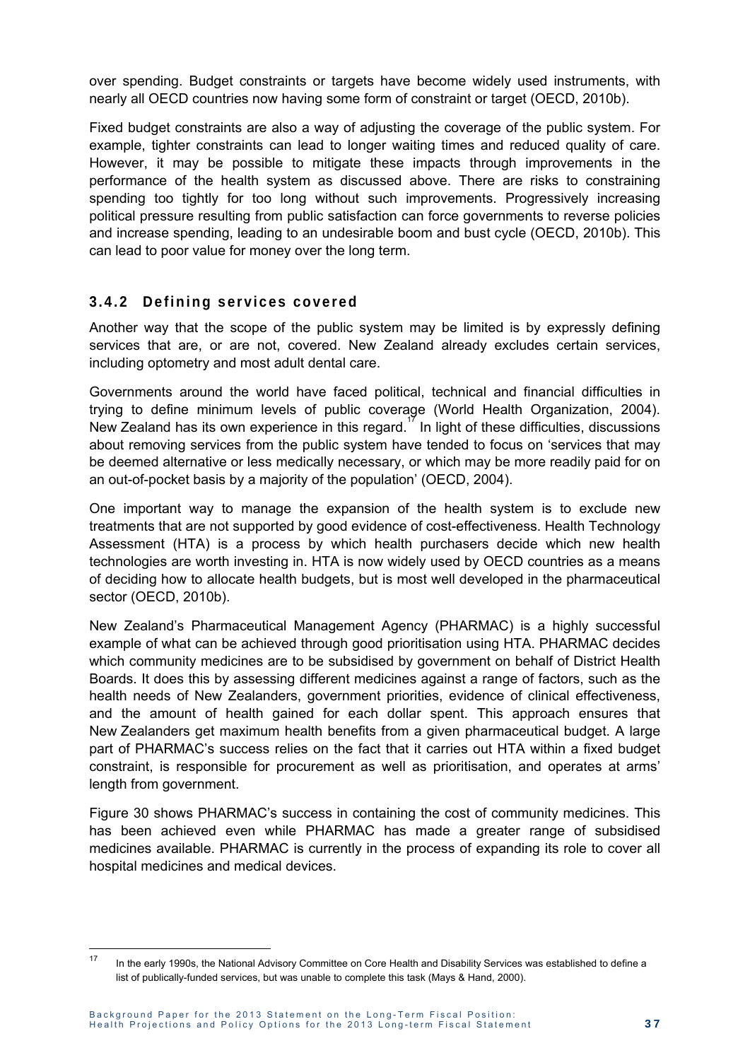over spending. Budget constraints or targets have become widely used instruments, with nearly all OECD countries now having some form of constraint or target (OECD, 2010b).

Fixed budget constraints are also a way of adjusting the coverage of the public system. For example, tighter constraints can lead to longer waiting times and reduced quality of care. However, it may be possible to mitigate these impacts through improvements in the performance of the health system as discussed above. There are risks to constraining spending too tightly for too long without such improvements. Progressively increasing political pressure resulting from public satisfaction can force governments to reverse policies and increase spending, leading to an undesirable boom and bust cycle (OECD, 2010b). This can lead to poor value for money over the long term.

### 3.4.2 Defining services covered

Another way that the scope of the public system may be limited is by expressly defining services that are, or are not, covered. New Zealand already excludes certain services, including optometry and most adult dental care.

Governments around the world have faced political, technical and financial difficulties in trying to define minimum levels of public coverage (World Health Organization, 2004). New Zealand has its own experience in this regard.[17] In light of these difficulties, discussions about removing services from the public system have tended to focus on 'services that may be deemed alternative or less medically necessary, or which may be more readily paid for on an out-of-pocket basis by a majority of the population' (OECD, 2004).

One important way to manage the expansion of the health system is to exclude new treatments that are not supported by good evidence of cost-effectiveness. Health Technology Assessment (HTA) is a process by which health purchasers decide which new health technologies are worth investing in. HTA is now widely used by OECD countries as a means of deciding how to allocate health budgets, but is most well developed in the pharmaceutical sector (OECD, 2010b).

New Zealand's Pharmaceutical Management Agency (PHARMAC) is a highly successful example of what can be achieved through good prioritisation using HTA. PHARMAC decides which community medicines are to be subsidised by government on behalf of District Health Boards. It does this by assessing different medicines against a range of factors, such as the health needs of New Zealanders, government priorities, evidence of clinical effectiveness, and the amount of health gained for each dollar spent. This approach ensures that New Zealanders get maximum health benefits from a given pharmaceutical budget. A large part of PHARMAC's success relies on the fact that it carries out HTA within a fixed budget constraint, is responsible for procurement as well as prioritisation, and operates at arms' length from government.

Figure 30 shows PHARMAC's success in containing the cost of community medicines. This has been achieved even while PHARMAC has made a greater range of subsidised medicines available. PHARMAC is currently in the process of expanding its role to cover all hospital medicines and medical devices.

---

[17] In the early 1990s, the National Advisory Committee on Core Health and Disability Services was established to define a list of publically-funded services, but was unable to complete this task (Mays & Hand, 2000).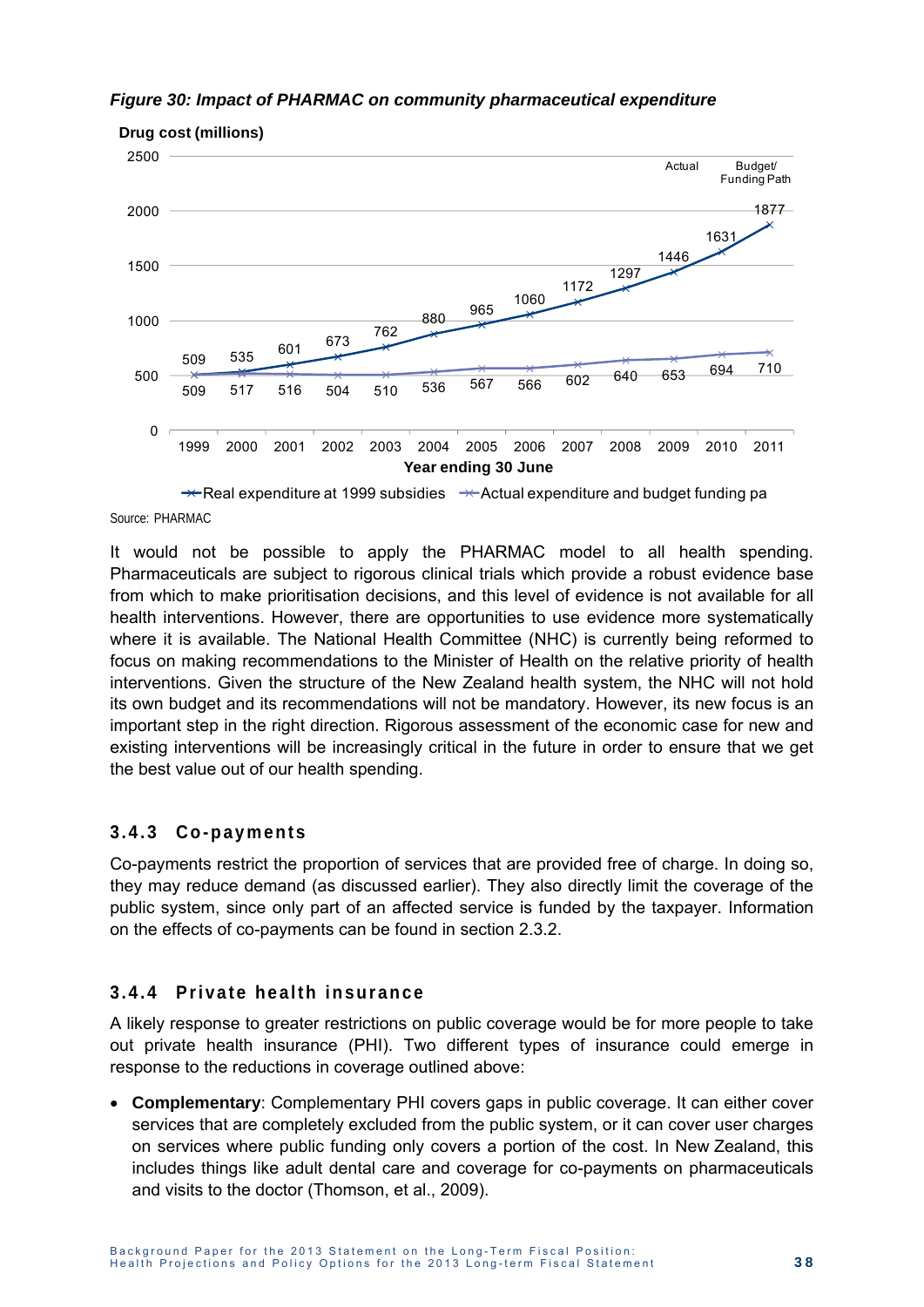*Figure 30: Impact of PHARMAC on community pharmaceutical expenditure*

| Year ending 30 June | Real expenditure at 1999 subsidies | Actual expenditure and budget funding pa |
|---|---|---|
| 1999 | 509 | 509 |
| 2000 | 535 | 517 |
| 2001 | 601 | 516 |
| 2002 | 673 | 504 |
| 2003 | 762 | 510 |
| 2004 | 880 | 536 |
| 2005 | 965 | 567 |
| 2006 | 1060 | 566 |
| 2007 | 1172 | 602 |
| 2008 | 1297 | 640 |
| 2009 | 1446 | 653 |
| 2010 | 1631 | 694 |
| 2011 | 1877 | 710 |

Drug cost (millions). Actual; Budget/Funding Path.

Source: PHARMAC

It would not be possible to apply the PHARMAC model to all health spending. Pharmaceuticals are subject to rigorous clinical trials which provide a robust evidence base from which to make prioritisation decisions, and this level of evidence is not available for all health interventions. However, there are opportunities to use evidence more systematically where it is available. The National Health Committee (NHC) is currently being reformed to focus on making recommendations to the Minister of Health on the relative priority of health interventions. Given the structure of the New Zealand health system, the NHC will not hold its own budget and its recommendations will not be mandatory. However, its new focus is an important step in the right direction. Rigorous assessment of the economic case for new and existing interventions will be increasingly critical in the future in order to ensure that we get the best value out of our health spending.

### 3.4.3 Co-payments

Co-payments restrict the proportion of services that are provided free of charge. In doing so, they may reduce demand (as discussed earlier). They also directly limit the coverage of the public system, since only part of an affected service is funded by the taxpayer. Information on the effects of co-payments can be found in section 2.3.2.

### 3.4.4 Private health insurance

A likely response to greater restrictions on public coverage would be for more people to take out private health insurance (PHI). Two different types of insurance could emerge in response to the reductions in coverage outlined above:

- **Complementary**: Complementary PHI covers gaps in public coverage. It can either cover services that are completely excluded from the public system, or it can cover user charges on services where public funding only covers a portion of the cost. In New Zealand, this includes things like adult dental care and coverage for co-payments on pharmaceuticals and visits to the doctor (Thomson, et al., 2009).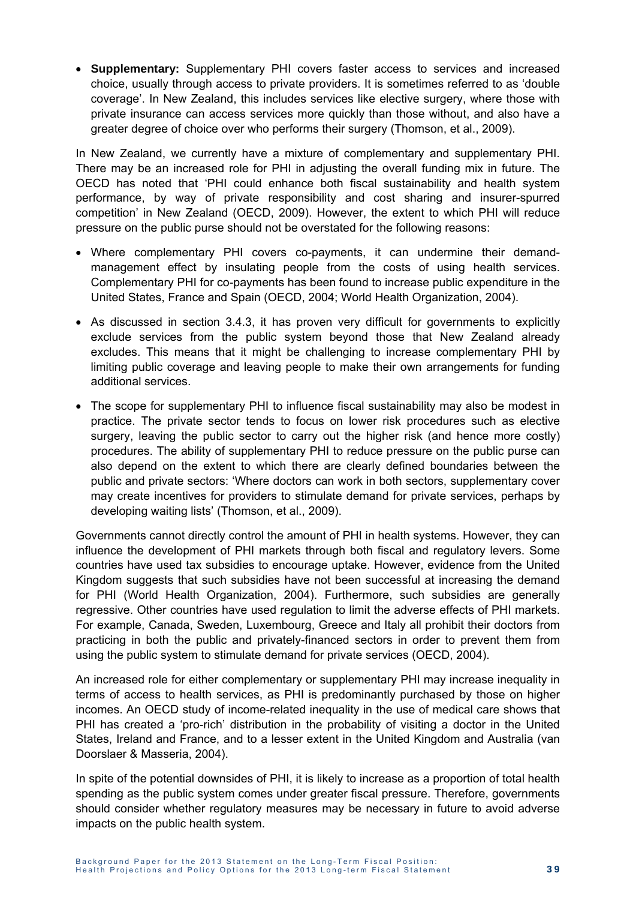- **Supplementary:** Supplementary PHI covers faster access to services and increased choice, usually through access to private providers. It is sometimes referred to as 'double coverage'. In New Zealand, this includes services like elective surgery, where those with private insurance can access services more quickly than those without, and also have a greater degree of choice over who performs their surgery (Thomson, et al., 2009).

In New Zealand, we currently have a mixture of complementary and supplementary PHI. There may be an increased role for PHI in adjusting the overall funding mix in future. The OECD has noted that 'PHI could enhance both fiscal sustainability and health system performance, by way of private responsibility and cost sharing and insurer-spurred competition' in New Zealand (OECD, 2009). However, the extent to which PHI will reduce pressure on the public purse should not be overstated for the following reasons:

- Where complementary PHI covers co-payments, it can undermine their demand-management effect by insulating people from the costs of using health services. Complementary PHI for co-payments has been found to increase public expenditure in the United States, France and Spain (OECD, 2004; World Health Organization, 2004).
- As discussed in section 3.4.3, it has proven very difficult for governments to explicitly exclude services from the public system beyond those that New Zealand already excludes. This means that it might be challenging to increase complementary PHI by limiting public coverage and leaving people to make their own arrangements for funding additional services.
- The scope for supplementary PHI to influence fiscal sustainability may also be modest in practice. The private sector tends to focus on lower risk procedures such as elective surgery, leaving the public sector to carry out the higher risk (and hence more costly) procedures. The ability of supplementary PHI to reduce pressure on the public purse can also depend on the extent to which there are clearly defined boundaries between the public and private sectors: 'Where doctors can work in both sectors, supplementary cover may create incentives for providers to stimulate demand for private services, perhaps by developing waiting lists' (Thomson, et al., 2009).

Governments cannot directly control the amount of PHI in health systems. However, they can influence the development of PHI markets through both fiscal and regulatory levers. Some countries have used tax subsidies to encourage uptake. However, evidence from the United Kingdom suggests that such subsidies have not been successful at increasing the demand for PHI (World Health Organization, 2004). Furthermore, such subsidies are generally regressive. Other countries have used regulation to limit the adverse effects of PHI markets. For example, Canada, Sweden, Luxembourg, Greece and Italy all prohibit their doctors from practicing in both the public and privately-financed sectors in order to prevent them from using the public system to stimulate demand for private services (OECD, 2004).

An increased role for either complementary or supplementary PHI may increase inequality in terms of access to health services, as PHI is predominantly purchased by those on higher incomes. An OECD study of income-related inequality in the use of medical care shows that PHI has created a 'pro-rich' distribution in the probability of visiting a doctor in the United States, Ireland and France, and to a lesser extent in the United Kingdom and Australia (van Doorslaer & Masseria, 2004).

In spite of the potential downsides of PHI, it is likely to increase as a proportion of total health spending as the public system comes under greater fiscal pressure. Therefore, governments should consider whether regulatory measures may be necessary in future to avoid adverse impacts on the public health system.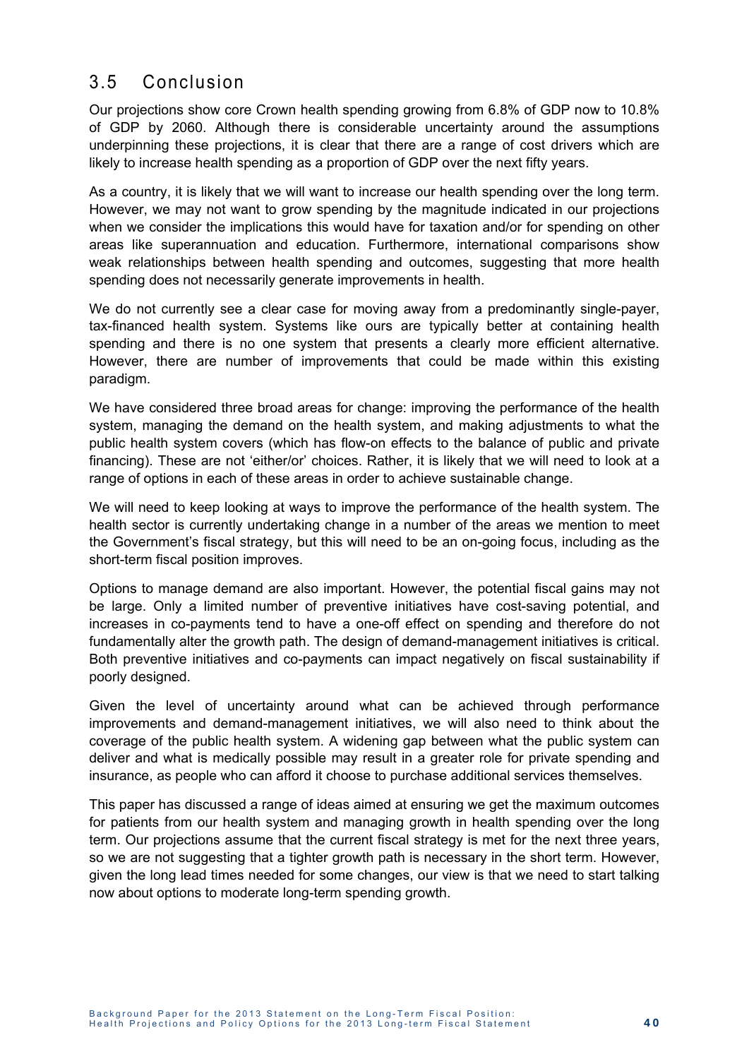## 3.5 Conclusion

Our projections show core Crown health spending growing from 6.8% of GDP now to 10.8% of GDP by 2060. Although there is considerable uncertainty around the assumptions underpinning these projections, it is clear that there are a range of cost drivers which are likely to increase health spending as a proportion of GDP over the next fifty years.

As a country, it is likely that we will want to increase our health spending over the long term. However, we may not want to grow spending by the magnitude indicated in our projections when we consider the implications this would have for taxation and/or for spending on other areas like superannuation and education. Furthermore, international comparisons show weak relationships between health spending and outcomes, suggesting that more health spending does not necessarily generate improvements in health.

We do not currently see a clear case for moving away from a predominantly single-payer, tax-financed health system. Systems like ours are typically better at containing health spending and there is no one system that presents a clearly more efficient alternative. However, there are number of improvements that could be made within this existing paradigm.

We have considered three broad areas for change: improving the performance of the health system, managing the demand on the health system, and making adjustments to what the public health system covers (which has flow-on effects to the balance of public and private financing). These are not 'either/or' choices. Rather, it is likely that we will need to look at a range of options in each of these areas in order to achieve sustainable change.

We will need to keep looking at ways to improve the performance of the health system. The health sector is currently undertaking change in a number of the areas we mention to meet the Government's fiscal strategy, but this will need to be an on-going focus, including as the short-term fiscal position improves.

Options to manage demand are also important. However, the potential fiscal gains may not be large. Only a limited number of preventive initiatives have cost-saving potential, and increases in co-payments tend to have a one-off effect on spending and therefore do not fundamentally alter the growth path. The design of demand-management initiatives is critical. Both preventive initiatives and co-payments can impact negatively on fiscal sustainability if poorly designed.

Given the level of uncertainty around what can be achieved through performance improvements and demand-management initiatives, we will also need to think about the coverage of the public health system. A widening gap between what the public system can deliver and what is medically possible may result in a greater role for private spending and insurance, as people who can afford it choose to purchase additional services themselves.

This paper has discussed a range of ideas aimed at ensuring we get the maximum outcomes for patients from our health system and managing growth in health spending over the long term. Our projections assume that the current fiscal strategy is met for the next three years, so we are not suggesting that a tighter growth path is necessary in the short term. However, given the long lead times needed for some changes, our view is that we need to start talking now about options to moderate long-term spending growth.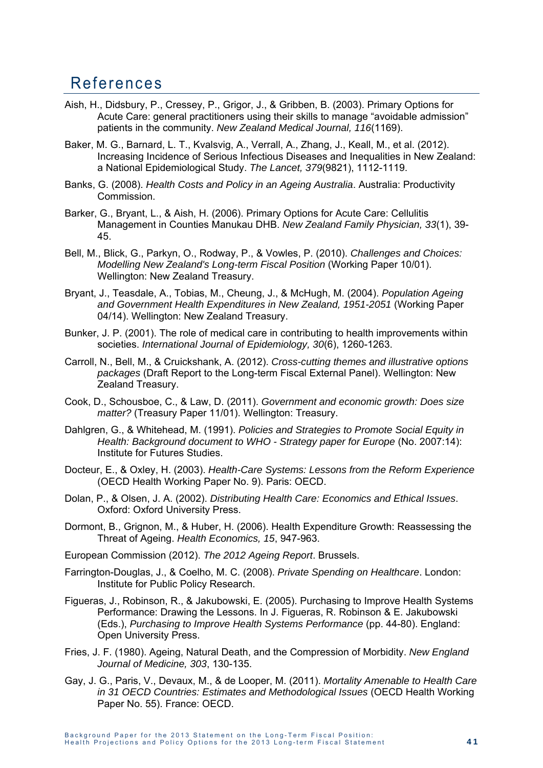# References

Aish, H., Didsbury, P., Cressey, P., Grigor, J., & Gribben, B. (2003). Primary Options for Acute Care: general practitioners using their skills to manage "avoidable admission" patients in the community. *New Zealand Medical Journal, 116*(1169).

Baker, M. G., Barnard, L. T., Kvalsvig, A., Verrall, A., Zhang, J., Keall, M., et al. (2012). Increasing Incidence of Serious Infectious Diseases and Inequalities in New Zealand: a National Epidemiological Study. *The Lancet, 379*(9821), 1112-1119.

Banks, G. (2008). *Health Costs and Policy in an Ageing Australia*. Australia: Productivity Commission.

Barker, G., Bryant, L., & Aish, H. (2006). Primary Options for Acute Care: Cellulitis Management in Counties Manukau DHB. *New Zealand Family Physician, 33*(1), 39-45.

Bell, M., Blick, G., Parkyn, O., Rodway, P., & Vowles, P. (2010). *Challenges and Choices: Modelling New Zealand's Long-term Fiscal Position* (Working Paper 10/01). Wellington: New Zealand Treasury.

Bryant, J., Teasdale, A., Tobias, M., Cheung, J., & McHugh, M. (2004). *Population Ageing and Government Health Expenditures in New Zealand, 1951-2051* (Working Paper 04/14). Wellington: New Zealand Treasury.

Bunker, J. P. (2001). The role of medical care in contributing to health improvements within societies. *International Journal of Epidemiology, 30*(6), 1260-1263.

Carroll, N., Bell, M., & Cruickshank, A. (2012). *Cross-cutting themes and illustrative options packages* (Draft Report to the Long-term Fiscal External Panel). Wellington: New Zealand Treasury.

Cook, D., Schousboe, C., & Law, D. (2011). *Government and economic growth: Does size matter?* (Treasury Paper 11/01). Wellington: Treasury.

Dahlgren, G., & Whitehead, M. (1991). *Policies and Strategies to Promote Social Equity in Health: Background document to WHO - Strategy paper for Europe* (No. 2007:14): Institute for Futures Studies.

Docteur, E., & Oxley, H. (2003). *Health-Care Systems: Lessons from the Reform Experience* (OECD Health Working Paper No. 9). Paris: OECD.

Dolan, P., & Olsen, J. A. (2002). *Distributing Health Care: Economics and Ethical Issues*. Oxford: Oxford University Press.

Dormont, B., Grignon, M., & Huber, H. (2006). Health Expenditure Growth: Reassessing the Threat of Ageing. *Health Economics, 15*, 947-963.

European Commission (2012). *The 2012 Ageing Report*. Brussels.

Farrington-Douglas, J., & Coelho, M. C. (2008). *Private Spending on Healthcare*. London: Institute for Public Policy Research.

Figueras, J., Robinson, R., & Jakubowski, E. (2005). Purchasing to Improve Health Systems Performance: Drawing the Lessons. In J. Figueras, R. Robinson & E. Jakubowski (Eds.), *Purchasing to Improve Health Systems Performance* (pp. 44-80). England: Open University Press.

Fries, J. F. (1980). Ageing, Natural Death, and the Compression of Morbidity. *New England Journal of Medicine, 303*, 130-135.

Gay, J. G., Paris, V., Devaux, M., & de Looper, M. (2011). *Mortality Amenable to Health Care in 31 OECD Countries: Estimates and Methodological Issues* (OECD Health Working Paper No. 55). France: OECD.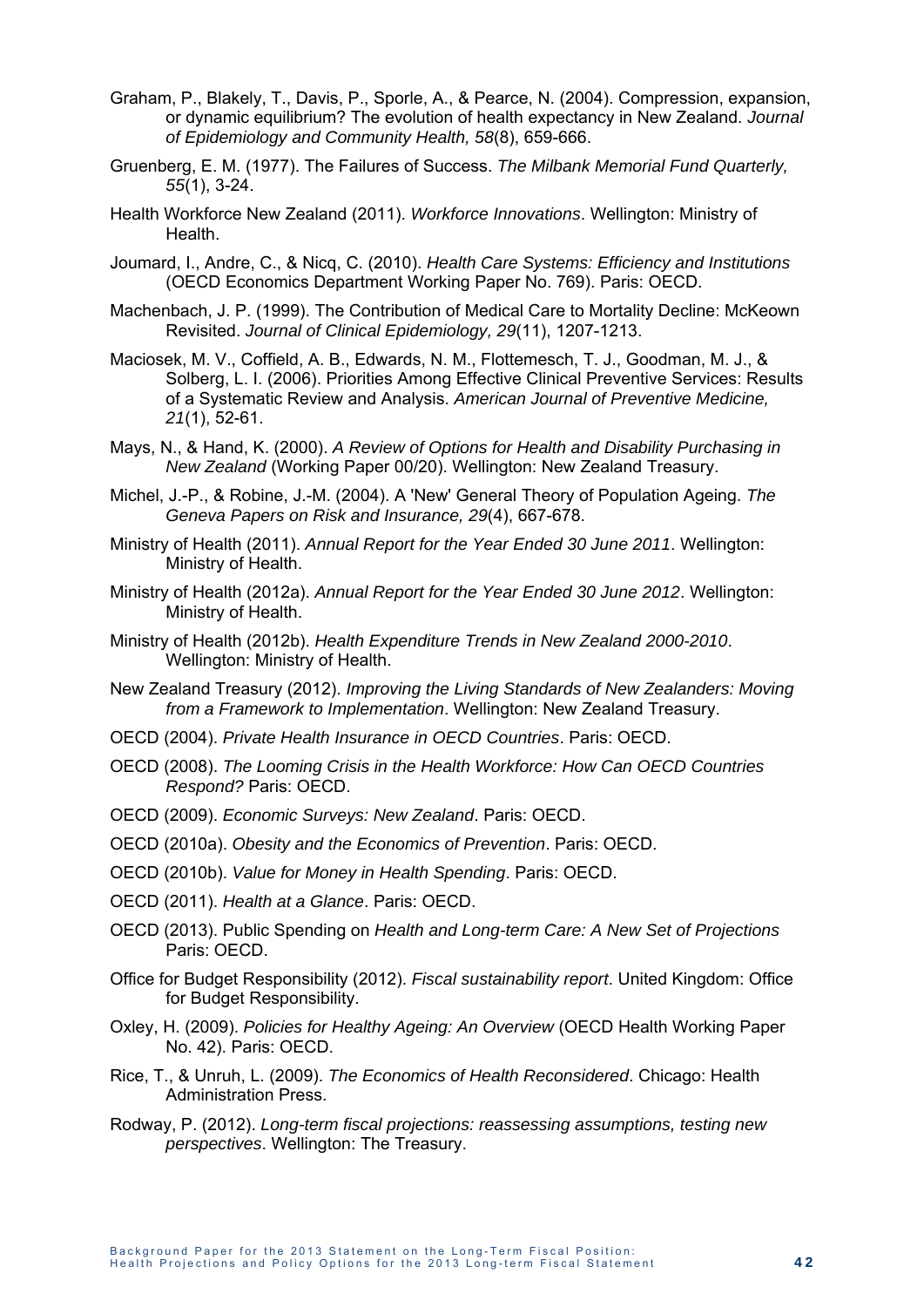Graham, P., Blakely, T., Davis, P., Sporle, A., & Pearce, N. (2004). Compression, expansion, or dynamic equilibrium? The evolution of health expectancy in New Zealand. *Journal of Epidemiology and Community Health, 58*(8), 659-666.

Gruenberg, E. M. (1977). The Failures of Success. *The Milbank Memorial Fund Quarterly, 55*(1), 3-24.

Health Workforce New Zealand (2011). *Workforce Innovations*. Wellington: Ministry of Health.

Joumard, I., Andre, C., & Nicq, C. (2010). *Health Care Systems: Efficiency and Institutions* (OECD Economics Department Working Paper No. 769). Paris: OECD.

Machenbach, J. P. (1999). The Contribution of Medical Care to Mortality Decline: McKeown Revisited. *Journal of Clinical Epidemiology, 29*(11), 1207-1213.

Maciosek, M. V., Coffield, A. B., Edwards, N. M., Flottemesch, T. J., Goodman, M. J., & Solberg, L. I. (2006). Priorities Among Effective Clinical Preventive Services: Results of a Systematic Review and Analysis. *American Journal of Preventive Medicine, 21*(1), 52-61.

Mays, N., & Hand, K. (2000). *A Review of Options for Health and Disability Purchasing in New Zealand* (Working Paper 00/20). Wellington: New Zealand Treasury.

Michel, J.-P., & Robine, J.-M. (2004). A 'New' General Theory of Population Ageing. *The Geneva Papers on Risk and Insurance, 29*(4), 667-678.

Ministry of Health (2011). *Annual Report for the Year Ended 30 June 2011*. Wellington: Ministry of Health.

Ministry of Health (2012a). *Annual Report for the Year Ended 30 June 2012*. Wellington: Ministry of Health.

Ministry of Health (2012b). *Health Expenditure Trends in New Zealand 2000-2010*. Wellington: Ministry of Health.

New Zealand Treasury (2012). *Improving the Living Standards of New Zealanders: Moving from a Framework to Implementation*. Wellington: New Zealand Treasury.

OECD (2004). *Private Health Insurance in OECD Countries*. Paris: OECD.

OECD (2008). *The Looming Crisis in the Health Workforce: How Can OECD Countries Respond?* Paris: OECD.

OECD (2009). *Economic Surveys: New Zealand*. Paris: OECD.

OECD (2010a). *Obesity and the Economics of Prevention*. Paris: OECD.

OECD (2010b). *Value for Money in Health Spending*. Paris: OECD.

OECD (2011). *Health at a Glance*. Paris: OECD.

OECD (2013). Public Spending on *Health and Long-term Care: A New Set of Projections* Paris: OECD.

Office for Budget Responsibility (2012). *Fiscal sustainability report*. United Kingdom: Office for Budget Responsibility.

Oxley, H. (2009). *Policies for Healthy Ageing: An Overview* (OECD Health Working Paper No. 42). Paris: OECD.

Rice, T., & Unruh, L. (2009). *The Economics of Health Reconsidered*. Chicago: Health Administration Press.

Rodway, P. (2012). *Long-term fiscal projections: reassessing assumptions, testing new perspectives*. Wellington: The Treasury.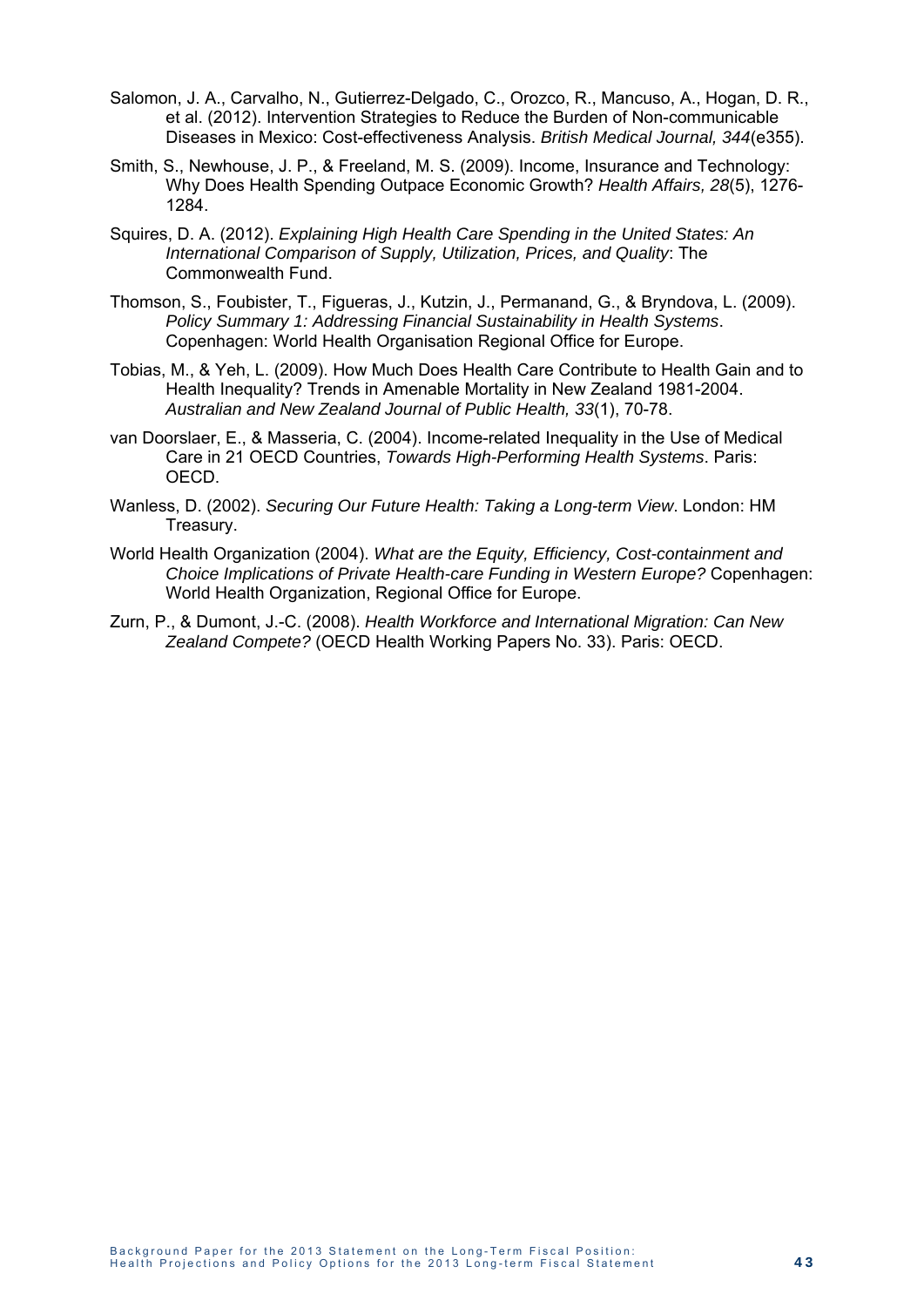Salomon, J. A., Carvalho, N., Gutierrez-Delgado, C., Orozco, R., Mancuso, A., Hogan, D. R., et al. (2012). Intervention Strategies to Reduce the Burden of Non-communicable Diseases in Mexico: Cost-effectiveness Analysis. *British Medical Journal, 344*(e355).

Smith, S., Newhouse, J. P., & Freeland, M. S. (2009). Income, Insurance and Technology: Why Does Health Spending Outpace Economic Growth? *Health Affairs, 28*(5), 1276-1284.

Squires, D. A. (2012). *Explaining High Health Care Spending in the United States: An International Comparison of Supply, Utilization, Prices, and Quality*: The Commonwealth Fund.

Thomson, S., Foubister, T., Figueras, J., Kutzin, J., Permanand, G., & Bryndova, L. (2009). *Policy Summary 1: Addressing Financial Sustainability in Health Systems*. Copenhagen: World Health Organisation Regional Office for Europe.

Tobias, M., & Yeh, L. (2009). How Much Does Health Care Contribute to Health Gain and to Health Inequality? Trends in Amenable Mortality in New Zealand 1981-2004. *Australian and New Zealand Journal of Public Health, 33*(1), 70-78.

van Doorslaer, E., & Masseria, C. (2004). Income-related Inequality in the Use of Medical Care in 21 OECD Countries, *Towards High-Performing Health Systems*. Paris: OECD.

Wanless, D. (2002). *Securing Our Future Health: Taking a Long-term View*. London: HM Treasury.

World Health Organization (2004). *What are the Equity, Efficiency, Cost-containment and Choice Implications of Private Health-care Funding in Western Europe?* Copenhagen: World Health Organization, Regional Office for Europe.

Zurn, P., & Dumont, J.-C. (2008). *Health Workforce and International Migration: Can New Zealand Compete?* (OECD Health Working Papers No. 33). Paris: OECD.